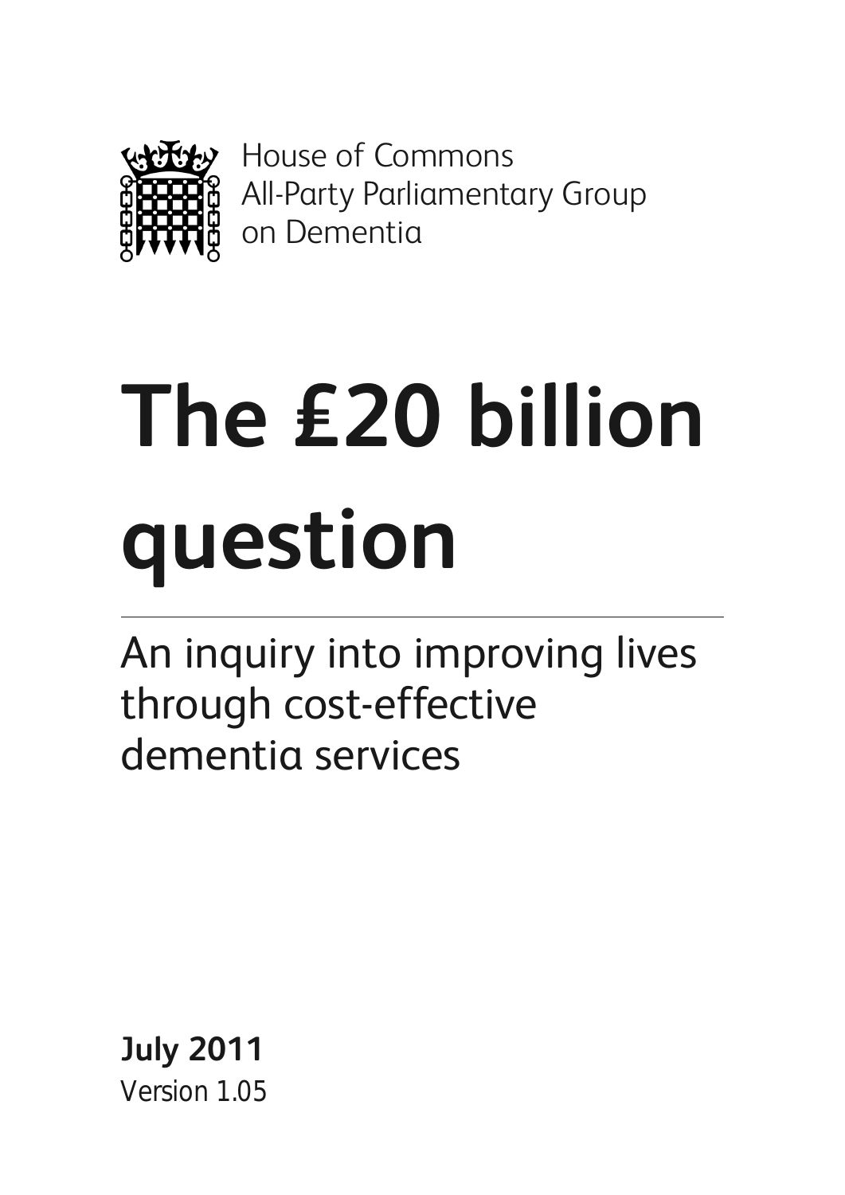House of Commons
All-Party Parliamentary Group
on Dementia

# The £20 billion question

## An inquiry into improving lives through cost-effective dementia services

**July 2011**
Version 1.05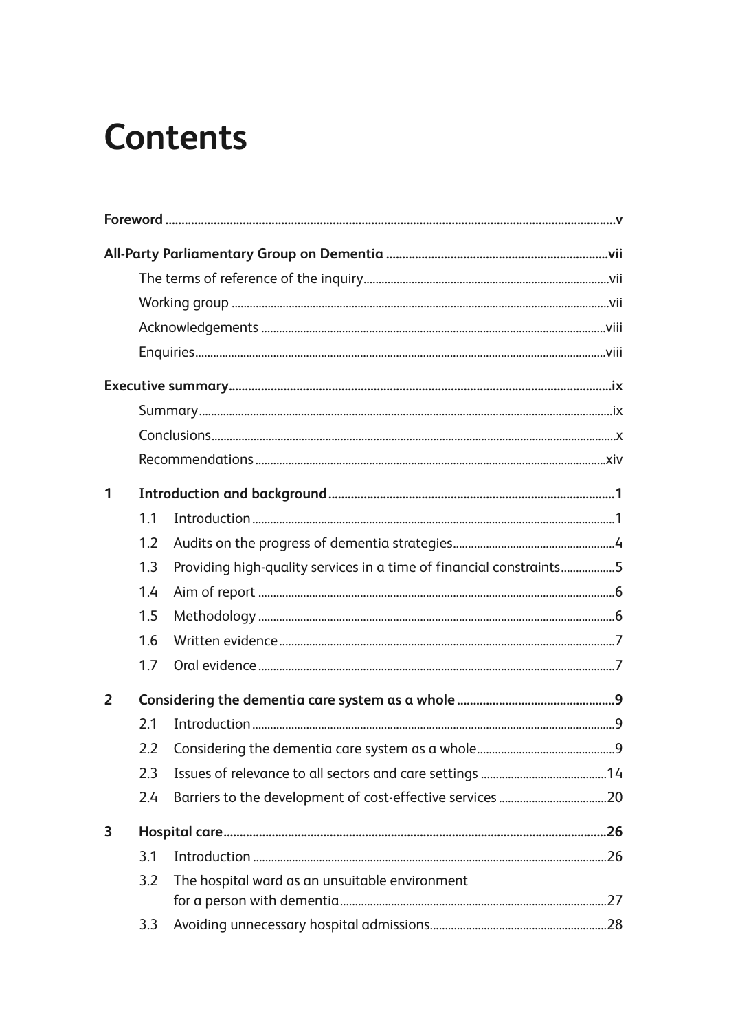# Contents

**Foreword** v

**All-Party Parliamentary Group on Dementia** vii

- The terms of reference of the inquiry vii
- Working group vii
- Acknowledgements viii
- Enquiries viii

**Executive summary** ix

- Summary ix
- Conclusions x
- Recommendations xiv

**1 Introduction and background** 1

- 1.1 Introduction 1
- 1.2 Audits on the progress of dementia strategies 4
- 1.3 Providing high-quality services in a time of financial constraints 5
- 1.4 Aim of report 6
- 1.5 Methodology 6
- 1.6 Written evidence 7
- 1.7 Oral evidence 7

**2 Considering the dementia care system as a whole** 9

- 2.1 Introduction 9
- 2.2 Considering the dementia care system as a whole 9
- 2.3 Issues of relevance to all sectors and care settings 14
- 2.4 Barriers to the development of cost-effective services 20

**3 Hospital care** 26

- 3.1 Introduction 26
- 3.2 The hospital ward as an unsuitable environment for a person with dementia 27
- 3.3 Avoiding unnecessary hospital admissions 28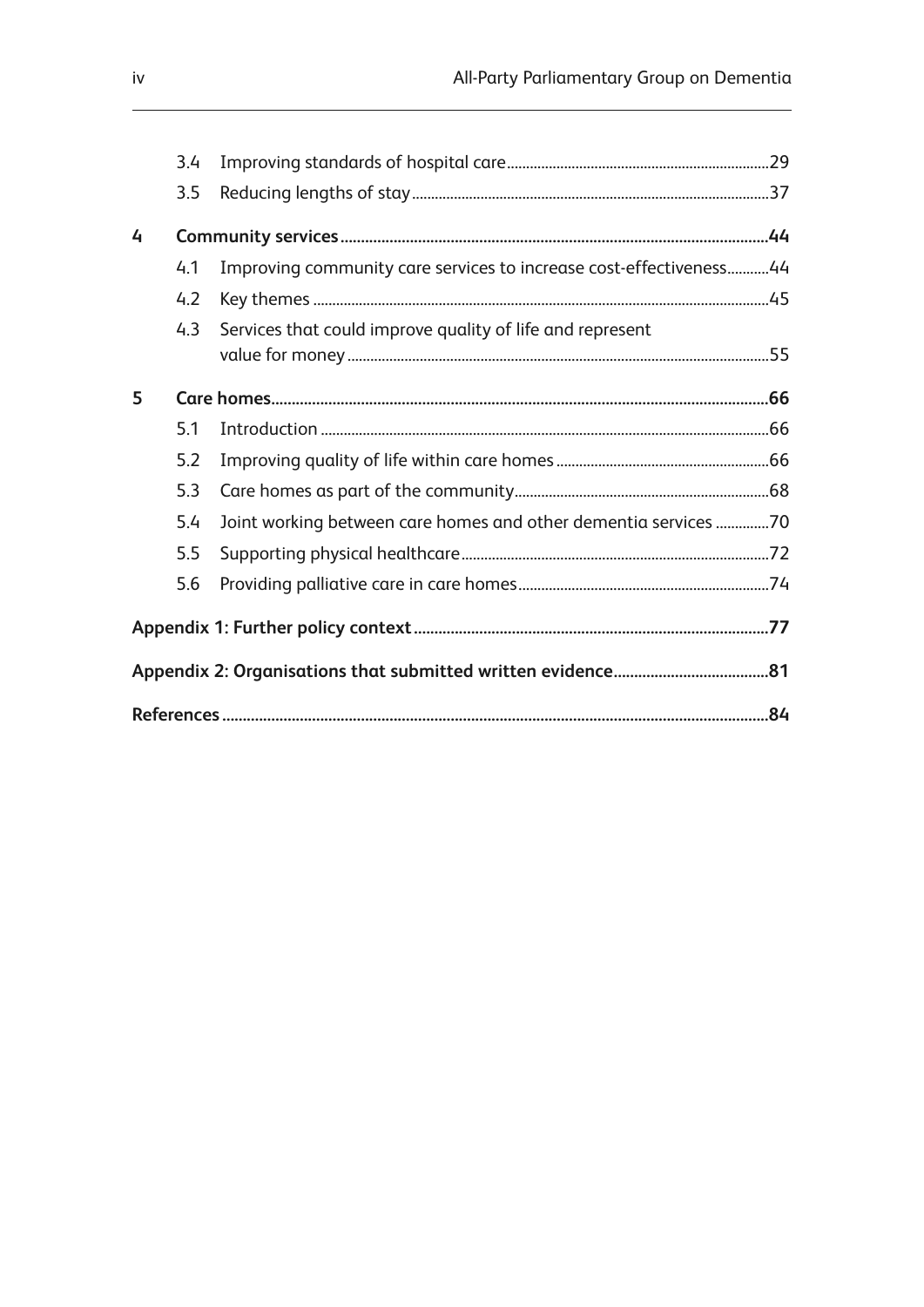| | | | |
|---|---|---|---|
| | 3.4 | Improving standards of hospital care | 29 |
| | 3.5 | Reducing lengths of stay | 37 |
| **4** | | **Community services** | **44** |
| | 4.1 | Improving community care services to increase cost-effectiveness | 44 |
| | 4.2 | Key themes | 45 |
| | 4.3 | Services that could improve quality of life and represent value for money | 55 |
| **5** | | **Care homes** | **66** |
| | 5.1 | Introduction | 66 |
| | 5.2 | Improving quality of life within care homes | 66 |
| | 5.3 | Care homes as part of the community | 68 |
| | 5.4 | Joint working between care homes and other dementia services | 70 |
| | 5.5 | Supporting physical healthcare | 72 |
| | 5.6 | Providing palliative care in care homes | 74 |
| **Appendix 1: Further policy context** | | | **77** |
| **Appendix 2: Organisations that submitted written evidence** | | | **81** |
| **References** | | | **84** |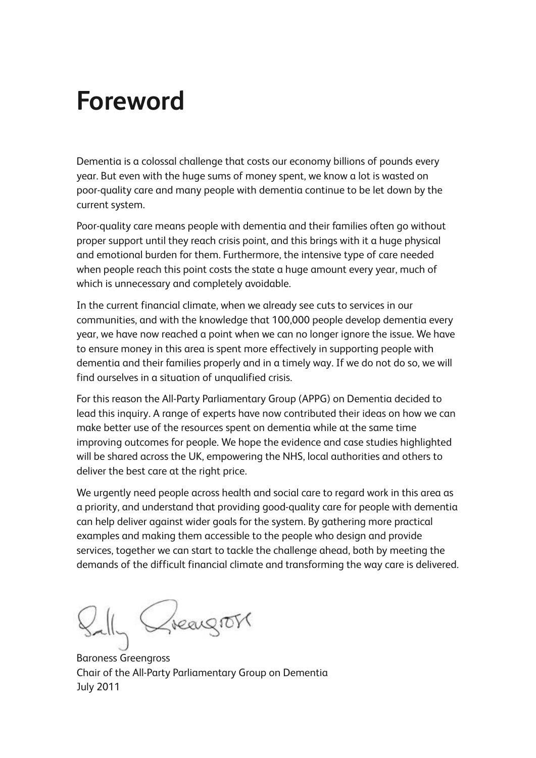# Foreword

Dementia is a colossal challenge that costs our economy billions of pounds every year. But even with the huge sums of money spent, we know a lot is wasted on poor-quality care and many people with dementia continue to be let down by the current system.

Poor-quality care means people with dementia and their families often go without proper support until they reach crisis point, and this brings with it a huge physical and emotional burden for them. Furthermore, the intensive type of care needed when people reach this point costs the state a huge amount every year, much of which is unnecessary and completely avoidable.

In the current financial climate, when we already see cuts to services in our communities, and with the knowledge that 100,000 people develop dementia every year, we have now reached a point when we can no longer ignore the issue. We have to ensure money in this area is spent more effectively in supporting people with dementia and their families properly and in a timely way. If we do not do so, we will find ourselves in a situation of unqualified crisis.

For this reason the All-Party Parliamentary Group (APPG) on Dementia decided to lead this inquiry. A range of experts have now contributed their ideas on how we can make better use of the resources spent on dementia while at the same time improving outcomes for people. We hope the evidence and case studies highlighted will be shared across the UK, empowering the NHS, local authorities and others to deliver the best care at the right price.

We urgently need people across health and social care to regard work in this area as a priority, and understand that providing good-quality care for people with dementia can help deliver against wider goals for the system. By gathering more practical examples and making them accessible to the people who design and provide services, together we can start to tackle the challenge ahead, both by meeting the demands of the difficult financial climate and transforming the way care is delivered.

Sally Greengross

Baroness Greengross
Chair of the All-Party Parliamentary Group on Dementia
July 2011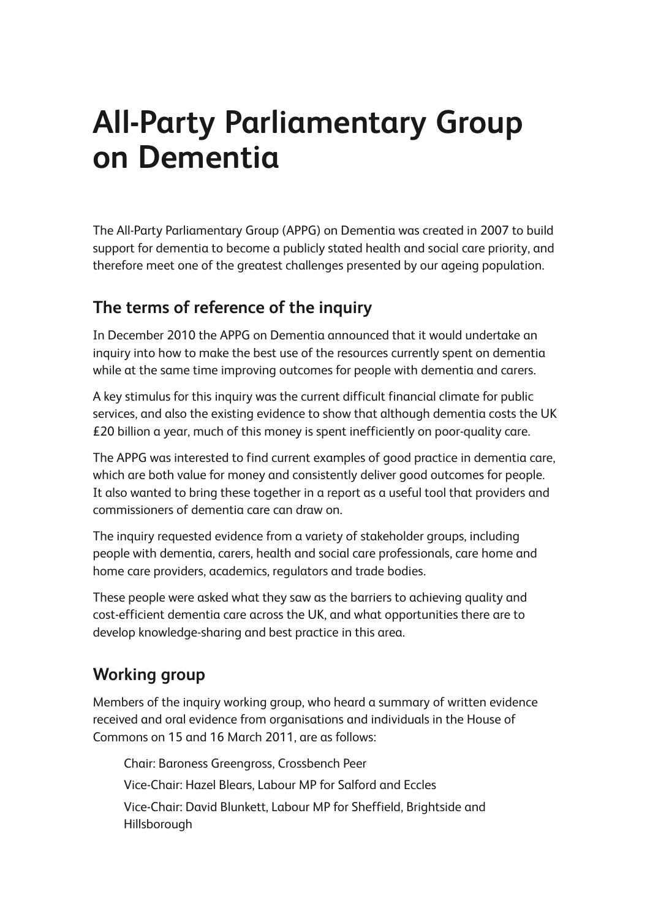# All-Party Parliamentary Group on Dementia

The All-Party Parliamentary Group (APPG) on Dementia was created in 2007 to build support for dementia to become a publicly stated health and social care priority, and therefore meet one of the greatest challenges presented by our ageing population.

## The terms of reference of the inquiry

In December 2010 the APPG on Dementia announced that it would undertake an inquiry into how to make the best use of the resources currently spent on dementia while at the same time improving outcomes for people with dementia and carers.

A key stimulus for this inquiry was the current difficult financial climate for public services, and also the existing evidence to show that although dementia costs the UK £20 billion a year, much of this money is spent inefficiently on poor-quality care.

The APPG was interested to find current examples of good practice in dementia care, which are both value for money and consistently deliver good outcomes for people. It also wanted to bring these together in a report as a useful tool that providers and commissioners of dementia care can draw on.

The inquiry requested evidence from a variety of stakeholder groups, including people with dementia, carers, health and social care professionals, care home and home care providers, academics, regulators and trade bodies.

These people were asked what they saw as the barriers to achieving quality and cost-efficient dementia care across the UK, and what opportunities there are to develop knowledge-sharing and best practice in this area.

## Working group

Members of the inquiry working group, who heard a summary of written evidence received and oral evidence from organisations and individuals in the House of Commons on 15 and 16 March 2011, are as follows:

Chair: Baroness Greengross, Crossbench Peer

Vice-Chair: Hazel Blears, Labour MP for Salford and Eccles

Vice-Chair: David Blunkett, Labour MP for Sheffield, Brightside and Hillsborough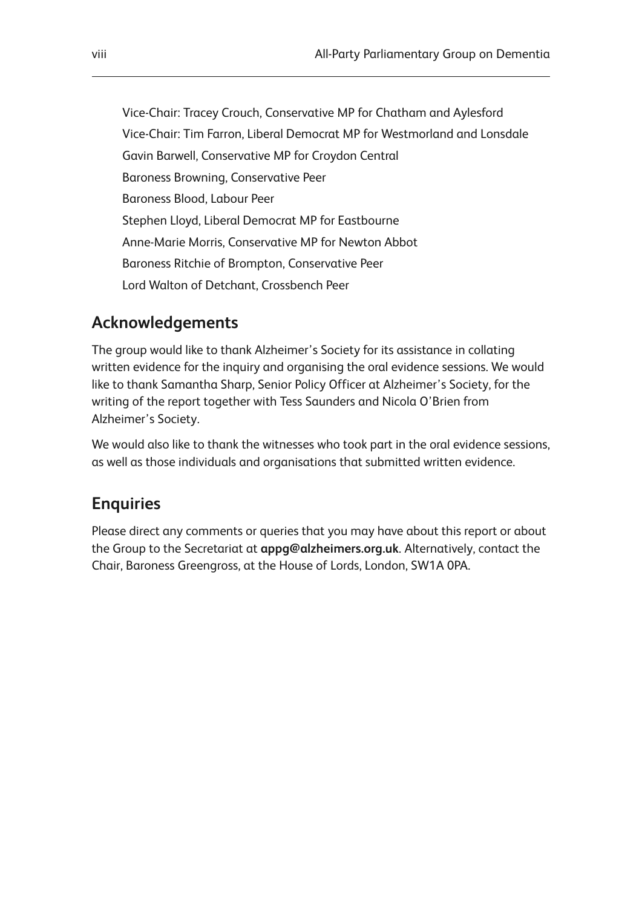Vice-Chair: Tracey Crouch, Conservative MP for Chatham and Aylesford

Vice-Chair: Tim Farron, Liberal Democrat MP for Westmorland and Lonsdale

Gavin Barwell, Conservative MP for Croydon Central

Baroness Browning, Conservative Peer

Baroness Blood, Labour Peer

Stephen Lloyd, Liberal Democrat MP for Eastbourne

Anne-Marie Morris, Conservative MP for Newton Abbot

Baroness Ritchie of Brompton, Conservative Peer

Lord Walton of Detchant, Crossbench Peer

## Acknowledgements

The group would like to thank Alzheimer's Society for its assistance in collating written evidence for the inquiry and organising the oral evidence sessions. We would like to thank Samantha Sharp, Senior Policy Officer at Alzheimer's Society, for the writing of the report together with Tess Saunders and Nicola O'Brien from Alzheimer's Society.

We would also like to thank the witnesses who took part in the oral evidence sessions, as well as those individuals and organisations that submitted written evidence.

## Enquiries

Please direct any comments or queries that you may have about this report or about the Group to the Secretariat at **appg@alzheimers.org.uk**. Alternatively, contact the Chair, Baroness Greengross, at the House of Lords, London, SW1A 0PA.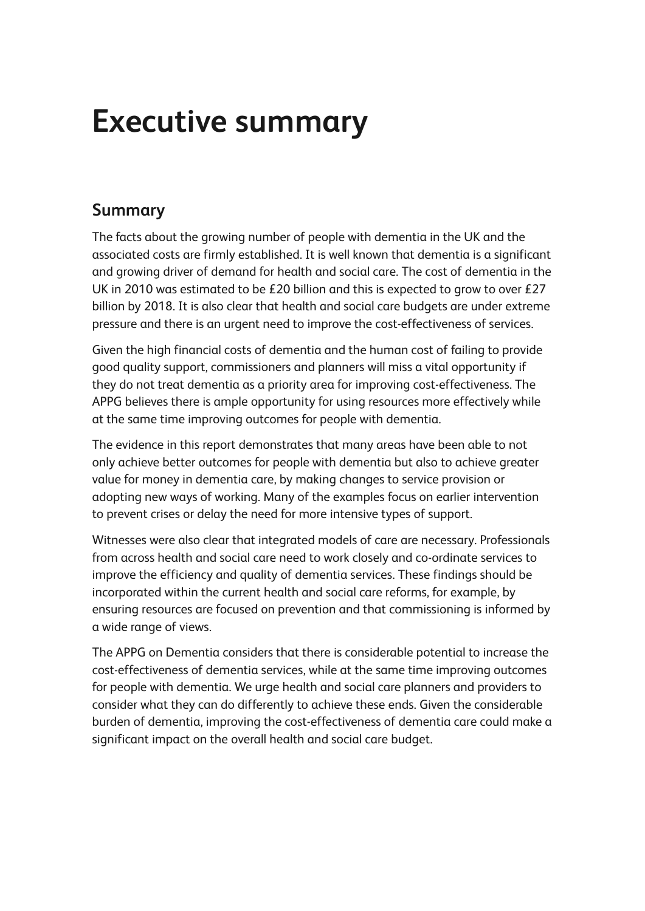# Executive summary

## Summary

The facts about the growing number of people with dementia in the UK and the associated costs are firmly established. It is well known that dementia is a significant and growing driver of demand for health and social care. The cost of dementia in the UK in 2010 was estimated to be £20 billion and this is expected to grow to over £27 billion by 2018. It is also clear that health and social care budgets are under extreme pressure and there is an urgent need to improve the cost-effectiveness of services.

Given the high financial costs of dementia and the human cost of failing to provide good quality support, commissioners and planners will miss a vital opportunity if they do not treat dementia as a priority area for improving cost-effectiveness. The APPG believes there is ample opportunity for using resources more effectively while at the same time improving outcomes for people with dementia.

The evidence in this report demonstrates that many areas have been able to not only achieve better outcomes for people with dementia but also to achieve greater value for money in dementia care, by making changes to service provision or adopting new ways of working. Many of the examples focus on earlier intervention to prevent crises or delay the need for more intensive types of support.

Witnesses were also clear that integrated models of care are necessary. Professionals from across health and social care need to work closely and co-ordinate services to improve the efficiency and quality of dementia services. These findings should be incorporated within the current health and social care reforms, for example, by ensuring resources are focused on prevention and that commissioning is informed by a wide range of views.

The APPG on Dementia considers that there is considerable potential to increase the cost-effectiveness of dementia services, while at the same time improving outcomes for people with dementia. We urge health and social care planners and providers to consider what they can do differently to achieve these ends. Given the considerable burden of dementia, improving the cost-effectiveness of dementia care could make a significant impact on the overall health and social care budget.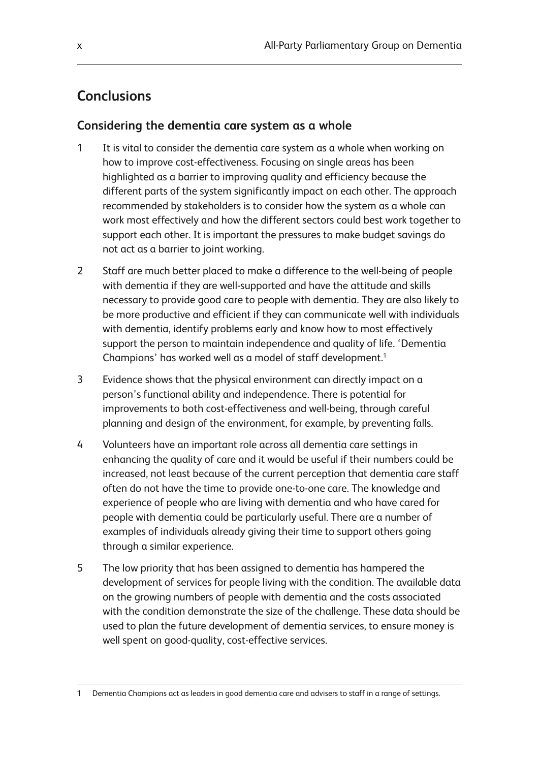## Conclusions

### Considering the dementia care system as a whole

1. It is vital to consider the dementia care system as a whole when working on how to improve cost-effectiveness. Focusing on single areas has been highlighted as a barrier to improving quality and efficiency because the different parts of the system significantly impact on each other. The approach recommended by stakeholders is to consider how the system as a whole can work most effectively and how the different sectors could best work together to support each other. It is important the pressures to make budget savings do not act as a barrier to joint working.

2. Staff are much better placed to make a difference to the well-being of people with dementia if they are well-supported and have the attitude and skills necessary to provide good care to people with dementia. They are also likely to be more productive and efficient if they can communicate well with individuals with dementia, identify problems early and know how to most effectively support the person to maintain independence and quality of life. 'Dementia Champions' has worked well as a model of staff development.[1]

3. Evidence shows that the physical environment can directly impact on a person's functional ability and independence. There is potential for improvements to both cost-effectiveness and well-being, through careful planning and design of the environment, for example, by preventing falls.

4. Volunteers have an important role across all dementia care settings in enhancing the quality of care and it would be useful if their numbers could be increased, not least because of the current perception that dementia care staff often do not have the time to provide one-to-one care. The knowledge and experience of people who are living with dementia and who have cared for people with dementia could be particularly useful. There are a number of examples of individuals already giving their time to support others going through a similar experience.

5. The low priority that has been assigned to dementia has hampered the development of services for people living with the condition. The available data on the growing numbers of people with dementia and the costs associated with the condition demonstrate the size of the challenge. These data should be used to plan the future development of dementia services, to ensure money is well spent on good-quality, cost-effective services.

---

1 Dementia Champions act as leaders in good dementia care and advisers to staff in a range of settings.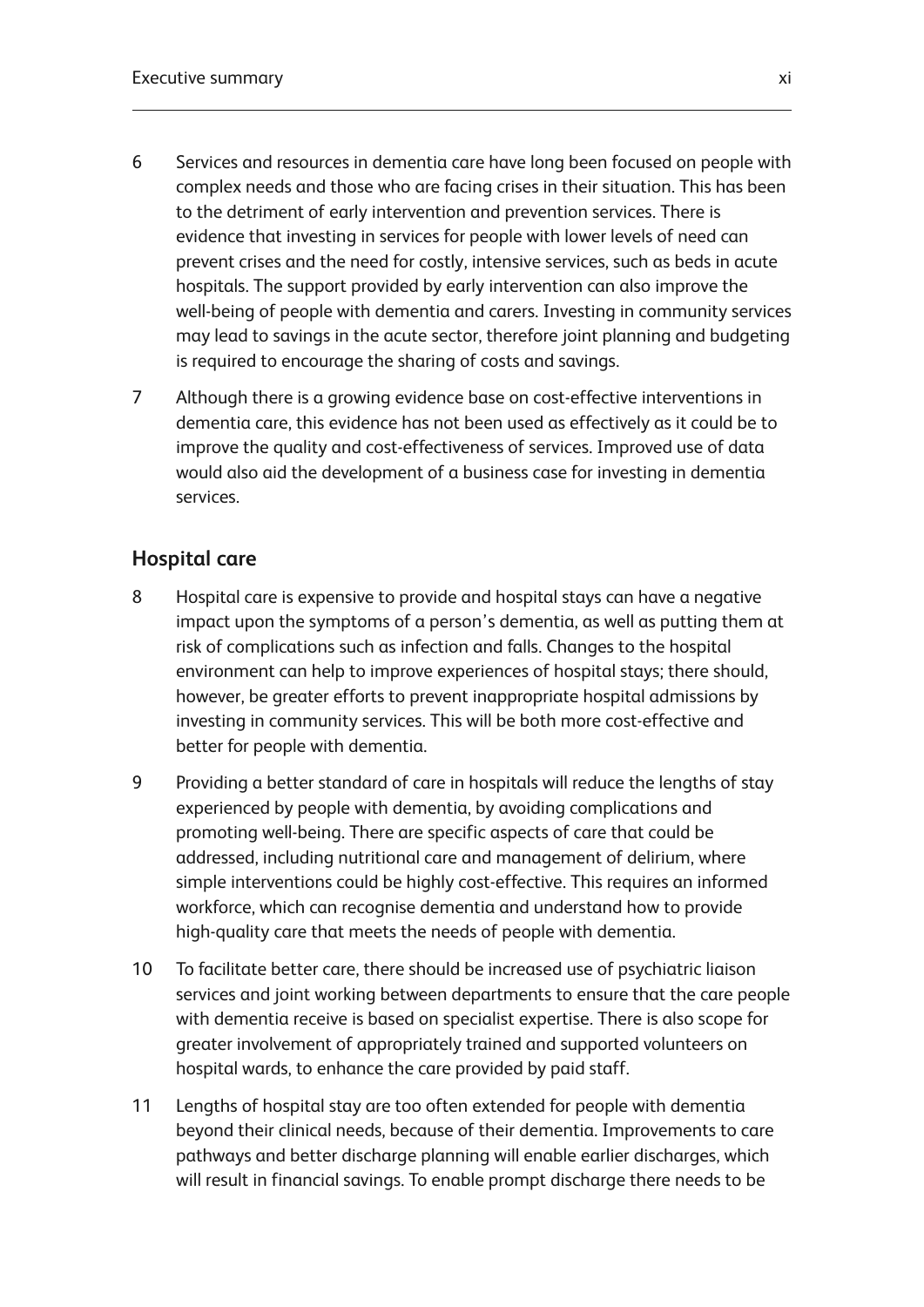6 Services and resources in dementia care have long been focused on people with complex needs and those who are facing crises in their situation. This has been to the detriment of early intervention and prevention services. There is evidence that investing in services for people with lower levels of need can prevent crises and the need for costly, intensive services, such as beds in acute hospitals. The support provided by early intervention can also improve the well-being of people with dementia and carers. Investing in community services may lead to savings in the acute sector, therefore joint planning and budgeting is required to encourage the sharing of costs and savings.

7 Although there is a growing evidence base on cost-effective interventions in dementia care, this evidence has not been used as effectively as it could be to improve the quality and cost-effectiveness of services. Improved use of data would also aid the development of a business case for investing in dementia services.

## Hospital care

8 Hospital care is expensive to provide and hospital stays can have a negative impact upon the symptoms of a person's dementia, as well as putting them at risk of complications such as infection and falls. Changes to the hospital environment can help to improve experiences of hospital stays; there should, however, be greater efforts to prevent inappropriate hospital admissions by investing in community services. This will be both more cost-effective and better for people with dementia.

9 Providing a better standard of care in hospitals will reduce the lengths of stay experienced by people with dementia, by avoiding complications and promoting well-being. There are specific aspects of care that could be addressed, including nutritional care and management of delirium, where simple interventions could be highly cost-effective. This requires an informed workforce, which can recognise dementia and understand how to provide high-quality care that meets the needs of people with dementia.

10 To facilitate better care, there should be increased use of psychiatric liaison services and joint working between departments to ensure that the care people with dementia receive is based on specialist expertise. There is also scope for greater involvement of appropriately trained and supported volunteers on hospital wards, to enhance the care provided by paid staff.

11 Lengths of hospital stay are too often extended for people with dementia beyond their clinical needs, because of their dementia. Improvements to care pathways and better discharge planning will enable earlier discharges, which will result in financial savings. To enable prompt discharge there needs to be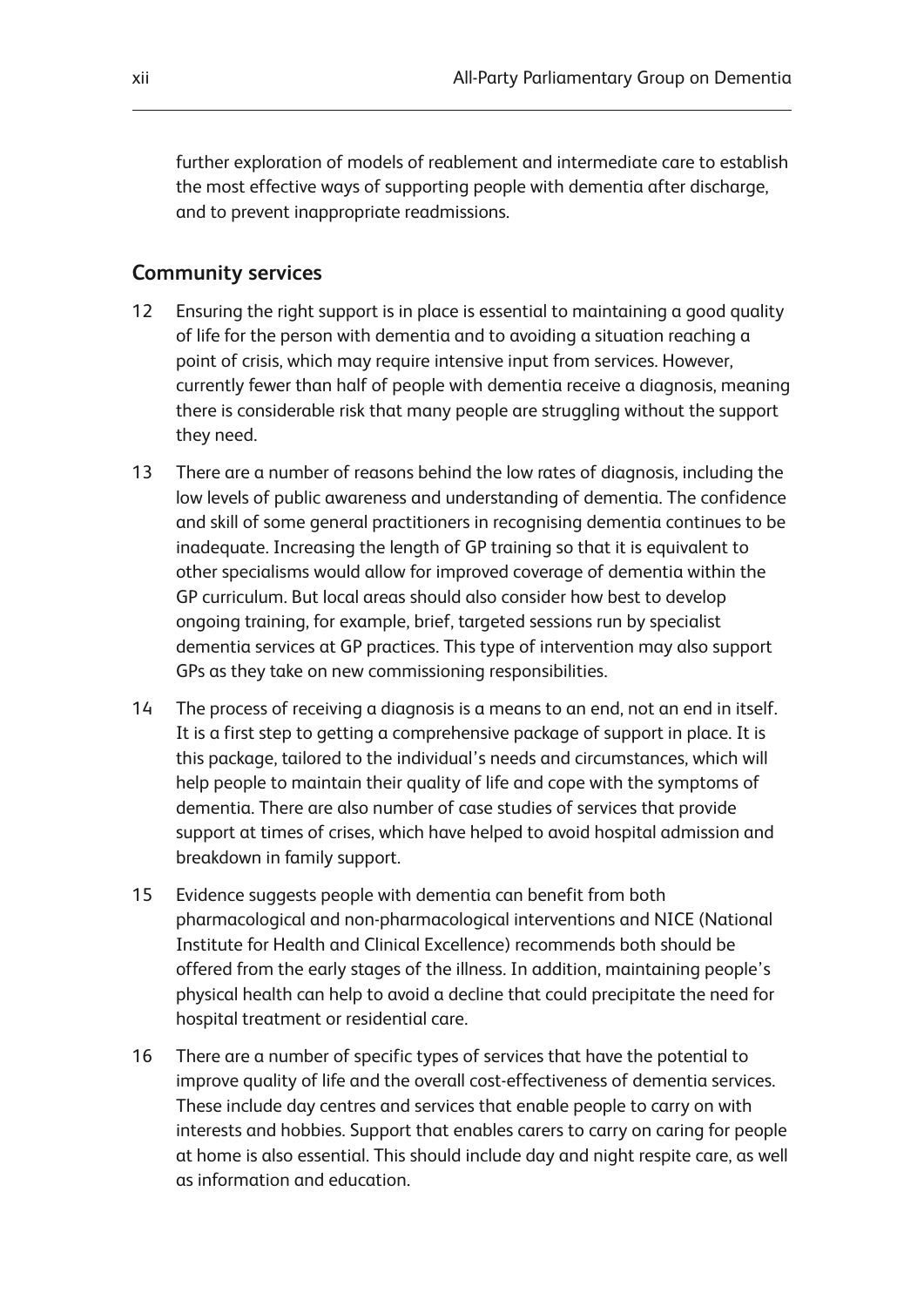further exploration of models of reablement and intermediate care to establish the most effective ways of supporting people with dementia after discharge, and to prevent inappropriate readmissions.

## Community services

12 Ensuring the right support is in place is essential to maintaining a good quality of life for the person with dementia and to avoiding a situation reaching a point of crisis, which may require intensive input from services. However, currently fewer than half of people with dementia receive a diagnosis, meaning there is considerable risk that many people are struggling without the support they need.

13 There are a number of reasons behind the low rates of diagnosis, including the low levels of public awareness and understanding of dementia. The confidence and skill of some general practitioners in recognising dementia continues to be inadequate. Increasing the length of GP training so that it is equivalent to other specialisms would allow for improved coverage of dementia within the GP curriculum. But local areas should also consider how best to develop ongoing training, for example, brief, targeted sessions run by specialist dementia services at GP practices. This type of intervention may also support GPs as they take on new commissioning responsibilities.

14 The process of receiving a diagnosis is a means to an end, not an end in itself. It is a first step to getting a comprehensive package of support in place. It is this package, tailored to the individual's needs and circumstances, which will help people to maintain their quality of life and cope with the symptoms of dementia. There are also number of case studies of services that provide support at times of crises, which have helped to avoid hospital admission and breakdown in family support.

15 Evidence suggests people with dementia can benefit from both pharmacological and non-pharmacological interventions and NICE (National Institute for Health and Clinical Excellence) recommends both should be offered from the early stages of the illness. In addition, maintaining people's physical health can help to avoid a decline that could precipitate the need for hospital treatment or residential care.

16 There are a number of specific types of services that have the potential to improve quality of life and the overall cost-effectiveness of dementia services. These include day centres and services that enable people to carry on with interests and hobbies. Support that enables carers to carry on caring for people at home is also essential. This should include day and night respite care, as well as information and education.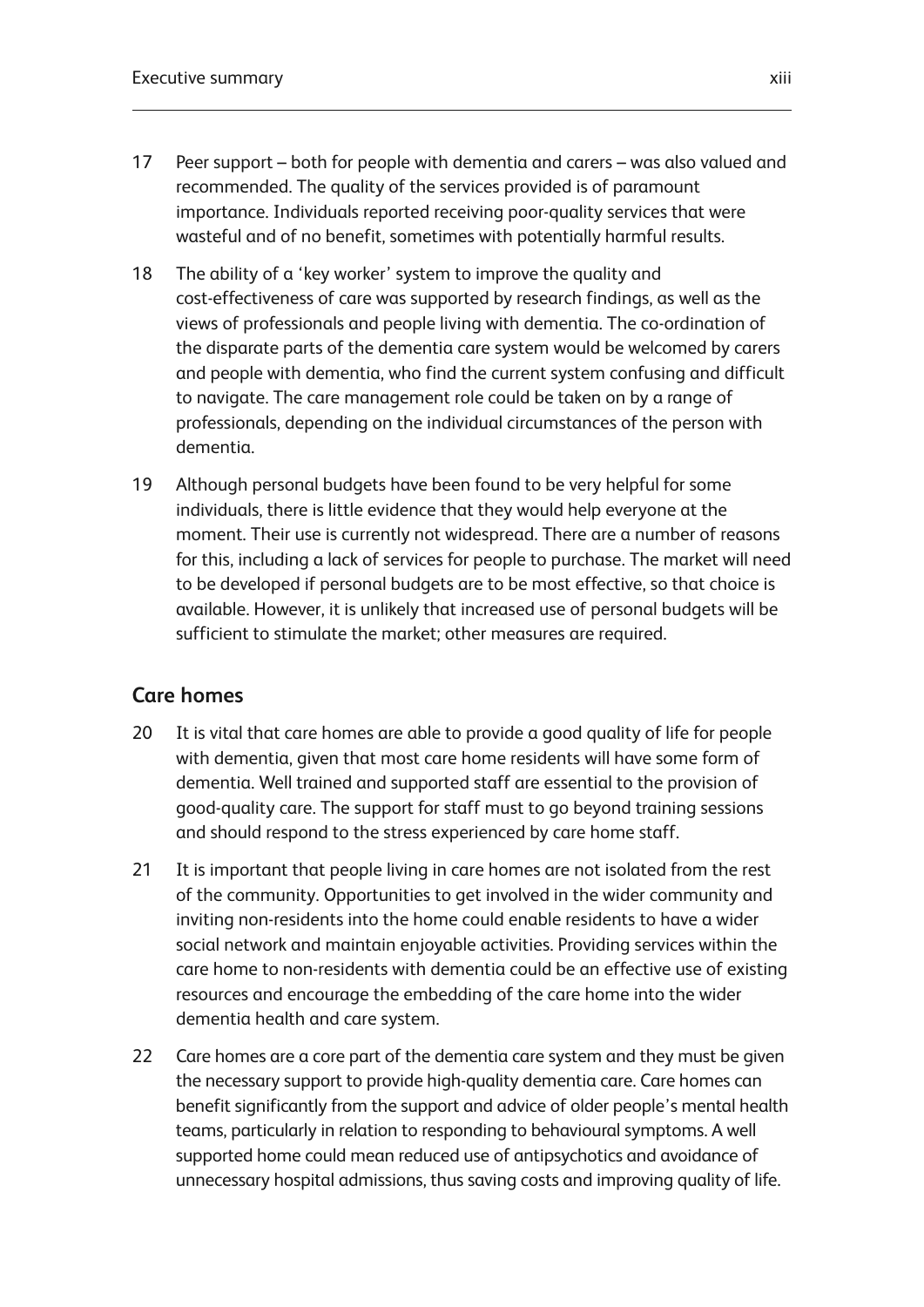17 Peer support – both for people with dementia and carers – was also valued and recommended. The quality of the services provided is of paramount importance. Individuals reported receiving poor-quality services that were wasteful and of no benefit, sometimes with potentially harmful results.

18 The ability of a 'key worker' system to improve the quality and cost-effectiveness of care was supported by research findings, as well as the views of professionals and people living with dementia. The co-ordination of the disparate parts of the dementia care system would be welcomed by carers and people with dementia, who find the current system confusing and difficult to navigate. The care management role could be taken on by a range of professionals, depending on the individual circumstances of the person with dementia.

19 Although personal budgets have been found to be very helpful for some individuals, there is little evidence that they would help everyone at the moment. Their use is currently not widespread. There are a number of reasons for this, including a lack of services for people to purchase. The market will need to be developed if personal budgets are to be most effective, so that choice is available. However, it is unlikely that increased use of personal budgets will be sufficient to stimulate the market; other measures are required.

## Care homes

20 It is vital that care homes are able to provide a good quality of life for people with dementia, given that most care home residents will have some form of dementia. Well trained and supported staff are essential to the provision of good-quality care. The support for staff must to go beyond training sessions and should respond to the stress experienced by care home staff.

21 It is important that people living in care homes are not isolated from the rest of the community. Opportunities to get involved in the wider community and inviting non-residents into the home could enable residents to have a wider social network and maintain enjoyable activities. Providing services within the care home to non-residents with dementia could be an effective use of existing resources and encourage the embedding of the care home into the wider dementia health and care system.

22 Care homes are a core part of the dementia care system and they must be given the necessary support to provide high-quality dementia care. Care homes can benefit significantly from the support and advice of older people's mental health teams, particularly in relation to responding to behavioural symptoms. A well supported home could mean reduced use of antipsychotics and avoidance of unnecessary hospital admissions, thus saving costs and improving quality of life.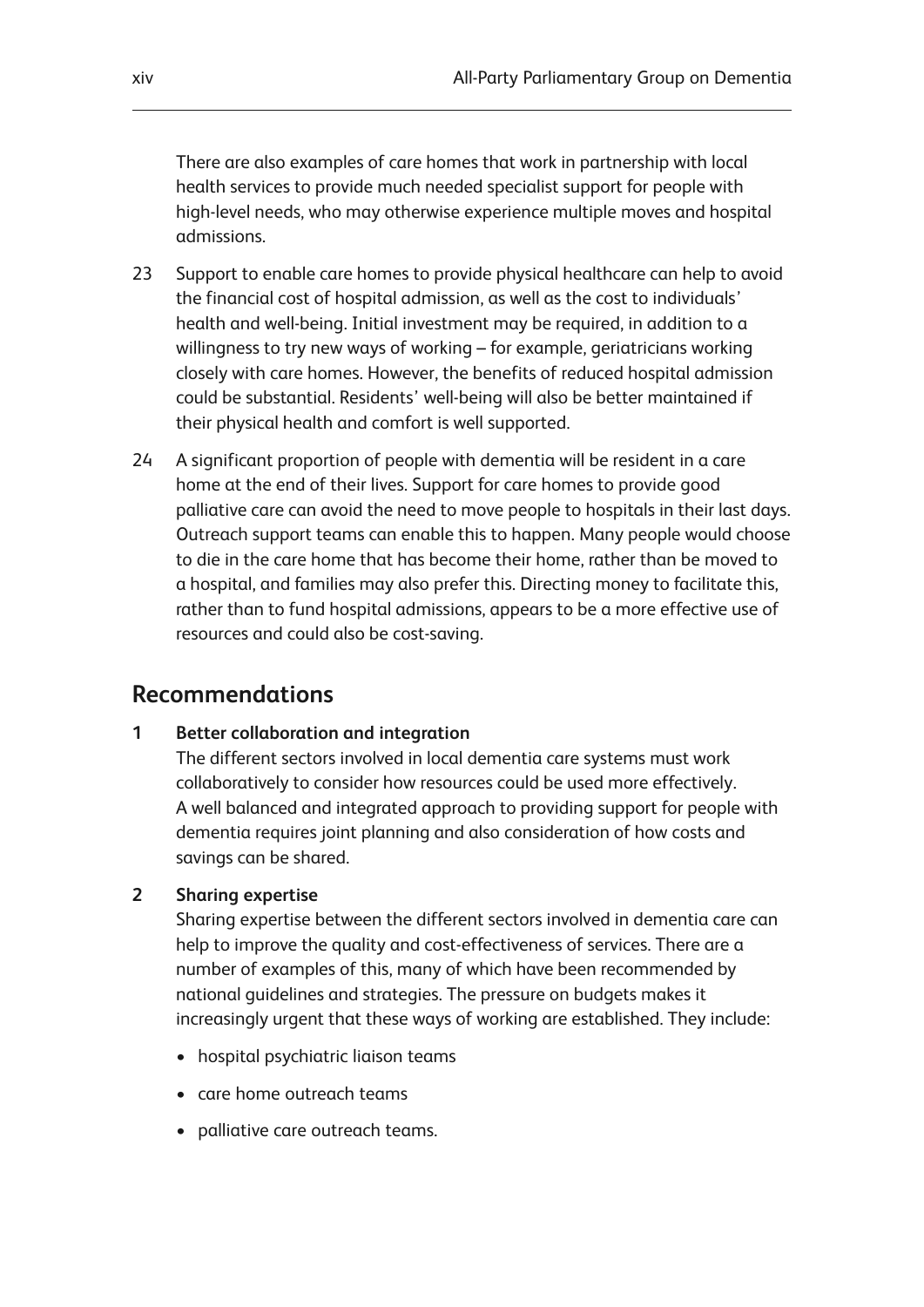There are also examples of care homes that work in partnership with local health services to provide much needed specialist support for people with high-level needs, who may otherwise experience multiple moves and hospital admissions.

23 Support to enable care homes to provide physical healthcare can help to avoid the financial cost of hospital admission, as well as the cost to individuals' health and well-being. Initial investment may be required, in addition to a willingness to try new ways of working – for example, geriatricians working closely with care homes. However, the benefits of reduced hospital admission could be substantial. Residents' well-being will also be better maintained if their physical health and comfort is well supported.

24 A significant proportion of people with dementia will be resident in a care home at the end of their lives. Support for care homes to provide good palliative care can avoid the need to move people to hospitals in their last days. Outreach support teams can enable this to happen. Many people would choose to die in the care home that has become their home, rather than be moved to a hospital, and families may also prefer this. Directing money to facilitate this, rather than to fund hospital admissions, appears to be a more effective use of resources and could also be cost-saving.

## Recommendations

**1 Better collaboration and integration**

The different sectors involved in local dementia care systems must work collaboratively to consider how resources could be used more effectively. A well balanced and integrated approach to providing support for people with dementia requires joint planning and also consideration of how costs and savings can be shared.

**2 Sharing expertise**

Sharing expertise between the different sectors involved in dementia care can help to improve the quality and cost-effectiveness of services. There are a number of examples of this, many of which have been recommended by national guidelines and strategies. The pressure on budgets makes it increasingly urgent that these ways of working are established. They include:

- hospital psychiatric liaison teams
- care home outreach teams
- palliative care outreach teams.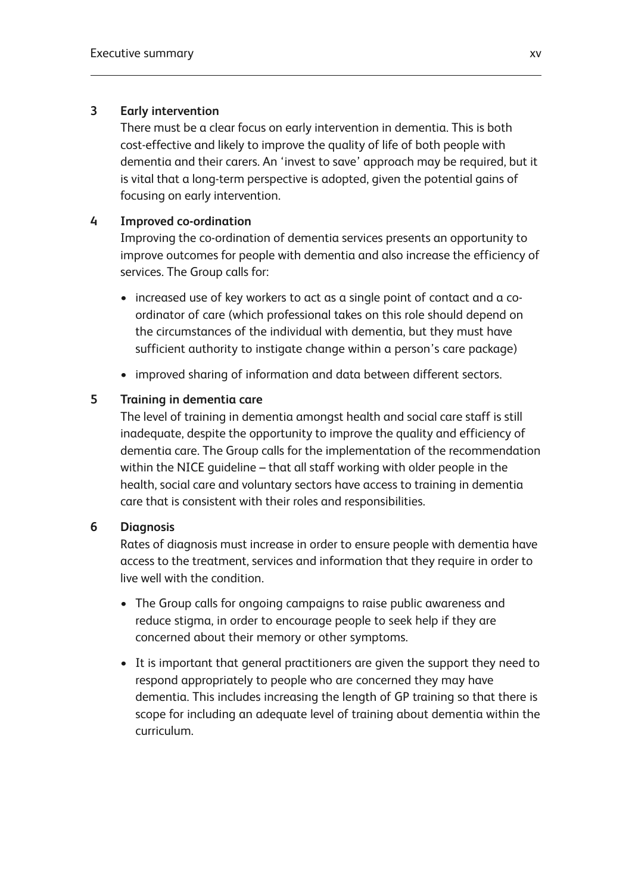**3 Early intervention**

There must be a clear focus on early intervention in dementia. This is both cost-effective and likely to improve the quality of life of both people with dementia and their carers. An 'invest to save' approach may be required, but it is vital that a long-term perspective is adopted, given the potential gains of focusing on early intervention.

**4 Improved co-ordination**

Improving the co-ordination of dementia services presents an opportunity to improve outcomes for people with dementia and also increase the efficiency of services. The Group calls for:

- increased use of key workers to act as a single point of contact and a co-ordinator of care (which professional takes on this role should depend on the circumstances of the individual with dementia, but they must have sufficient authority to instigate change within a person's care package)
- improved sharing of information and data between different sectors.

**5 Training in dementia care**

The level of training in dementia amongst health and social care staff is still inadequate, despite the opportunity to improve the quality and efficiency of dementia care. The Group calls for the implementation of the recommendation within the NICE guideline – that all staff working with older people in the health, social care and voluntary sectors have access to training in dementia care that is consistent with their roles and responsibilities.

**6 Diagnosis**

Rates of diagnosis must increase in order to ensure people with dementia have access to the treatment, services and information that they require in order to live well with the condition.

- The Group calls for ongoing campaigns to raise public awareness and reduce stigma, in order to encourage people to seek help if they are concerned about their memory or other symptoms.
- It is important that general practitioners are given the support they need to respond appropriately to people who are concerned they may have dementia. This includes increasing the length of GP training so that there is scope for including an adequate level of training about dementia within the curriculum.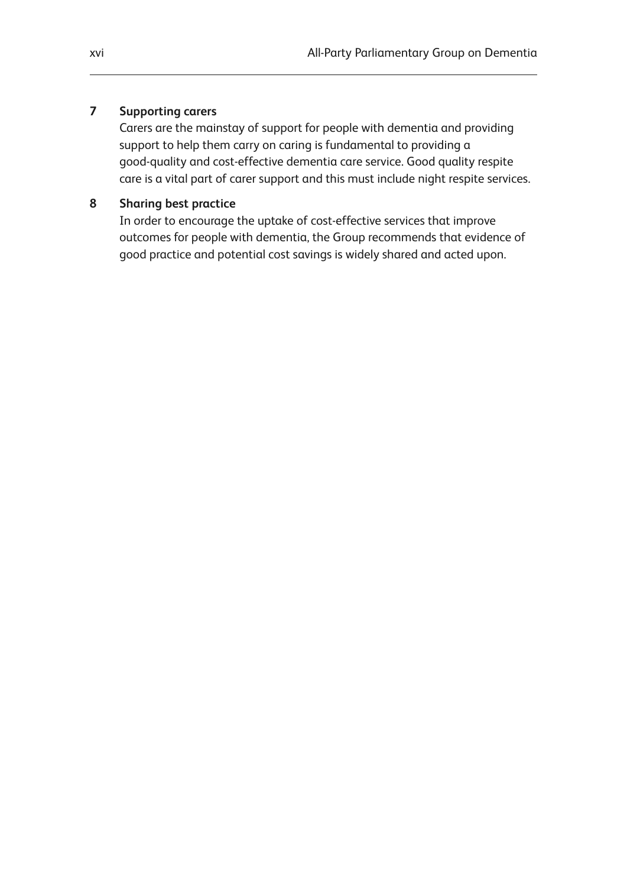**7 Supporting carers**

Carers are the mainstay of support for people with dementia and providing support to help them carry on caring is fundamental to providing a good-quality and cost-effective dementia care service. Good quality respite care is a vital part of carer support and this must include night respite services.

**8 Sharing best practice**

In order to encourage the uptake of cost-effective services that improve outcomes for people with dementia, the Group recommends that evidence of good practice and potential cost savings is widely shared and acted upon.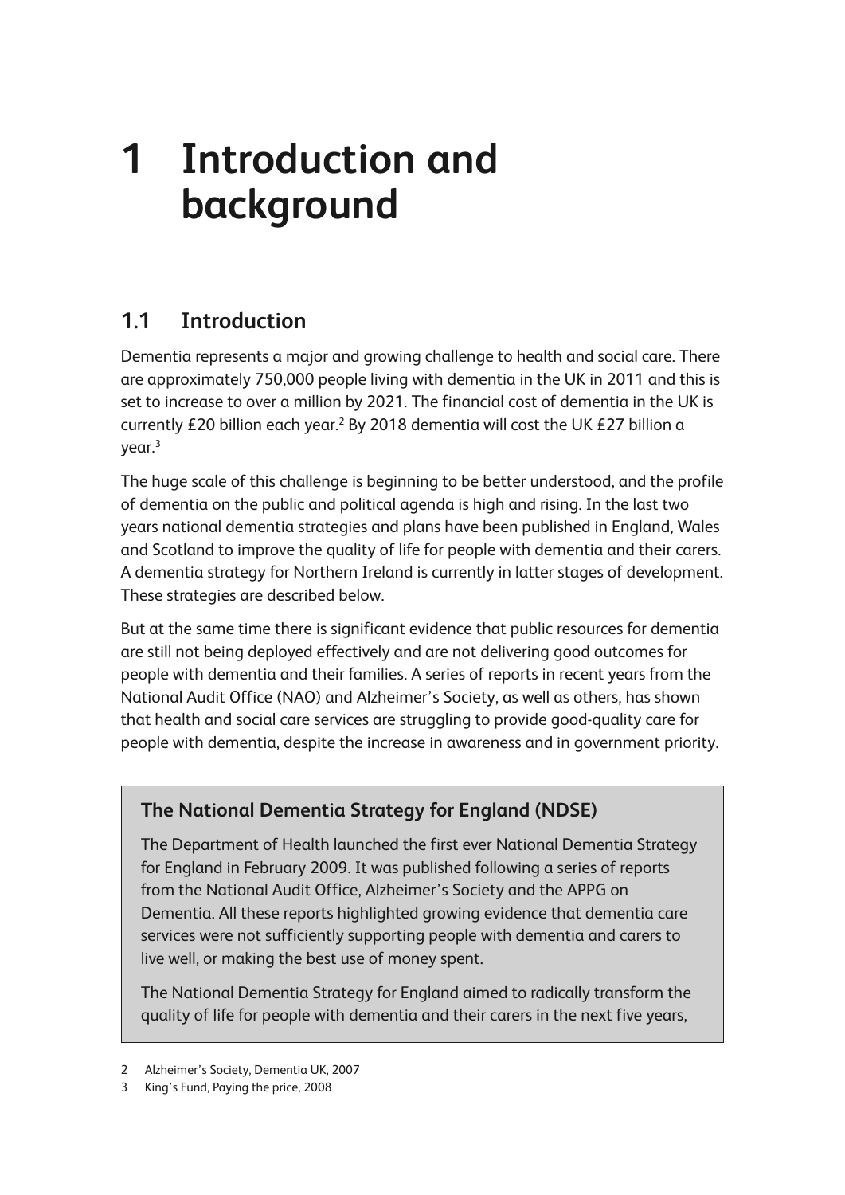# 1 Introduction and background

## 1.1 Introduction

Dementia represents a major and growing challenge to health and social care. There are approximately 750,000 people living with dementia in the UK in 2011 and this is set to increase to over a million by 2021. The financial cost of dementia in the UK is currently £20 billion each year.[2] By 2018 dementia will cost the UK £27 billion a year.[3]

The huge scale of this challenge is beginning to be better understood, and the profile of dementia on the public and political agenda is high and rising. In the last two years national dementia strategies and plans have been published in England, Wales and Scotland to improve the quality of life for people with dementia and their carers. A dementia strategy for Northern Ireland is currently in latter stages of development. These strategies are described below.

But at the same time there is significant evidence that public resources for dementia are still not being deployed effectively and are not delivering good outcomes for people with dementia and their families. A series of reports in recent years from the National Audit Office (NAO) and Alzheimer's Society, as well as others, has shown that health and social care services are struggling to provide good-quality care for people with dementia, despite the increase in awareness and in government priority.

### The National Dementia Strategy for England (NDSE)

The Department of Health launched the first ever National Dementia Strategy for England in February 2009. It was published following a series of reports from the National Audit Office, Alzheimer's Society and the APPG on Dementia. All these reports highlighted growing evidence that dementia care services were not sufficiently supporting people with dementia and carers to live well, or making the best use of money spent.

The National Dementia Strategy for England aimed to radically transform the quality of life for people with dementia and their carers in the next five years,

---

2 Alzheimer's Society, Dementia UK, 2007

3 King's Fund, Paying the price, 2008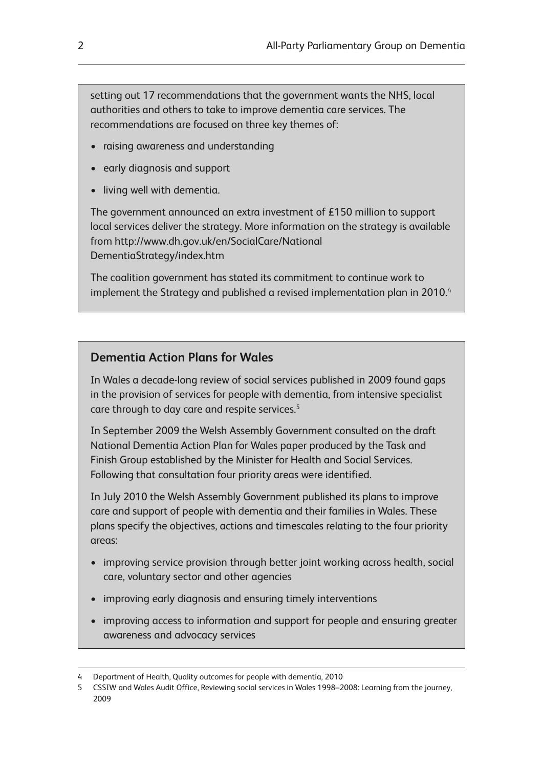setting out 17 recommendations that the government wants the NHS, local authorities and others to take to improve dementia care services. The recommendations are focused on three key themes of:

- raising awareness and understanding
- early diagnosis and support
- living well with dementia.

The government announced an extra investment of £150 million to support local services deliver the strategy. More information on the strategy is available from http://www.dh.gov.uk/en/SocialCare/National DementiaStrategy/index.htm

The coalition government has stated its commitment to continue work to implement the Strategy and published a revised implementation plan in 2010.[4]

## Dementia Action Plans for Wales

In Wales a decade-long review of social services published in 2009 found gaps in the provision of services for people with dementia, from intensive specialist care through to day care and respite services.[5]

In September 2009 the Welsh Assembly Government consulted on the draft National Dementia Action Plan for Wales paper produced by the Task and Finish Group established by the Minister for Health and Social Services. Following that consultation four priority areas were identified.

In July 2010 the Welsh Assembly Government published its plans to improve care and support of people with dementia and their families in Wales. These plans specify the objectives, actions and timescales relating to the four priority areas:

- improving service provision through better joint working across health, social care, voluntary sector and other agencies
- improving early diagnosis and ensuring timely interventions
- improving access to information and support for people and ensuring greater awareness and advocacy services

4 Department of Health, Quality outcomes for people with dementia, 2010

5 CSSIW and Wales Audit Office, Reviewing social services in Wales 1998–2008: Learning from the journey, 2009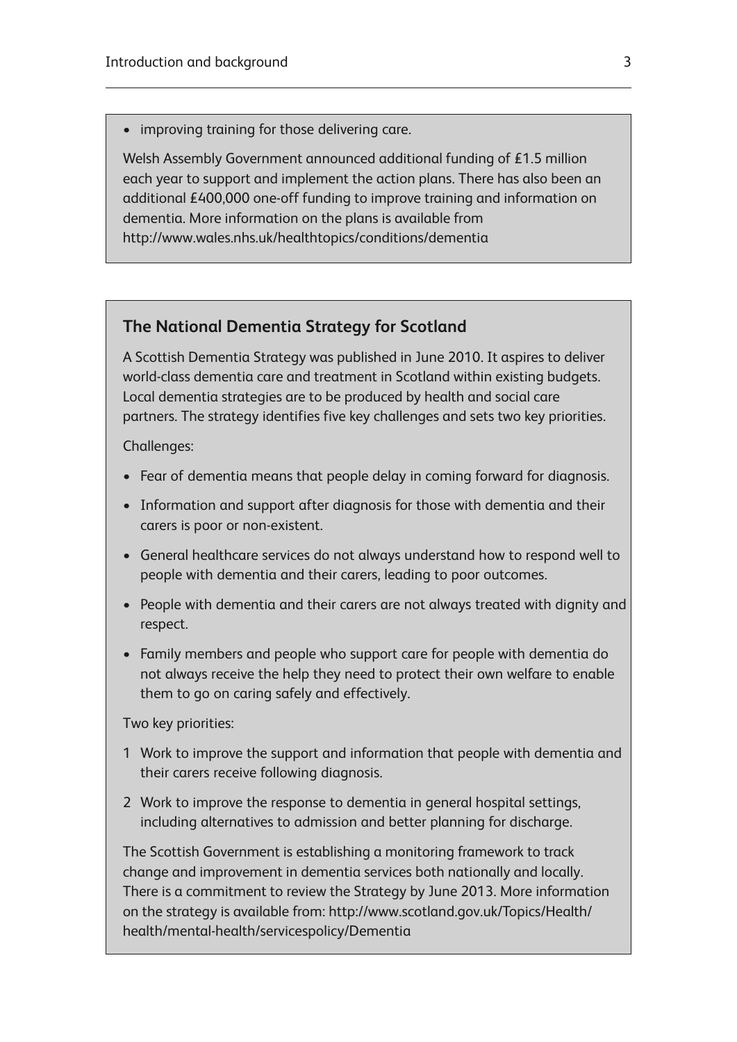- improving training for those delivering care.

Welsh Assembly Government announced additional funding of £1.5 million each year to support and implement the action plans. There has also been an additional £400,000 one-off funding to improve training and information on dementia. More information on the plans is available from http://www.wales.nhs.uk/healthtopics/conditions/dementia

### The National Dementia Strategy for Scotland

A Scottish Dementia Strategy was published in June 2010. It aspires to deliver world-class dementia care and treatment in Scotland within existing budgets. Local dementia strategies are to be produced by health and social care partners. The strategy identifies five key challenges and sets two key priorities.

Challenges:

- Fear of dementia means that people delay in coming forward for diagnosis.
- Information and support after diagnosis for those with dementia and their carers is poor or non-existent.
- General healthcare services do not always understand how to respond well to people with dementia and their carers, leading to poor outcomes.
- People with dementia and their carers are not always treated with dignity and respect.
- Family members and people who support care for people with dementia do not always receive the help they need to protect their own welfare to enable them to go on caring safely and effectively.

Two key priorities:

1. Work to improve the support and information that people with dementia and their carers receive following diagnosis.
2. Work to improve the response to dementia in general hospital settings, including alternatives to admission and better planning for discharge.

The Scottish Government is establishing a monitoring framework to track change and improvement in dementia services both nationally and locally. There is a commitment to review the Strategy by June 2013. More information on the strategy is available from: http://www.scotland.gov.uk/Topics/Health/health/mental-health/servicespolicy/Dementia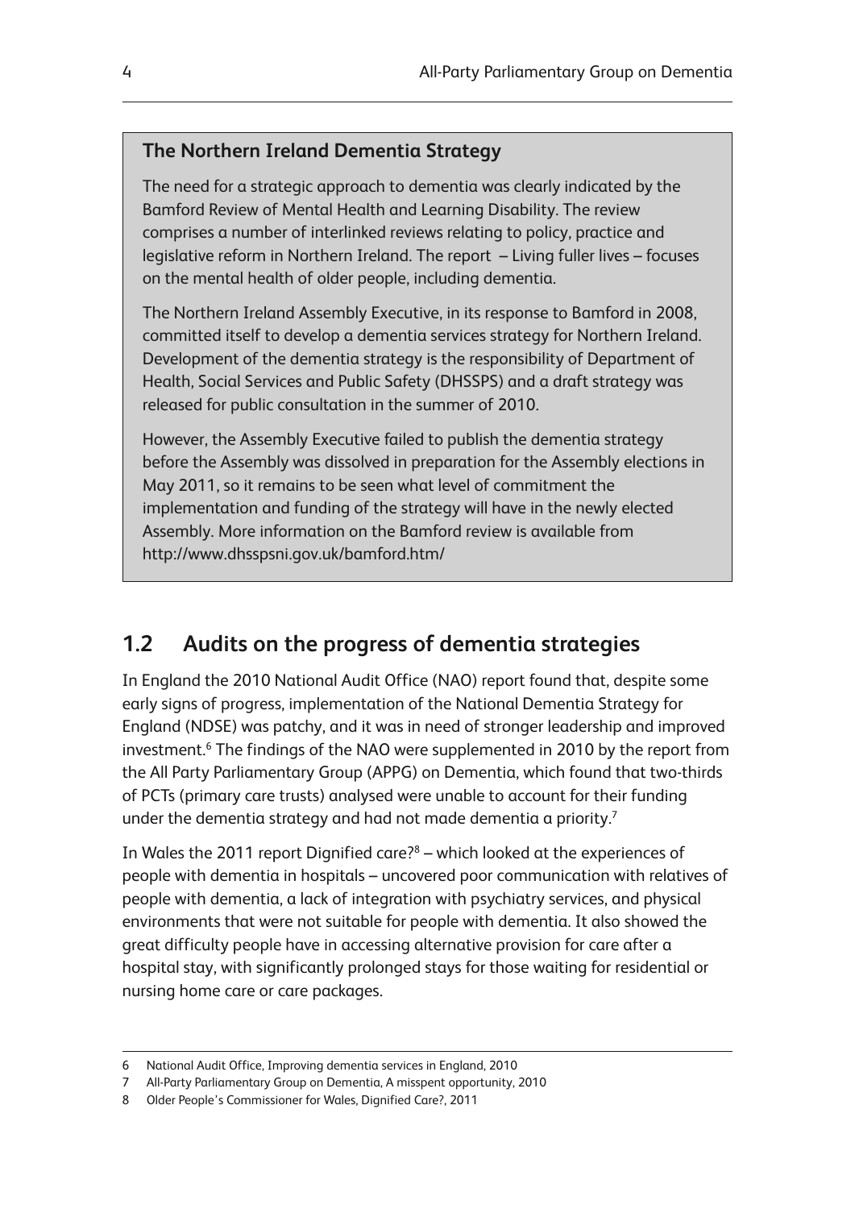### The Northern Ireland Dementia Strategy

The need for a strategic approach to dementia was clearly indicated by the Bamford Review of Mental Health and Learning Disability. The review comprises a number of interlinked reviews relating to policy, practice and legislative reform in Northern Ireland. The report – Living fuller lives – focuses on the mental health of older people, including dementia.

The Northern Ireland Assembly Executive, in its response to Bamford in 2008, committed itself to develop a dementia services strategy for Northern Ireland. Development of the dementia strategy is the responsibility of Department of Health, Social Services and Public Safety (DHSSPS) and a draft strategy was released for public consultation in the summer of 2010.

However, the Assembly Executive failed to publish the dementia strategy before the Assembly was dissolved in preparation for the Assembly elections in May 2011, so it remains to be seen what level of commitment the implementation and funding of the strategy will have in the newly elected Assembly. More information on the Bamford review is available from http://www.dhsspsni.gov.uk/bamford.htm/

## 1.2 Audits on the progress of dementia strategies

In England the 2010 National Audit Office (NAO) report found that, despite some early signs of progress, implementation of the National Dementia Strategy for England (NDSE) was patchy, and it was in need of stronger leadership and improved investment.[6] The findings of the NAO were supplemented in 2010 by the report from the All Party Parliamentary Group (APPG) on Dementia, which found that two-thirds of PCTs (primary care trusts) analysed were unable to account for their funding under the dementia strategy and had not made dementia a priority.[7]

In Wales the 2011 report Dignified care?[8] – which looked at the experiences of people with dementia in hospitals – uncovered poor communication with relatives of people with dementia, a lack of integration with psychiatry services, and physical environments that were not suitable for people with dementia. It also showed the great difficulty people have in accessing alternative provision for care after a hospital stay, with significantly prolonged stays for those waiting for residential or nursing home care or care packages.

6 National Audit Office, Improving dementia services in England, 2010

7 All-Party Parliamentary Group on Dementia, A misspent opportunity, 2010

8 Older People's Commissioner for Wales, Dignified Care?, 2011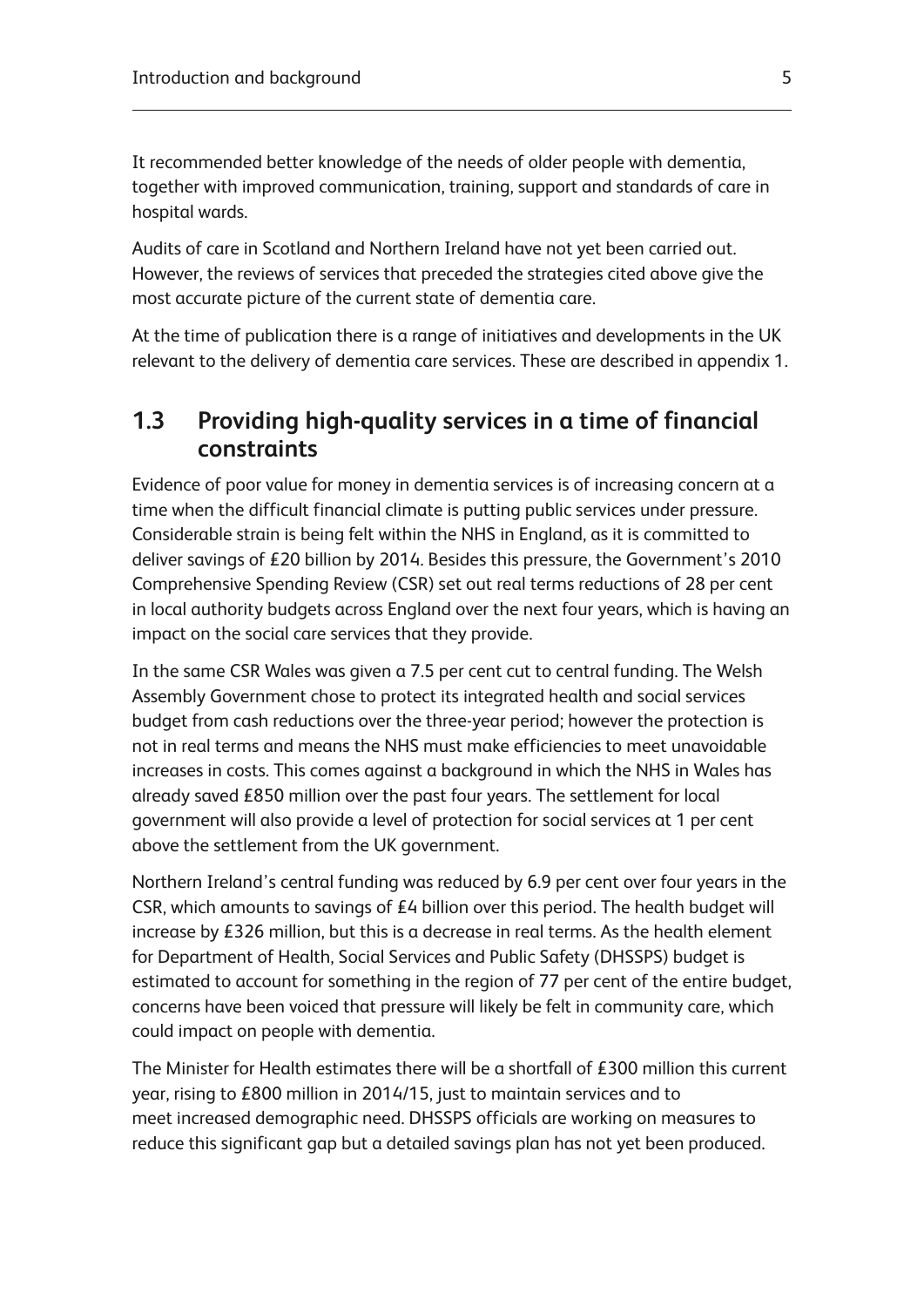It recommended better knowledge of the needs of older people with dementia, together with improved communication, training, support and standards of care in hospital wards.

Audits of care in Scotland and Northern Ireland have not yet been carried out. However, the reviews of services that preceded the strategies cited above give the most accurate picture of the current state of dementia care.

At the time of publication there is a range of initiatives and developments in the UK relevant to the delivery of dementia care services. These are described in appendix 1.

## 1.3 Providing high-quality services in a time of financial constraints

Evidence of poor value for money in dementia services is of increasing concern at a time when the difficult financial climate is putting public services under pressure. Considerable strain is being felt within the NHS in England, as it is committed to deliver savings of £20 billion by 2014. Besides this pressure, the Government's 2010 Comprehensive Spending Review (CSR) set out real terms reductions of 28 per cent in local authority budgets across England over the next four years, which is having an impact on the social care services that they provide.

In the same CSR Wales was given a 7.5 per cent cut to central funding. The Welsh Assembly Government chose to protect its integrated health and social services budget from cash reductions over the three-year period; however the protection is not in real terms and means the NHS must make efficiencies to meet unavoidable increases in costs. This comes against a background in which the NHS in Wales has already saved £850 million over the past four years. The settlement for local government will also provide a level of protection for social services at 1 per cent above the settlement from the UK government.

Northern Ireland's central funding was reduced by 6.9 per cent over four years in the CSR, which amounts to savings of £4 billion over this period. The health budget will increase by £326 million, but this is a decrease in real terms. As the health element for Department of Health, Social Services and Public Safety (DHSSPS) budget is estimated to account for something in the region of 77 per cent of the entire budget, concerns have been voiced that pressure will likely be felt in community care, which could impact on people with dementia.

The Minister for Health estimates there will be a shortfall of £300 million this current year, rising to £800 million in 2014/15, just to maintain services and to meet increased demographic need. DHSSPS officials are working on measures to reduce this significant gap but a detailed savings plan has not yet been produced.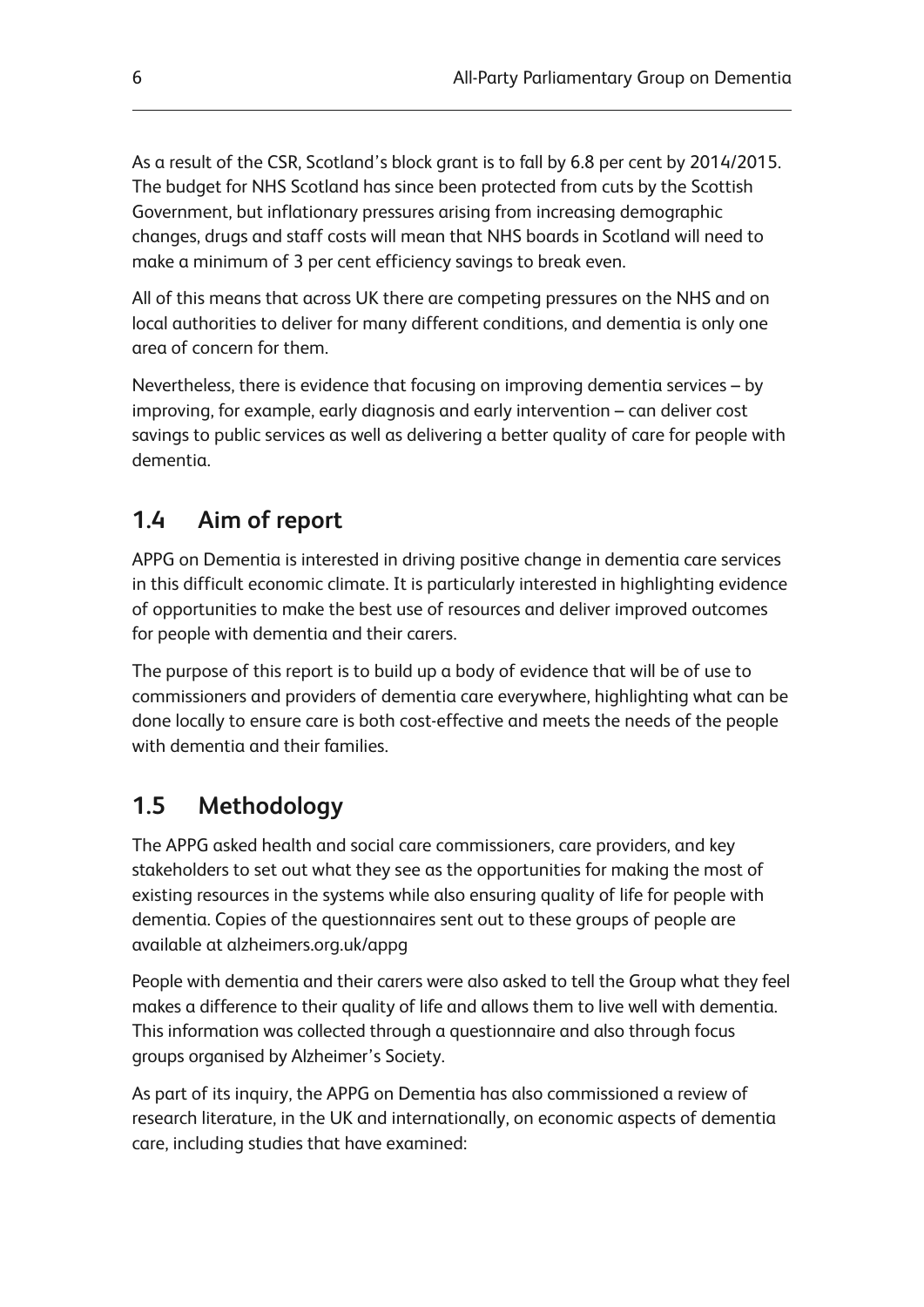As a result of the CSR, Scotland's block grant is to fall by 6.8 per cent by 2014/2015. The budget for NHS Scotland has since been protected from cuts by the Scottish Government, but inflationary pressures arising from increasing demographic changes, drugs and staff costs will mean that NHS boards in Scotland will need to make a minimum of 3 per cent efficiency savings to break even.

All of this means that across UK there are competing pressures on the NHS and on local authorities to deliver for many different conditions, and dementia is only one area of concern for them.

Nevertheless, there is evidence that focusing on improving dementia services – by improving, for example, early diagnosis and early intervention – can deliver cost savings to public services as well as delivering a better quality of care for people with dementia.

## 1.4 Aim of report

APPG on Dementia is interested in driving positive change in dementia care services in this difficult economic climate. It is particularly interested in highlighting evidence of opportunities to make the best use of resources and deliver improved outcomes for people with dementia and their carers.

The purpose of this report is to build up a body of evidence that will be of use to commissioners and providers of dementia care everywhere, highlighting what can be done locally to ensure care is both cost-effective and meets the needs of the people with dementia and their families.

## 1.5 Methodology

The APPG asked health and social care commissioners, care providers, and key stakeholders to set out what they see as the opportunities for making the most of existing resources in the systems while also ensuring quality of life for people with dementia. Copies of the questionnaires sent out to these groups of people are available at alzheimers.org.uk/appg

People with dementia and their carers were also asked to tell the Group what they feel makes a difference to their quality of life and allows them to live well with dementia. This information was collected through a questionnaire and also through focus groups organised by Alzheimer's Society.

As part of its inquiry, the APPG on Dementia has also commissioned a review of research literature, in the UK and internationally, on economic aspects of dementia care, including studies that have examined: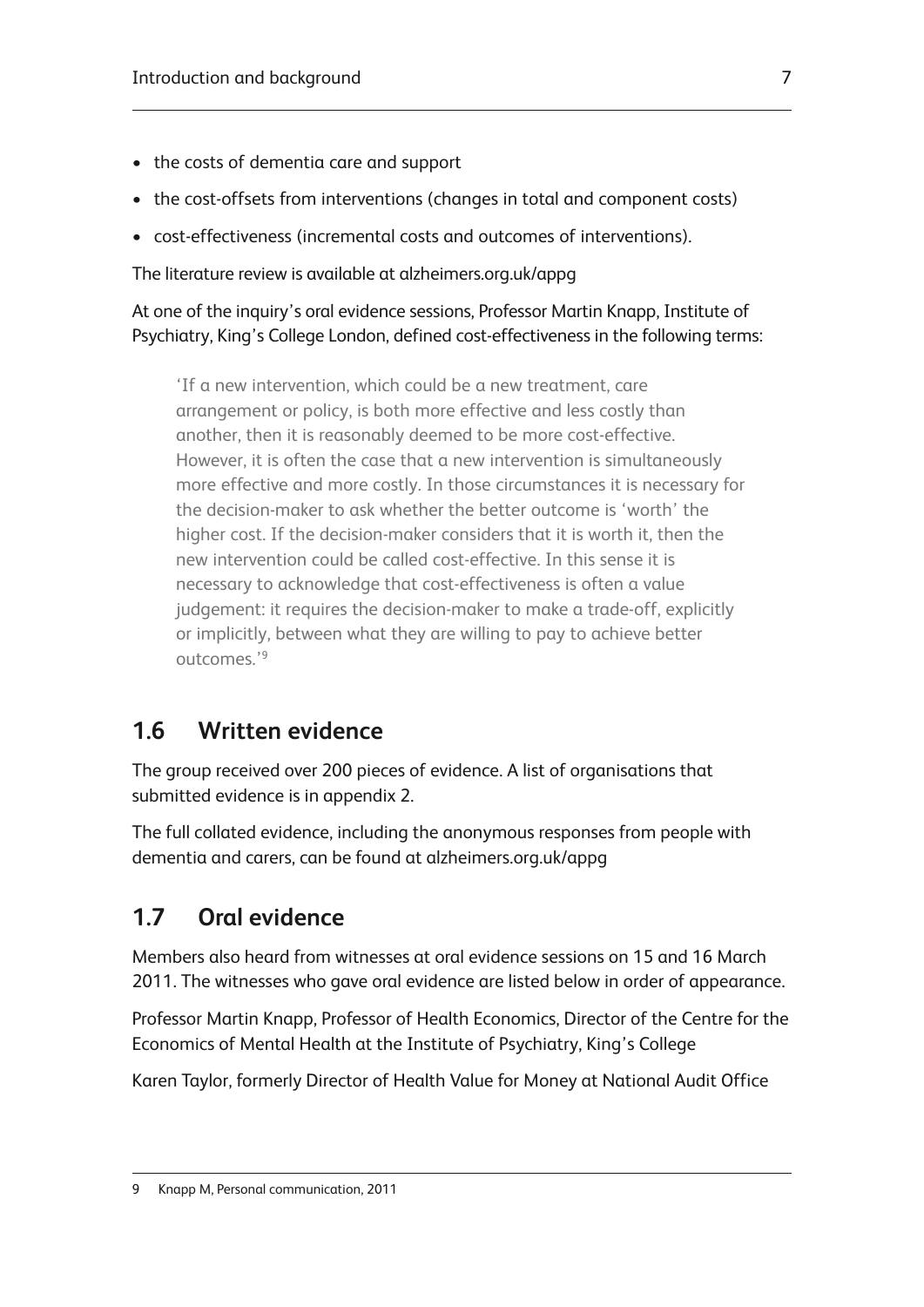- the costs of dementia care and support
- the cost-offsets from interventions (changes in total and component costs)
- cost-effectiveness (incremental costs and outcomes of interventions).

The literature review is available at alzheimers.org.uk/appg

At one of the inquiry's oral evidence sessions, Professor Martin Knapp, Institute of Psychiatry, King's College London, defined cost-effectiveness in the following terms:

> 'If a new intervention, which could be a new treatment, care arrangement or policy, is both more effective and less costly than another, then it is reasonably deemed to be more cost-effective. However, it is often the case that a new intervention is simultaneously more effective and more costly. In those circumstances it is necessary for the decision-maker to ask whether the better outcome is 'worth' the higher cost. If the decision-maker considers that it is worth it, then the new intervention could be called cost-effective. In this sense it is necessary to acknowledge that cost-effectiveness is often a value judgement: it requires the decision-maker to make a trade-off, explicitly or implicitly, between what they are willing to pay to achieve better outcomes.'[9]

## 1.6 Written evidence

The group received over 200 pieces of evidence. A list of organisations that submitted evidence is in appendix 2.

The full collated evidence, including the anonymous responses from people with dementia and carers, can be found at alzheimers.org.uk/appg

## 1.7 Oral evidence

Members also heard from witnesses at oral evidence sessions on 15 and 16 March 2011. The witnesses who gave oral evidence are listed below in order of appearance.

Professor Martin Knapp, Professor of Health Economics, Director of the Centre for the Economics of Mental Health at the Institute of Psychiatry, King's College

Karen Taylor, formerly Director of Health Value for Money at National Audit Office

9 Knapp M, Personal communication, 2011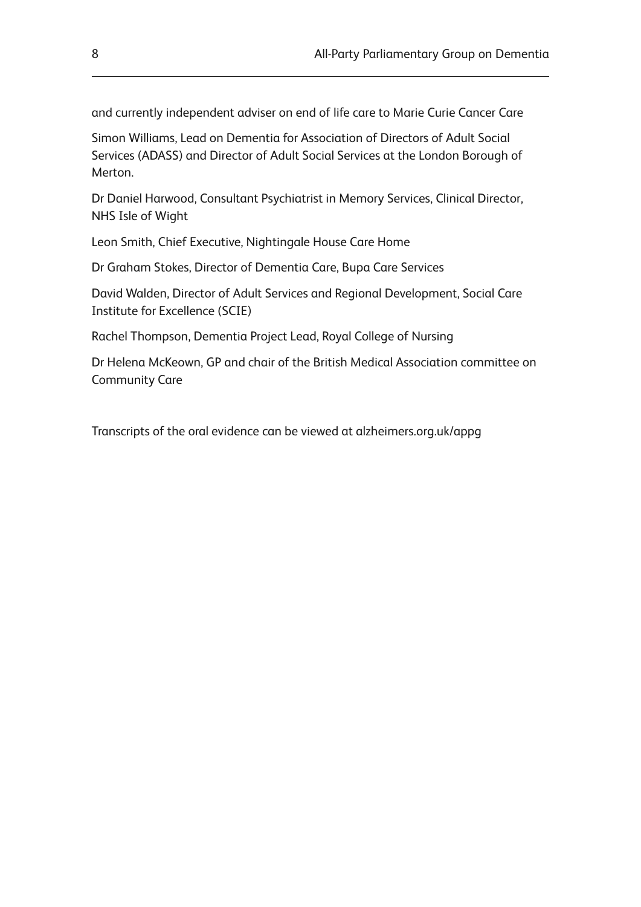and currently independent adviser on end of life care to Marie Curie Cancer Care

Simon Williams, Lead on Dementia for Association of Directors of Adult Social Services (ADASS) and Director of Adult Social Services at the London Borough of Merton.

Dr Daniel Harwood, Consultant Psychiatrist in Memory Services, Clinical Director, NHS Isle of Wight

Leon Smith, Chief Executive, Nightingale House Care Home

Dr Graham Stokes, Director of Dementia Care, Bupa Care Services

David Walden, Director of Adult Services and Regional Development, Social Care Institute for Excellence (SCIE)

Rachel Thompson, Dementia Project Lead, Royal College of Nursing

Dr Helena McKeown, GP and chair of the British Medical Association committee on Community Care

Transcripts of the oral evidence can be viewed at alzheimers.org.uk/appg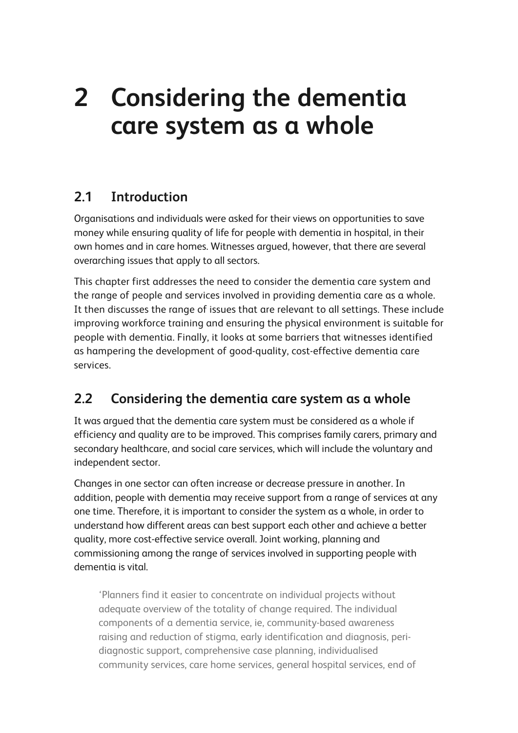# 2 Considering the dementia care system as a whole

## 2.1 Introduction

Organisations and individuals were asked for their views on opportunities to save money while ensuring quality of life for people with dementia in hospital, in their own homes and in care homes. Witnesses argued, however, that there are several overarching issues that apply to all sectors.

This chapter first addresses the need to consider the dementia care system and the range of people and services involved in providing dementia care as a whole. It then discusses the range of issues that are relevant to all settings. These include improving workforce training and ensuring the physical environment is suitable for people with dementia. Finally, it looks at some barriers that witnesses identified as hampering the development of good-quality, cost-effective dementia care services.

## 2.2 Considering the dementia care system as a whole

It was argued that the dementia care system must be considered as a whole if efficiency and quality are to be improved. This comprises family carers, primary and secondary healthcare, and social care services, which will include the voluntary and independent sector.

Changes in one sector can often increase or decrease pressure in another. In addition, people with dementia may receive support from a range of services at any one time. Therefore, it is important to consider the system as a whole, in order to understand how different areas can best support each other and achieve a better quality, more cost-effective service overall. Joint working, planning and commissioning among the range of services involved in supporting people with dementia is vital.

> 'Planners find it easier to concentrate on individual projects without adequate overview of the totality of change required. The individual components of a dementia service, ie, community-based awareness raising and reduction of stigma, early identification and diagnosis, peri-diagnostic support, comprehensive case planning, individualised community services, care home services, general hospital services, end of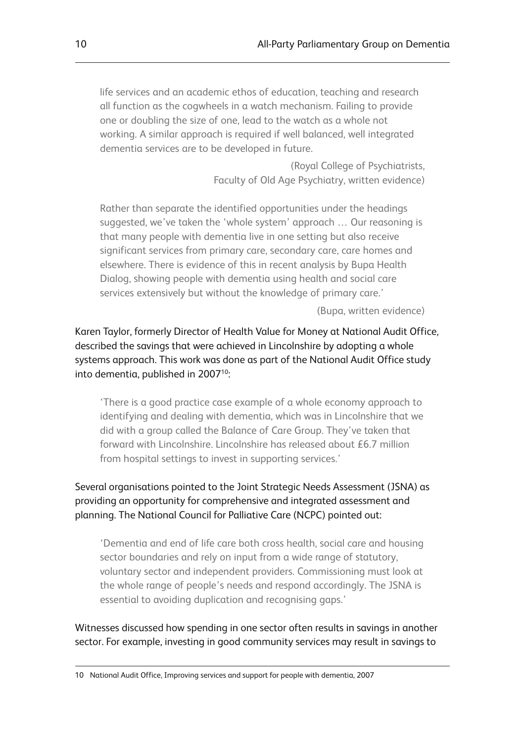> life services and an academic ethos of education, teaching and research all function as the cogwheels in a watch mechanism. Failing to provide one or doubling the size of one, lead to the watch as a whole not working. A similar approach is required if well balanced, well integrated dementia services are to be developed in future.
>
> (Royal College of Psychiatrists, Faculty of Old Age Psychiatry, written evidence)

> Rather than separate the identified opportunities under the headings suggested, we've taken the 'whole system' approach … Our reasoning is that many people with dementia live in one setting but also receive significant services from primary care, secondary care, care homes and elsewhere. There is evidence of this in recent analysis by Bupa Health Dialog, showing people with dementia using health and social care services extensively but without the knowledge of primary care.'
>
> (Bupa, written evidence)

Karen Taylor, formerly Director of Health Value for Money at National Audit Office, described the savings that were achieved in Lincolnshire by adopting a whole systems approach. This work was done as part of the National Audit Office study into dementia, published in 2007[10]:

> 'There is a good practice case example of a whole economy approach to identifying and dealing with dementia, which was in Lincolnshire that we did with a group called the Balance of Care Group. They've taken that forward with Lincolnshire. Lincolnshire has released about £6.7 million from hospital settings to invest in supporting services.'

Several organisations pointed to the Joint Strategic Needs Assessment (JSNA) as providing an opportunity for comprehensive and integrated assessment and planning. The National Council for Palliative Care (NCPC) pointed out:

> 'Dementia and end of life care both cross health, social care and housing sector boundaries and rely on input from a wide range of statutory, voluntary sector and independent providers. Commissioning must look at the whole range of people's needs and respond accordingly. The JSNA is essential to avoiding duplication and recognising gaps.'

Witnesses discussed how spending in one sector often results in savings in another sector. For example, investing in good community services may result in savings to

10 National Audit Office, Improving services and support for people with dementia, 2007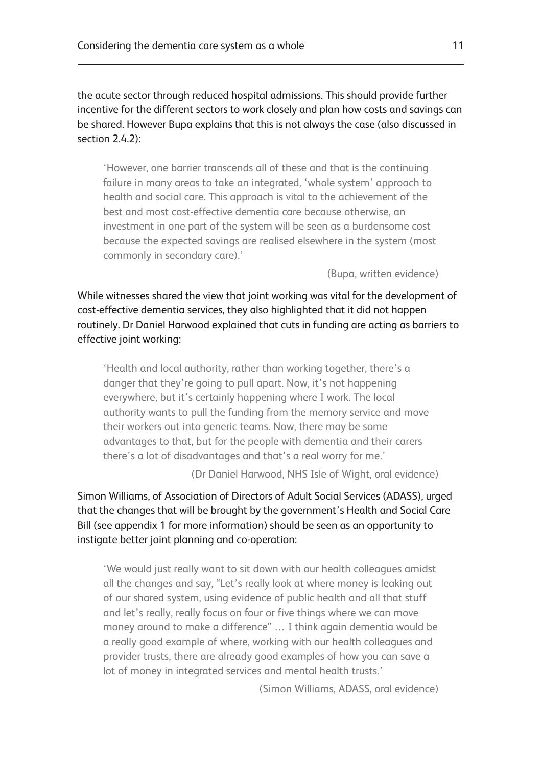the acute sector through reduced hospital admissions. This should provide further incentive for the different sectors to work closely and plan how costs and savings can be shared. However Bupa explains that this is not always the case (also discussed in section 2.4.2):

> 'However, one barrier transcends all of these and that is the continuing failure in many areas to take an integrated, 'whole system' approach to health and social care. This approach is vital to the achievement of the best and most cost-effective dementia care because otherwise, an investment in one part of the system will be seen as a burdensome cost because the expected savings are realised elsewhere in the system (most commonly in secondary care).'
>
> (Bupa, written evidence)

While witnesses shared the view that joint working was vital for the development of cost-effective dementia services, they also highlighted that it did not happen routinely. Dr Daniel Harwood explained that cuts in funding are acting as barriers to effective joint working:

> 'Health and local authority, rather than working together, there's a danger that they're going to pull apart. Now, it's not happening everywhere, but it's certainly happening where I work. The local authority wants to pull the funding from the memory service and move their workers out into generic teams. Now, there may be some advantages to that, but for the people with dementia and their carers there's a lot of disadvantages and that's a real worry for me.'
>
> (Dr Daniel Harwood, NHS Isle of Wight, oral evidence)

Simon Williams, of Association of Directors of Adult Social Services (ADASS), urged that the changes that will be brought by the government's Health and Social Care Bill (see appendix 1 for more information) should be seen as an opportunity to instigate better joint planning and co-operation:

> 'We would just really want to sit down with our health colleagues amidst all the changes and say, "Let's really look at where money is leaking out of our shared system, using evidence of public health and all that stuff and let's really, really focus on four or five things where we can move money around to make a difference" … I think again dementia would be a really good example of where, working with our health colleagues and provider trusts, there are already good examples of how you can save a lot of money in integrated services and mental health trusts.'
>
> (Simon Williams, ADASS, oral evidence)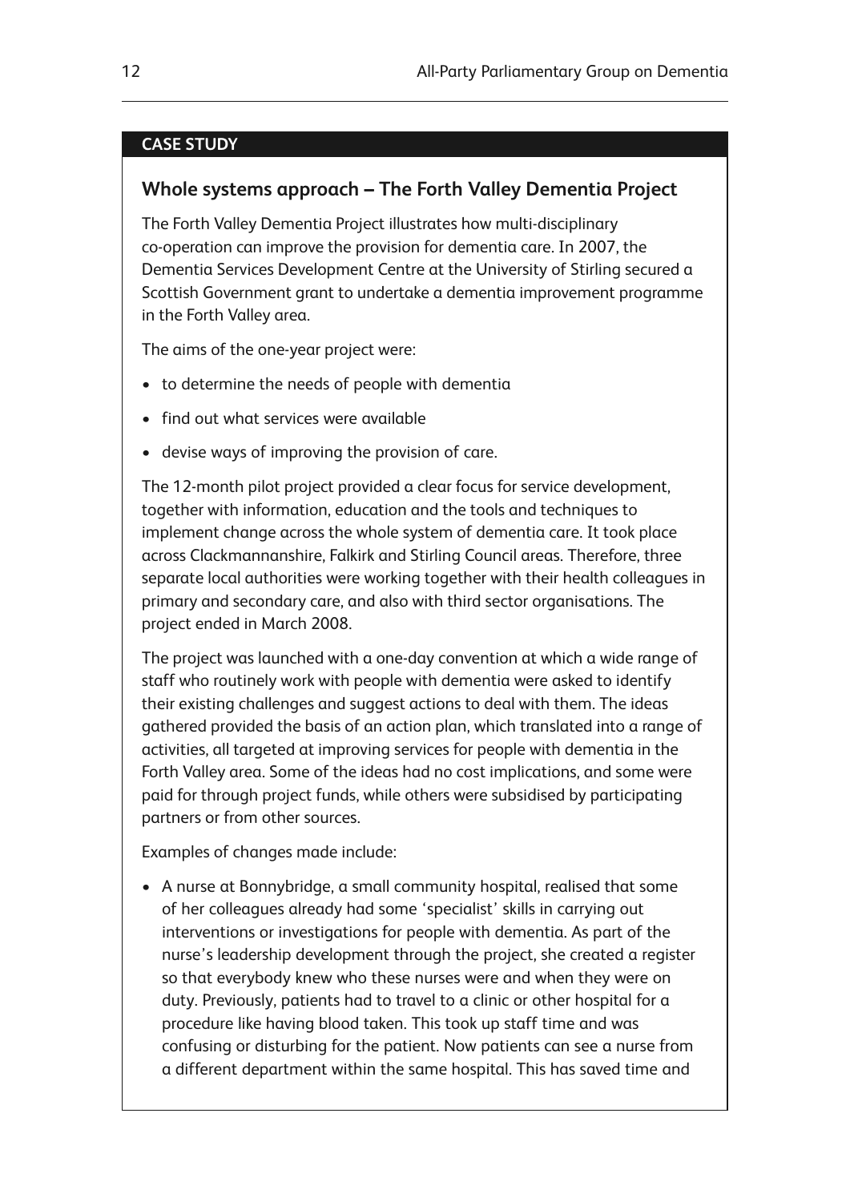**CASE STUDY**

### Whole systems approach – The Forth Valley Dementia Project

The Forth Valley Dementia Project illustrates how multi-disciplinary co-operation can improve the provision for dementia care. In 2007, the Dementia Services Development Centre at the University of Stirling secured a Scottish Government grant to undertake a dementia improvement programme in the Forth Valley area.

The aims of the one-year project were:

- to determine the needs of people with dementia
- find out what services were available
- devise ways of improving the provision of care.

The 12-month pilot project provided a clear focus for service development, together with information, education and the tools and techniques to implement change across the whole system of dementia care. It took place across Clackmannanshire, Falkirk and Stirling Council areas. Therefore, three separate local authorities were working together with their health colleagues in primary and secondary care, and also with third sector organisations. The project ended in March 2008.

The project was launched with a one-day convention at which a wide range of staff who routinely work with people with dementia were asked to identify their existing challenges and suggest actions to deal with them. The ideas gathered provided the basis of an action plan, which translated into a range of activities, all targeted at improving services for people with dementia in the Forth Valley area. Some of the ideas had no cost implications, and some were paid for through project funds, while others were subsidised by participating partners or from other sources.

Examples of changes made include:

- A nurse at Bonnybridge, a small community hospital, realised that some of her colleagues already had some 'specialist' skills in carrying out interventions or investigations for people with dementia. As part of the nurse's leadership development through the project, she created a register so that everybody knew who these nurses were and when they were on duty. Previously, patients had to travel to a clinic or other hospital for a procedure like having blood taken. This took up staff time and was confusing or disturbing for the patient. Now patients can see a nurse from a different department within the same hospital. This has saved time and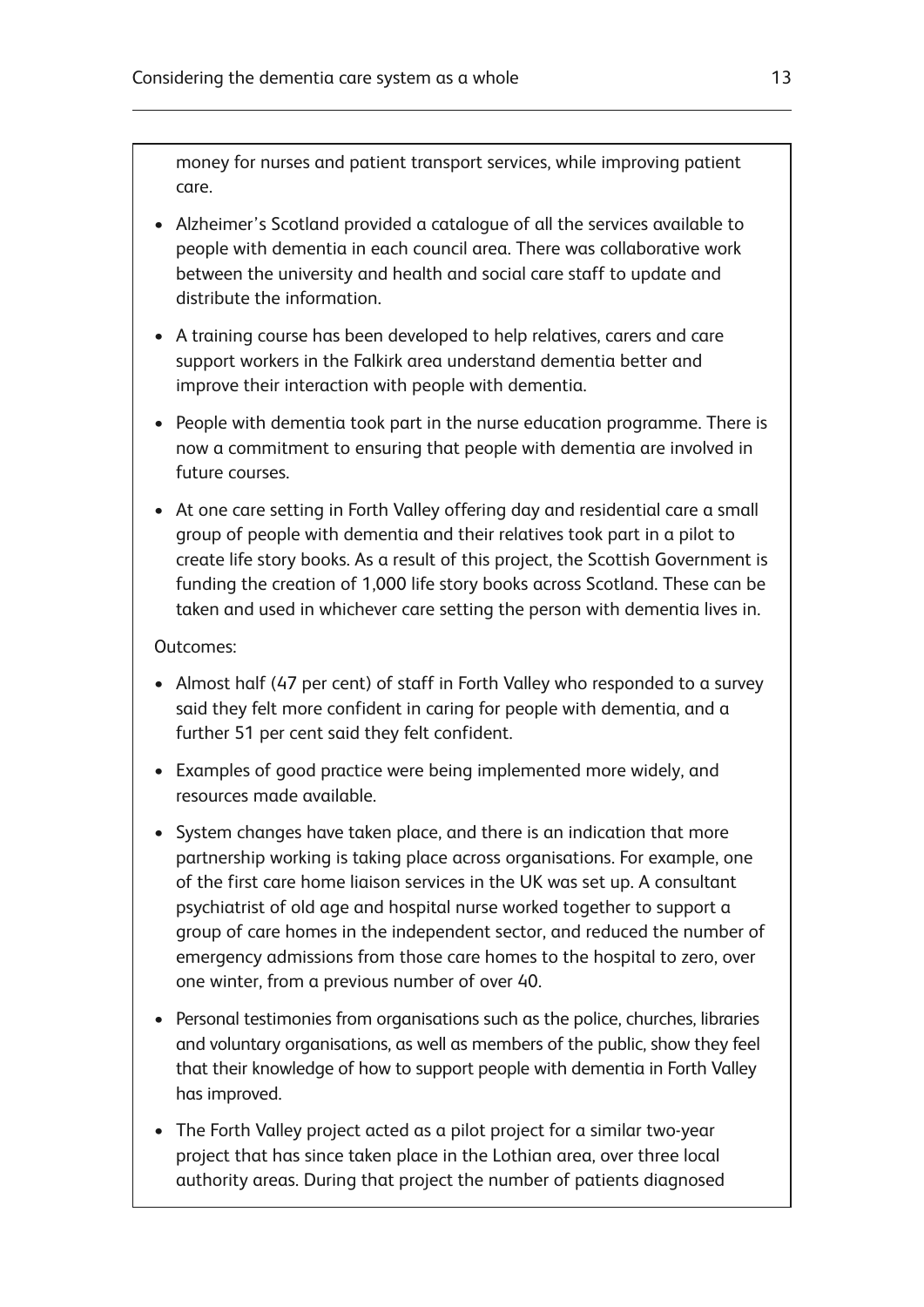money for nurses and patient transport services, while improving patient care.

- Alzheimer's Scotland provided a catalogue of all the services available to people with dementia in each council area. There was collaborative work between the university and health and social care staff to update and distribute the information.
- A training course has been developed to help relatives, carers and care support workers in the Falkirk area understand dementia better and improve their interaction with people with dementia.
- People with dementia took part in the nurse education programme. There is now a commitment to ensuring that people with dementia are involved in future courses.
- At one care setting in Forth Valley offering day and residential care a small group of people with dementia and their relatives took part in a pilot to create life story books. As a result of this project, the Scottish Government is funding the creation of 1,000 life story books across Scotland. These can be taken and used in whichever care setting the person with dementia lives in.

Outcomes:

- Almost half (47 per cent) of staff in Forth Valley who responded to a survey said they felt more confident in caring for people with dementia, and a further 51 per cent said they felt confident.
- Examples of good practice were being implemented more widely, and resources made available.
- System changes have taken place, and there is an indication that more partnership working is taking place across organisations. For example, one of the first care home liaison services in the UK was set up. A consultant psychiatrist of old age and hospital nurse worked together to support a group of care homes in the independent sector, and reduced the number of emergency admissions from those care homes to the hospital to zero, over one winter, from a previous number of over 40.
- Personal testimonies from organisations such as the police, churches, libraries and voluntary organisations, as well as members of the public, show they feel that their knowledge of how to support people with dementia in Forth Valley has improved.
- The Forth Valley project acted as a pilot project for a similar two-year project that has since taken place in the Lothian area, over three local authority areas. During that project the number of patients diagnosed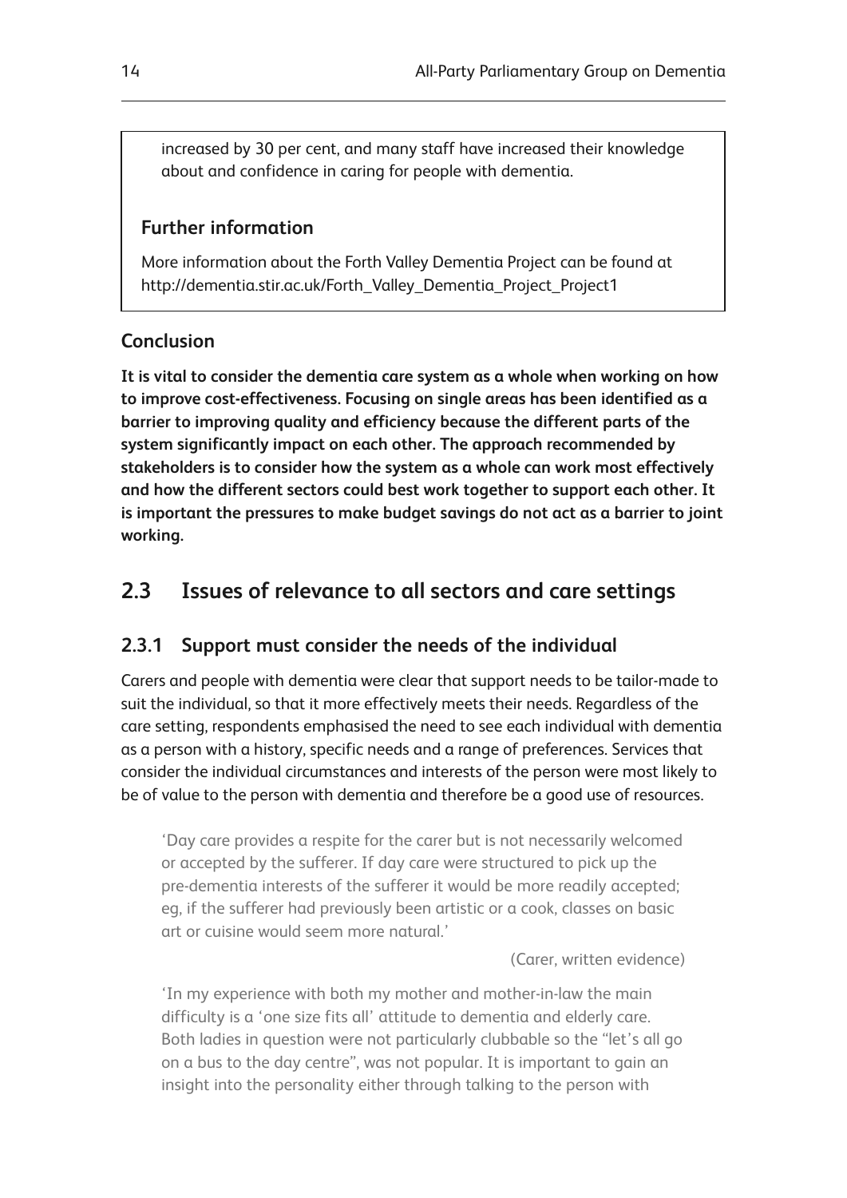increased by 30 per cent, and many staff have increased their knowledge about and confidence in caring for people with dementia.

### Further information

More information about the Forth Valley Dementia Project can be found at http://dementia.stir.ac.uk/Forth_Valley_Dementia_Project_Project1

### Conclusion

**It is vital to consider the dementia care system as a whole when working on how to improve cost-effectiveness. Focusing on single areas has been identified as a barrier to improving quality and efficiency because the different parts of the system significantly impact on each other. The approach recommended by stakeholders is to consider how the system as a whole can work most effectively and how the different sectors could best work together to support each other. It is important the pressures to make budget savings do not act as a barrier to joint working.**

## 2.3 Issues of relevance to all sectors and care settings

### 2.3.1 Support must consider the needs of the individual

Carers and people with dementia were clear that support needs to be tailor-made to suit the individual, so that it more effectively meets their needs. Regardless of the care setting, respondents emphasised the need to see each individual with dementia as a person with a history, specific needs and a range of preferences. Services that consider the individual circumstances and interests of the person were most likely to be of value to the person with dementia and therefore be a good use of resources.

> 'Day care provides a respite for the carer but is not necessarily welcomed or accepted by the sufferer. If day care were structured to pick up the pre-dementia interests of the sufferer it would be more readily accepted; eg, if the sufferer had previously been artistic or a cook, classes on basic art or cuisine would seem more natural.'
>
> (Carer, written evidence)

> 'In my experience with both my mother and mother-in-law the main difficulty is a 'one size fits all' attitude to dementia and elderly care. Both ladies in question were not particularly clubbable so the "let's all go on a bus to the day centre", was not popular. It is important to gain an insight into the personality either through talking to the person with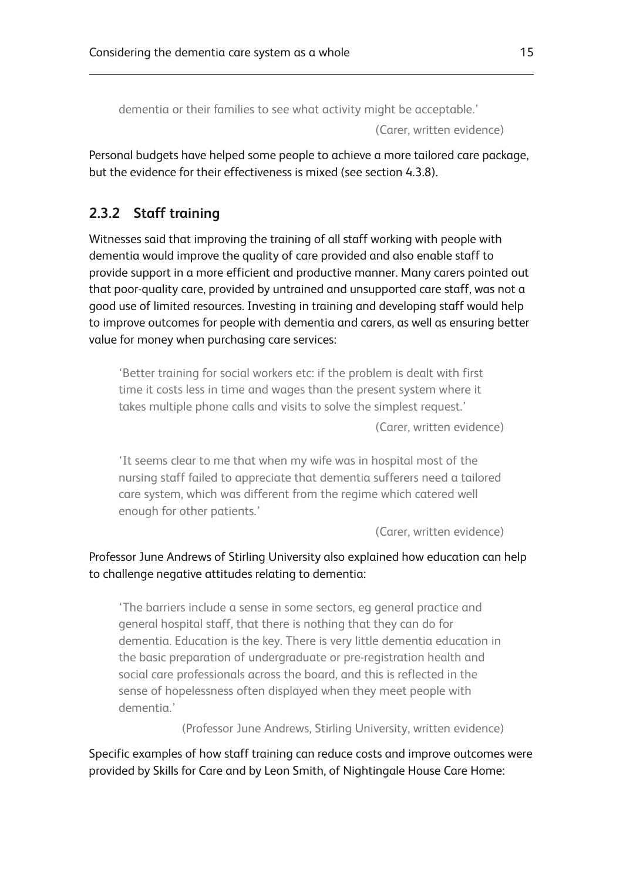> dementia or their families to see what activity might be acceptable.'
>
> (Carer, written evidence)

Personal budgets have helped some people to achieve a more tailored care package, but the evidence for their effectiveness is mixed (see section 4.3.8).

### 2.3.2 Staff training

Witnesses said that improving the training of all staff working with people with dementia would improve the quality of care provided and also enable staff to provide support in a more efficient and productive manner. Many carers pointed out that poor-quality care, provided by untrained and unsupported care staff, was not a good use of limited resources. Investing in training and developing staff would help to improve outcomes for people with dementia and carers, as well as ensuring better value for money when purchasing care services:

> 'Better training for social workers etc: if the problem is dealt with first time it costs less in time and wages than the present system where it takes multiple phone calls and visits to solve the simplest request.'
>
> (Carer, written evidence)

> 'It seems clear to me that when my wife was in hospital most of the nursing staff failed to appreciate that dementia sufferers need a tailored care system, which was different from the regime which catered well enough for other patients.'
>
> (Carer, written evidence)

Professor June Andrews of Stirling University also explained how education can help to challenge negative attitudes relating to dementia:

> 'The barriers include a sense in some sectors, eg general practice and general hospital staff, that there is nothing that they can do for dementia. Education is the key. There is very little dementia education in the basic preparation of undergraduate or pre-registration health and social care professionals across the board, and this is reflected in the sense of hopelessness often displayed when they meet people with dementia.'
>
> (Professor June Andrews, Stirling University, written evidence)

Specific examples of how staff training can reduce costs and improve outcomes were provided by Skills for Care and by Leon Smith, of Nightingale House Care Home: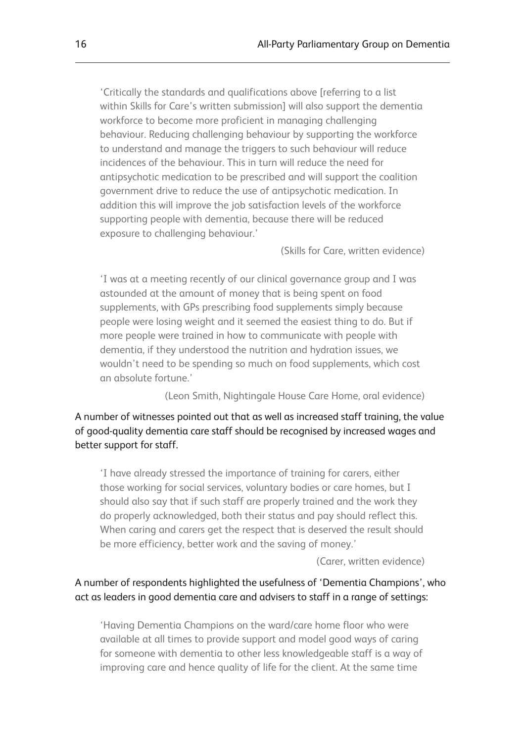> 'Critically the standards and qualifications above [referring to a list within Skills for Care's written submission] will also support the dementia workforce to become more proficient in managing challenging behaviour. Reducing challenging behaviour by supporting the workforce to understand and manage the triggers to such behaviour will reduce incidences of the behaviour. This in turn will reduce the need for antipsychotic medication to be prescribed and will support the coalition government drive to reduce the use of antipsychotic medication. In addition this will improve the job satisfaction levels of the workforce supporting people with dementia, because there will be reduced exposure to challenging behaviour.'
>
> (Skills for Care, written evidence)

> 'I was at a meeting recently of our clinical governance group and I was astounded at the amount of money that is being spent on food supplements, with GPs prescribing food supplements simply because people were losing weight and it seemed the easiest thing to do. But if more people were trained in how to communicate with people with dementia, if they understood the nutrition and hydration issues, we wouldn't need to be spending so much on food supplements, which cost an absolute fortune.'
>
> (Leon Smith, Nightingale House Care Home, oral evidence)

A number of witnesses pointed out that as well as increased staff training, the value of good-quality dementia care staff should be recognised by increased wages and better support for staff.

> 'I have already stressed the importance of training for carers, either those working for social services, voluntary bodies or care homes, but I should also say that if such staff are properly trained and the work they do properly acknowledged, both their status and pay should reflect this. When caring and carers get the respect that is deserved the result should be more efficiency, better work and the saving of money.'
>
> (Carer, written evidence)

A number of respondents highlighted the usefulness of 'Dementia Champions', who act as leaders in good dementia care and advisers to staff in a range of settings:

> 'Having Dementia Champions on the ward/care home floor who were available at all times to provide support and model good ways of caring for someone with dementia to other less knowledgeable staff is a way of improving care and hence quality of life for the client. At the same time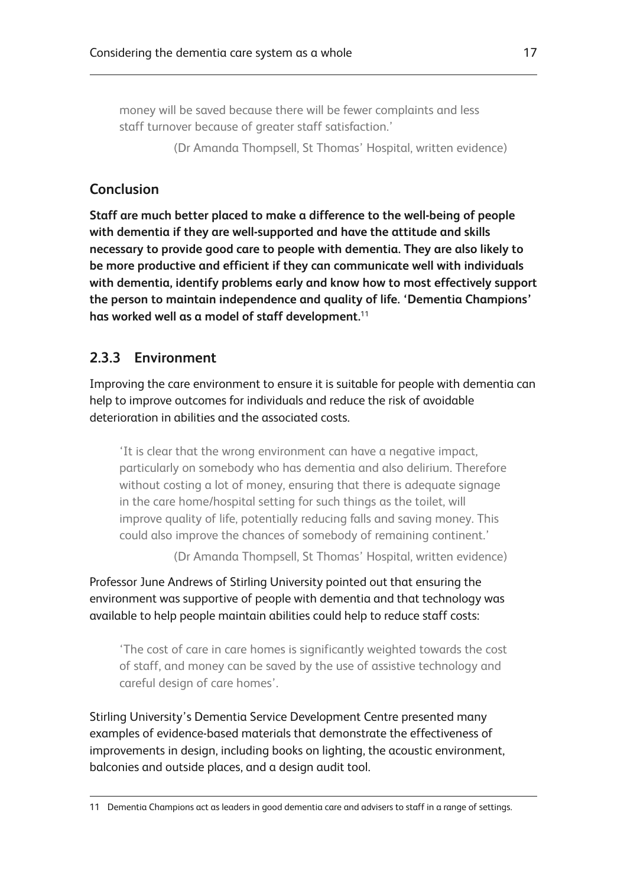> money will be saved because there will be fewer complaints and less staff turnover because of greater staff satisfaction.'
>
> (Dr Amanda Thompsell, St Thomas' Hospital, written evidence)

### Conclusion

**Staff are much better placed to make a difference to the well-being of people with dementia if they are well-supported and have the attitude and skills necessary to provide good care to people with dementia. They are also likely to be more productive and efficient if they can communicate well with individuals with dementia, identify problems early and know how to most effectively support the person to maintain independence and quality of life. 'Dementia Champions' has worked well as a model of staff development.**[11]

### 2.3.3 Environment

Improving the care environment to ensure it is suitable for people with dementia can help to improve outcomes for individuals and reduce the risk of avoidable deterioration in abilities and the associated costs.

> 'It is clear that the wrong environment can have a negative impact, particularly on somebody who has dementia and also delirium. Therefore without costing a lot of money, ensuring that there is adequate signage in the care home/hospital setting for such things as the toilet, will improve quality of life, potentially reducing falls and saving money. This could also improve the chances of somebody of remaining continent.'
>
> (Dr Amanda Thompsell, St Thomas' Hospital, written evidence)

Professor June Andrews of Stirling University pointed out that ensuring the environment was supportive of people with dementia and that technology was available to help people maintain abilities could help to reduce staff costs:

> 'The cost of care in care homes is significantly weighted towards the cost of staff, and money can be saved by the use of assistive technology and careful design of care homes'.

Stirling University's Dementia Service Development Centre presented many examples of evidence-based materials that demonstrate the effectiveness of improvements in design, including books on lighting, the acoustic environment, balconies and outside places, and a design audit tool.

---

11 Dementia Champions act as leaders in good dementia care and advisers to staff in a range of settings.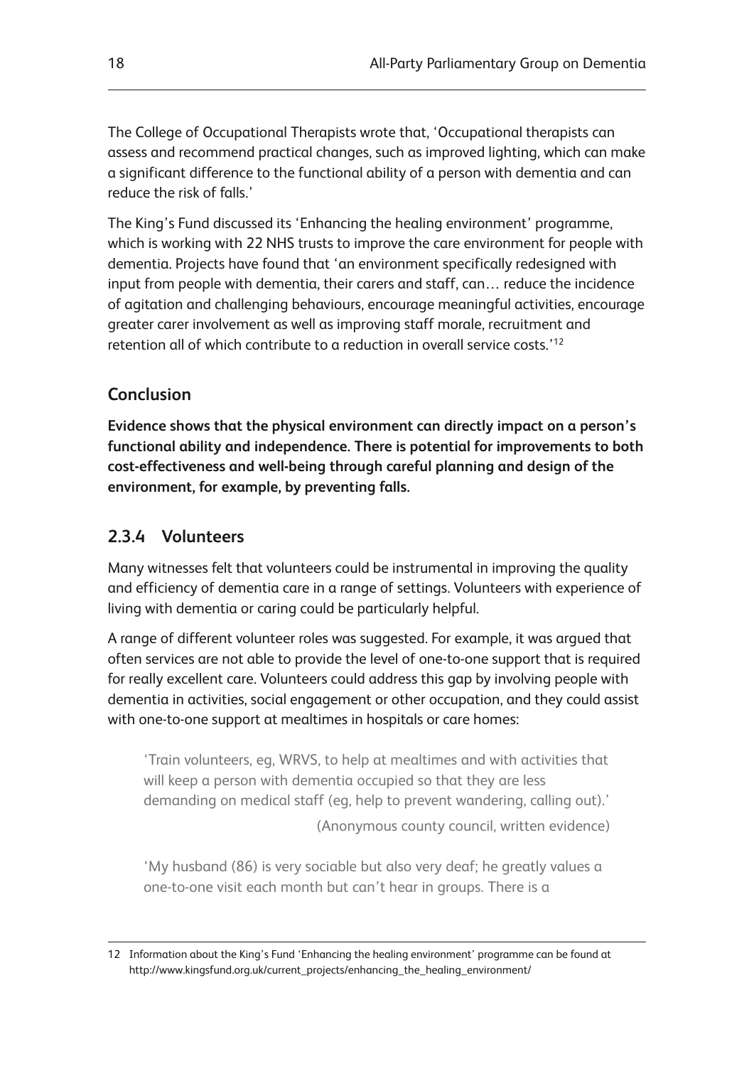The College of Occupational Therapists wrote that, 'Occupational therapists can assess and recommend practical changes, such as improved lighting, which can make a significant difference to the functional ability of a person with dementia and can reduce the risk of falls.'

The King's Fund discussed its 'Enhancing the healing environment' programme, which is working with 22 NHS trusts to improve the care environment for people with dementia. Projects have found that 'an environment specifically redesigned with input from people with dementia, their carers and staff, can… reduce the incidence of agitation and challenging behaviours, encourage meaningful activities, encourage greater carer involvement as well as improving staff morale, recruitment and retention all of which contribute to a reduction in overall service costs.'[12]

### Conclusion

**Evidence shows that the physical environment can directly impact on a person's functional ability and independence. There is potential for improvements to both cost-effectiveness and well-being through careful planning and design of the environment, for example, by preventing falls.**

## 2.3.4 Volunteers

Many witnesses felt that volunteers could be instrumental in improving the quality and efficiency of dementia care in a range of settings. Volunteers with experience of living with dementia or caring could be particularly helpful.

A range of different volunteer roles was suggested. For example, it was argued that often services are not able to provide the level of one-to-one support that is required for really excellent care. Volunteers could address this gap by involving people with dementia in activities, social engagement or other occupation, and they could assist with one-to-one support at mealtimes in hospitals or care homes:

> 'Train volunteers, eg, WRVS, to help at mealtimes and with activities that will keep a person with dementia occupied so that they are less demanding on medical staff (eg, help to prevent wandering, calling out).'
>
> (Anonymous county council, written evidence)

> 'My husband (86) is very sociable but also very deaf; he greatly values a one-to-one visit each month but can't hear in groups. There is a

---

12 Information about the King's Fund 'Enhancing the healing environment' programme can be found at http://www.kingsfund.org.uk/current_projects/enhancing_the_healing_environment/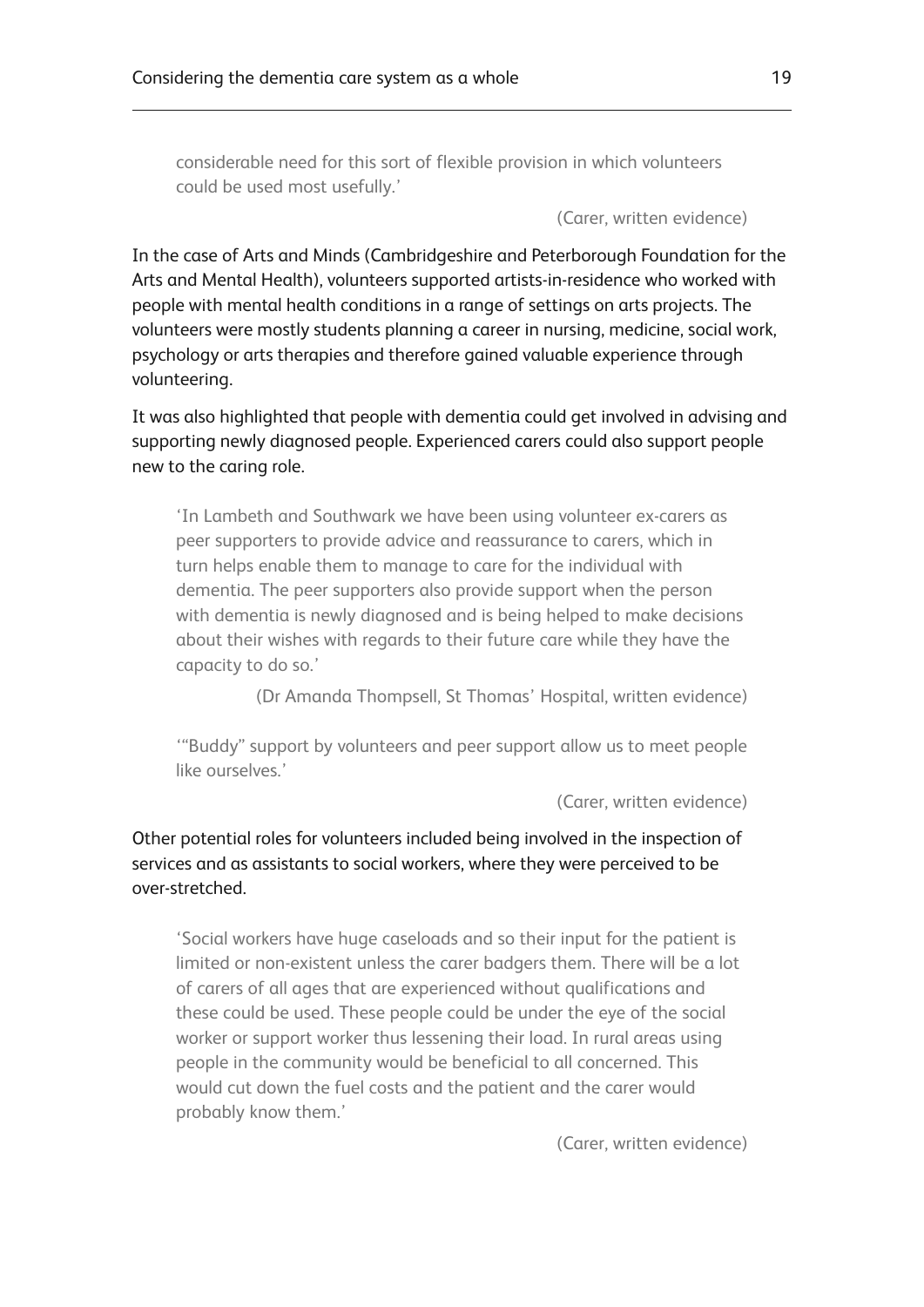> considerable need for this sort of flexible provision in which volunteers could be used most usefully.'
>
> (Carer, written evidence)

In the case of Arts and Minds (Cambridgeshire and Peterborough Foundation for the Arts and Mental Health), volunteers supported artists-in-residence who worked with people with mental health conditions in a range of settings on arts projects. The volunteers were mostly students planning a career in nursing, medicine, social work, psychology or arts therapies and therefore gained valuable experience through volunteering.

It was also highlighted that people with dementia could get involved in advising and supporting newly diagnosed people. Experienced carers could also support people new to the caring role.

> 'In Lambeth and Southwark we have been using volunteer ex-carers as peer supporters to provide advice and reassurance to carers, which in turn helps enable them to manage to care for the individual with dementia. The peer supporters also provide support when the person with dementia is newly diagnosed and is being helped to make decisions about their wishes with regards to their future care while they have the capacity to do so.'
>
> (Dr Amanda Thompsell, St Thomas' Hospital, written evidence)

> '"Buddy" support by volunteers and peer support allow us to meet people like ourselves.'
>
> (Carer, written evidence)

Other potential roles for volunteers included being involved in the inspection of services and as assistants to social workers, where they were perceived to be over-stretched.

> 'Social workers have huge caseloads and so their input for the patient is limited or non-existent unless the carer badgers them. There will be a lot of carers of all ages that are experienced without qualifications and these could be used. These people could be under the eye of the social worker or support worker thus lessening their load. In rural areas using people in the community would be beneficial to all concerned. This would cut down the fuel costs and the patient and the carer would probably know them.'
>
> (Carer, written evidence)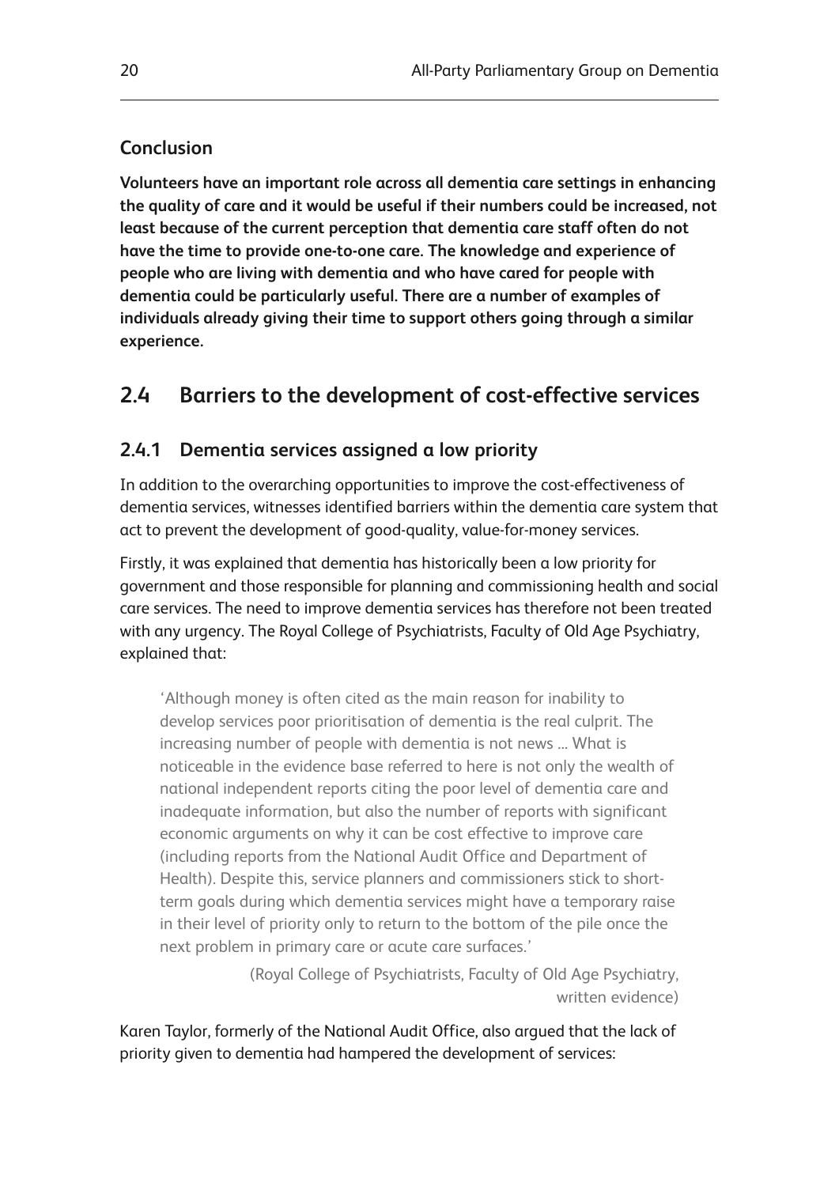### Conclusion

**Volunteers have an important role across all dementia care settings in enhancing the quality of care and it would be useful if their numbers could be increased, not least because of the current perception that dementia care staff often do not have the time to provide one-to-one care. The knowledge and experience of people who are living with dementia and who have cared for people with dementia could be particularly useful. There are a number of examples of individuals already giving their time to support others going through a similar experience.**

## 2.4 Barriers to the development of cost-effective services

### 2.4.1 Dementia services assigned a low priority

In addition to the overarching opportunities to improve the cost-effectiveness of dementia services, witnesses identified barriers within the dementia care system that act to prevent the development of good-quality, value-for-money services.

Firstly, it was explained that dementia has historically been a low priority for government and those responsible for planning and commissioning health and social care services. The need to improve dementia services has therefore not been treated with any urgency. The Royal College of Psychiatrists, Faculty of Old Age Psychiatry, explained that:

> 'Although money is often cited as the main reason for inability to develop services poor prioritisation of dementia is the real culprit. The increasing number of people with dementia is not news ... What is noticeable in the evidence base referred to here is not only the wealth of national independent reports citing the poor level of dementia care and inadequate information, but also the number of reports with significant economic arguments on why it can be cost effective to improve care (including reports from the National Audit Office and Department of Health). Despite this, service planners and commissioners stick to short-term goals during which dementia services might have a temporary raise in their level of priority only to return to the bottom of the pile once the next problem in primary care or acute care surfaces.'
>
> (Royal College of Psychiatrists, Faculty of Old Age Psychiatry, written evidence)

Karen Taylor, formerly of the National Audit Office, also argued that the lack of priority given to dementia had hampered the development of services: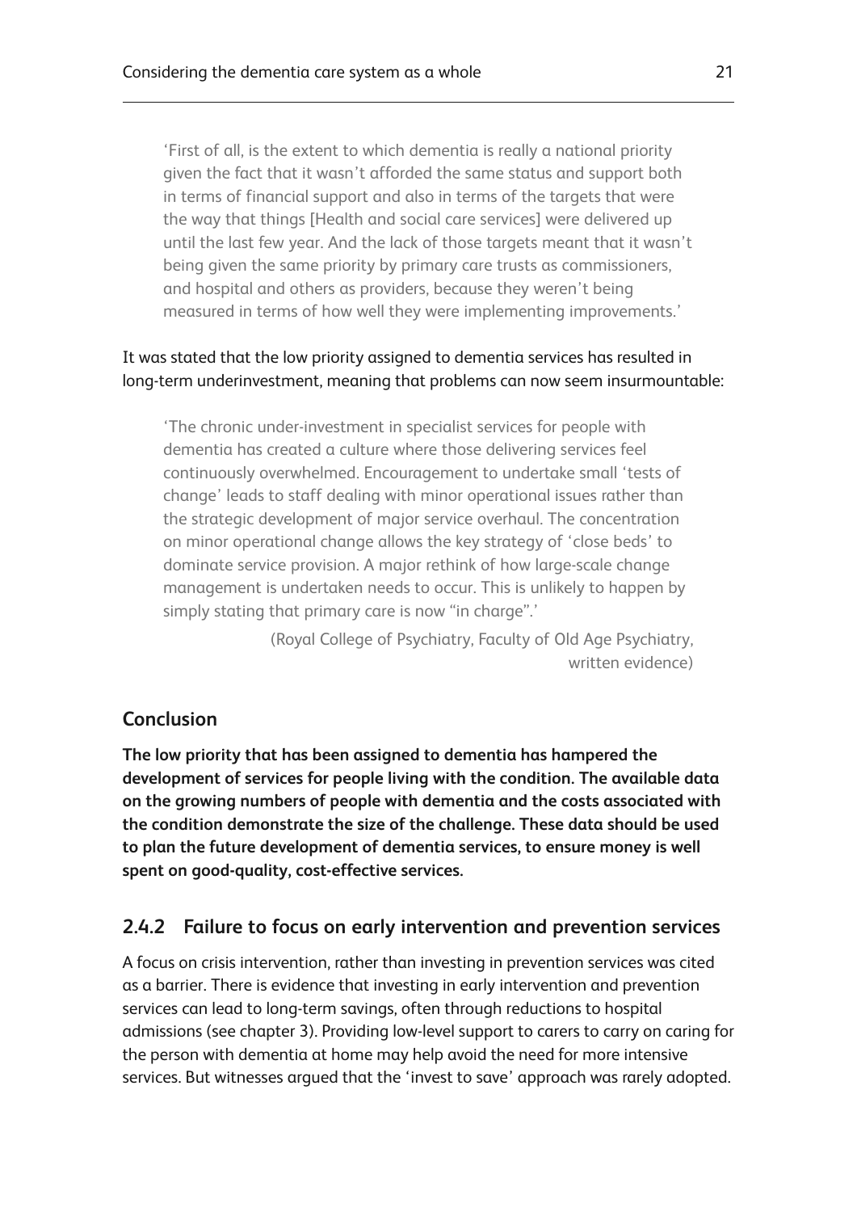> 'First of all, is the extent to which dementia is really a national priority given the fact that it wasn't afforded the same status and support both in terms of financial support and also in terms of the targets that were the way that things [Health and social care services] were delivered up until the last few year. And the lack of those targets meant that it wasn't being given the same priority by primary care trusts as commissioners, and hospital and others as providers, because they weren't being measured in terms of how well they were implementing improvements.'

It was stated that the low priority assigned to dementia services has resulted in long-term underinvestment, meaning that problems can now seem insurmountable:

> 'The chronic under-investment in specialist services for people with dementia has created a culture where those delivering services feel continuously overwhelmed. Encouragement to undertake small 'tests of change' leads to staff dealing with minor operational issues rather than the strategic development of major service overhaul. The concentration on minor operational change allows the key strategy of 'close beds' to dominate service provision. A major rethink of how large-scale change management is undertaken needs to occur. This is unlikely to happen by simply stating that primary care is now "in charge".'
>
> (Royal College of Psychiatry, Faculty of Old Age Psychiatry, written evidence)

### Conclusion

**The low priority that has been assigned to dementia has hampered the development of services for people living with the condition. The available data on the growing numbers of people with dementia and the costs associated with the condition demonstrate the size of the challenge. These data should be used to plan the future development of dementia services, to ensure money is well spent on good-quality, cost-effective services.**

### 2.4.2 Failure to focus on early intervention and prevention services

A focus on crisis intervention, rather than investing in prevention services was cited as a barrier. There is evidence that investing in early intervention and prevention services can lead to long-term savings, often through reductions to hospital admissions (see chapter 3). Providing low-level support to carers to carry on caring for the person with dementia at home may help avoid the need for more intensive services. But witnesses argued that the 'invest to save' approach was rarely adopted.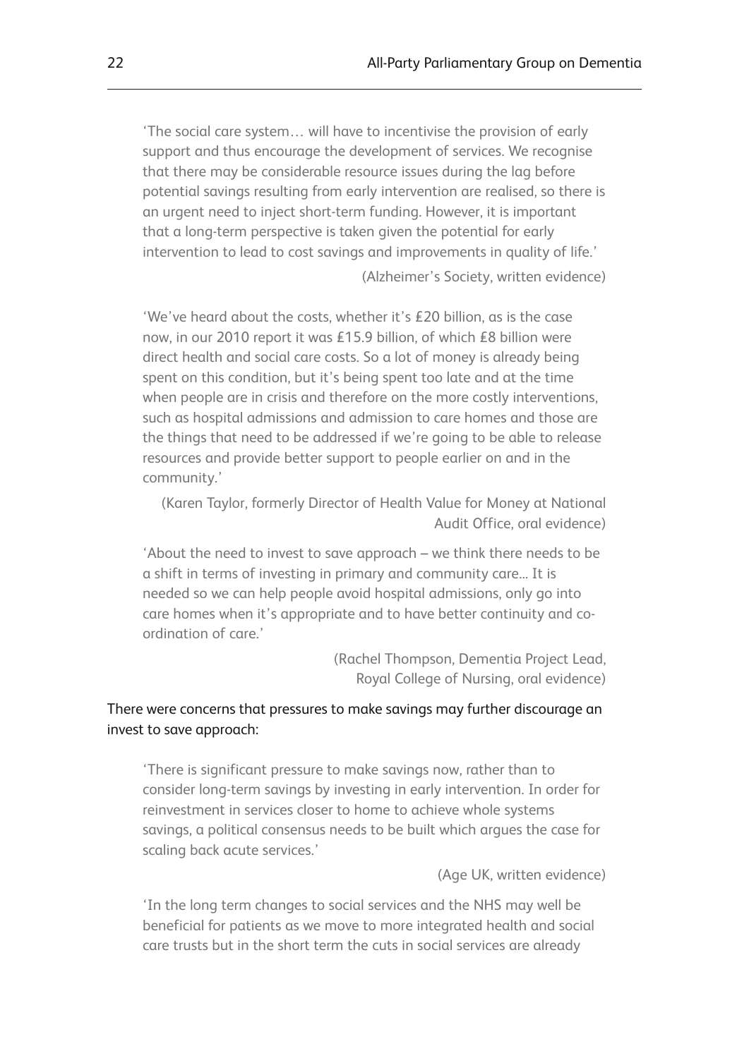> 'The social care system… will have to incentivise the provision of early support and thus encourage the development of services. We recognise that there may be considerable resource issues during the lag before potential savings resulting from early intervention are realised, so there is an urgent need to inject short-term funding. However, it is important that a long-term perspective is taken given the potential for early intervention to lead to cost savings and improvements in quality of life.'
>
> (Alzheimer's Society, written evidence)

> 'We've heard about the costs, whether it's £20 billion, as is the case now, in our 2010 report it was £15.9 billion, of which £8 billion were direct health and social care costs. So a lot of money is already being spent on this condition, but it's being spent too late and at the time when people are in crisis and therefore on the more costly interventions, such as hospital admissions and admission to care homes and those are the things that need to be addressed if we're going to be able to release resources and provide better support to people earlier on and in the community.'
>
> (Karen Taylor, formerly Director of Health Value for Money at National Audit Office, oral evidence)

> 'About the need to invest to save approach – we think there needs to be a shift in terms of investing in primary and community care... It is needed so we can help people avoid hospital admissions, only go into care homes when it's appropriate and to have better continuity and co-ordination of care.'
>
> (Rachel Thompson, Dementia Project Lead, Royal College of Nursing, oral evidence)

There were concerns that pressures to make savings may further discourage an invest to save approach:

> 'There is significant pressure to make savings now, rather than to consider long-term savings by investing in early intervention. In order for reinvestment in services closer to home to achieve whole systems savings, a political consensus needs to be built which argues the case for scaling back acute services.'
>
> (Age UK, written evidence)

> 'In the long term changes to social services and the NHS may well be beneficial for patients as we move to more integrated health and social care trusts but in the short term the cuts in social services are already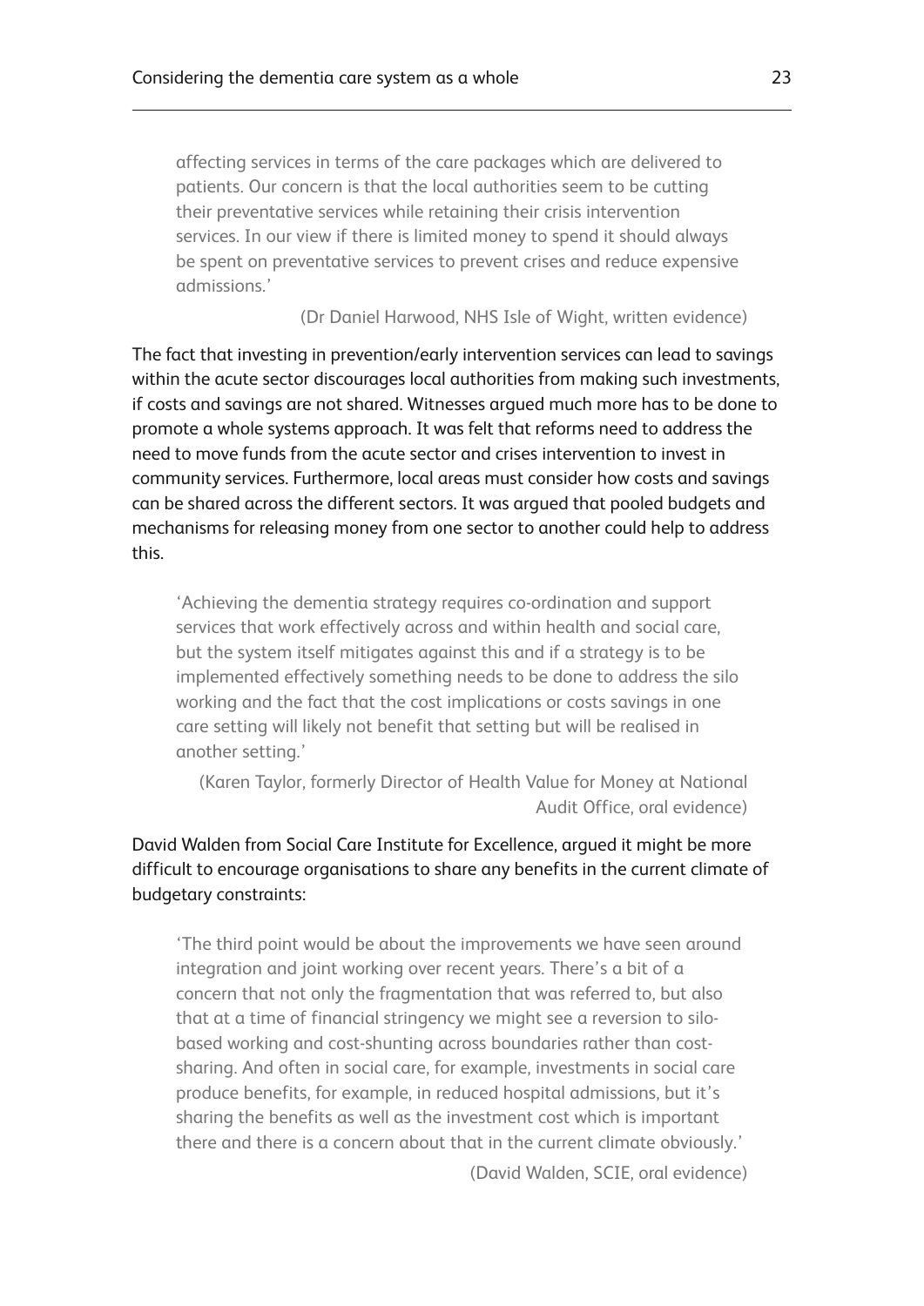> affecting services in terms of the care packages which are delivered to patients. Our concern is that the local authorities seem to be cutting their preventative services while retaining their crisis intervention services. In our view if there is limited money to spend it should always be spent on preventative services to prevent crises and reduce expensive admissions.'
>
> (Dr Daniel Harwood, NHS Isle of Wight, written evidence)

The fact that investing in prevention/early intervention services can lead to savings within the acute sector discourages local authorities from making such investments, if costs and savings are not shared. Witnesses argued much more has to be done to promote a whole systems approach. It was felt that reforms need to address the need to move funds from the acute sector and crises intervention to invest in community services. Furthermore, local areas must consider how costs and savings can be shared across the different sectors. It was argued that pooled budgets and mechanisms for releasing money from one sector to another could help to address this.

> 'Achieving the dementia strategy requires co-ordination and support services that work effectively across and within health and social care, but the system itself mitigates against this and if a strategy is to be implemented effectively something needs to be done to address the silo working and the fact that the cost implications or costs savings in one care setting will likely not benefit that setting but will be realised in another setting.'
>
> (Karen Taylor, formerly Director of Health Value for Money at National Audit Office, oral evidence)

David Walden from Social Care Institute for Excellence, argued it might be more difficult to encourage organisations to share any benefits in the current climate of budgetary constraints:

> 'The third point would be about the improvements we have seen around integration and joint working over recent years. There's a bit of a concern that not only the fragmentation that was referred to, but also that at a time of financial stringency we might see a reversion to silo-based working and cost-shunting across boundaries rather than cost-sharing. And often in social care, for example, investments in social care produce benefits, for example, in reduced hospital admissions, but it's sharing the benefits as well as the investment cost which is important there and there is a concern about that in the current climate obviously.'
>
> (David Walden, SCIE, oral evidence)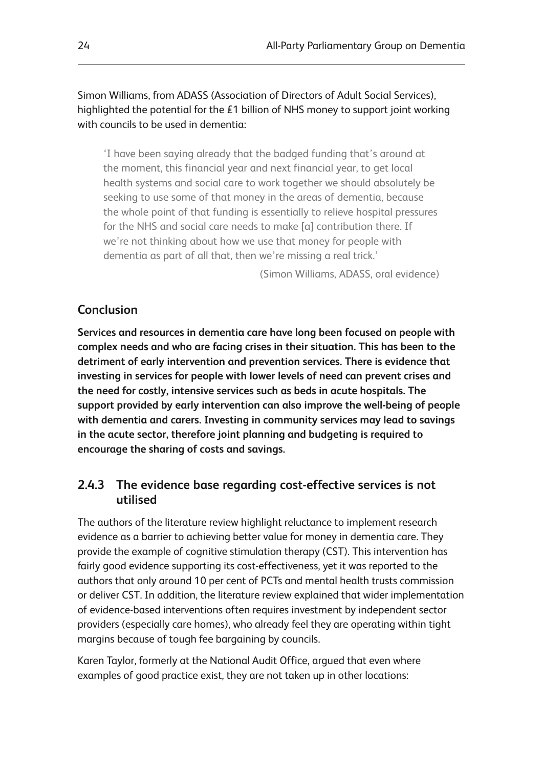Simon Williams, from ADASS (Association of Directors of Adult Social Services), highlighted the potential for the £1 billion of NHS money to support joint working with councils to be used in dementia:

> 'I have been saying already that the badged funding that's around at the moment, this financial year and next financial year, to get local health systems and social care to work together we should absolutely be seeking to use some of that money in the areas of dementia, because the whole point of that funding is essentially to relieve hospital pressures for the NHS and social care needs to make [a] contribution there. If we're not thinking about how we use that money for people with dementia as part of all that, then we're missing a real trick.'
>
> (Simon Williams, ADASS, oral evidence)

### Conclusion

**Services and resources in dementia care have long been focused on people with complex needs and who are facing crises in their situation. This has been to the detriment of early intervention and prevention services. There is evidence that investing in services for people with lower levels of need can prevent crises and the need for costly, intensive services such as beds in acute hospitals. The support provided by early intervention can also improve the well-being of people with dementia and carers. Investing in community services may lead to savings in the acute sector, therefore joint planning and budgeting is required to encourage the sharing of costs and savings.**

## 2.4.3 The evidence base regarding cost-effective services is not utilised

The authors of the literature review highlight reluctance to implement research evidence as a barrier to achieving better value for money in dementia care. They provide the example of cognitive stimulation therapy (CST). This intervention has fairly good evidence supporting its cost-effectiveness, yet it was reported to the authors that only around 10 per cent of PCTs and mental health trusts commission or deliver CST. In addition, the literature review explained that wider implementation of evidence-based interventions often requires investment by independent sector providers (especially care homes), who already feel they are operating within tight margins because of tough fee bargaining by councils.

Karen Taylor, formerly at the National Audit Office, argued that even where examples of good practice exist, they are not taken up in other locations: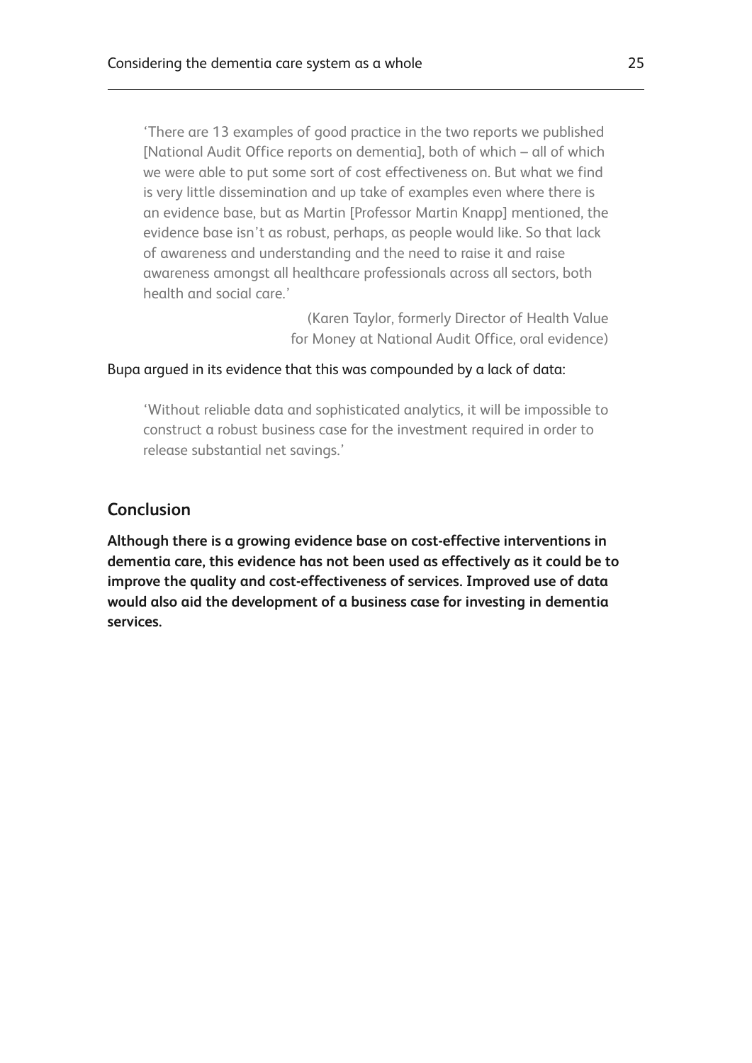> 'There are 13 examples of good practice in the two reports we published [National Audit Office reports on dementia], both of which – all of which we were able to put some sort of cost effectiveness on. But what we find is very little dissemination and up take of examples even where there is an evidence base, but as Martin [Professor Martin Knapp] mentioned, the evidence base isn't as robust, perhaps, as people would like. So that lack of awareness and understanding and the need to raise it and raise awareness amongst all healthcare professionals across all sectors, both health and social care.'
>
> (Karen Taylor, formerly Director of Health Value for Money at National Audit Office, oral evidence)

Bupa argued in its evidence that this was compounded by a lack of data:

> 'Without reliable data and sophisticated analytics, it will be impossible to construct a robust business case for the investment required in order to release substantial net savings.'

## Conclusion

**Although there is a growing evidence base on cost-effective interventions in dementia care, this evidence has not been used as effectively as it could be to improve the quality and cost-effectiveness of services. Improved use of data would also aid the development of a business case for investing in dementia services.**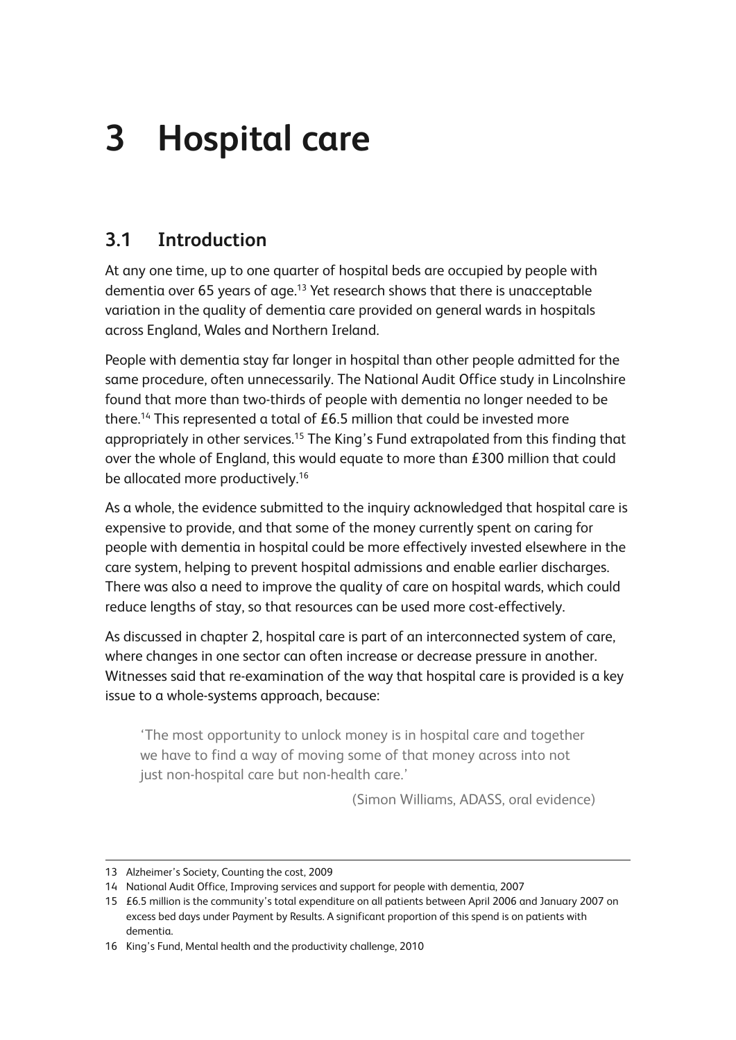# 3 Hospital care

## 3.1 Introduction

At any one time, up to one quarter of hospital beds are occupied by people with dementia over 65 years of age.[13] Yet research shows that there is unacceptable variation in the quality of dementia care provided on general wards in hospitals across England, Wales and Northern Ireland.

People with dementia stay far longer in hospital than other people admitted for the same procedure, often unnecessarily. The National Audit Office study in Lincolnshire found that more than two-thirds of people with dementia no longer needed to be there.[14] This represented a total of £6.5 million that could be invested more appropriately in other services.[15] The King's Fund extrapolated from this finding that over the whole of England, this would equate to more than £300 million that could be allocated more productively.[16]

As a whole, the evidence submitted to the inquiry acknowledged that hospital care is expensive to provide, and that some of the money currently spent on caring for people with dementia in hospital could be more effectively invested elsewhere in the care system, helping to prevent hospital admissions and enable earlier discharges. There was also a need to improve the quality of care on hospital wards, which could reduce lengths of stay, so that resources can be used more cost-effectively.

As discussed in chapter 2, hospital care is part of an interconnected system of care, where changes in one sector can often increase or decrease pressure in another. Witnesses said that re-examination of the way that hospital care is provided is a key issue to a whole-systems approach, because:

> 'The most opportunity to unlock money is in hospital care and together we have to find a way of moving some of that money across into not just non-hospital care but non-health care.'
>
> (Simon Williams, ADASS, oral evidence)

---

13 Alzheimer's Society, Counting the cost, 2009

14 National Audit Office, Improving services and support for people with dementia, 2007

15 £6.5 million is the community's total expenditure on all patients between April 2006 and January 2007 on excess bed days under Payment by Results. A significant proportion of this spend is on patients with dementia.

16 King's Fund, Mental health and the productivity challenge, 2010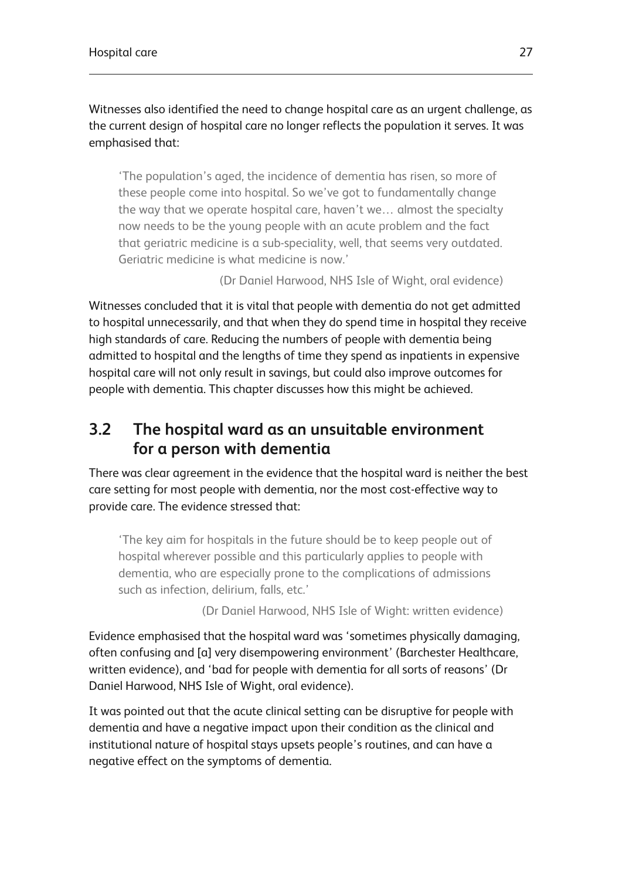Witnesses also identified the need to change hospital care as an urgent challenge, as the current design of hospital care no longer reflects the population it serves. It was emphasised that:

> 'The population's aged, the incidence of dementia has risen, so more of these people come into hospital. So we've got to fundamentally change the way that we operate hospital care, haven't we… almost the specialty now needs to be the young people with an acute problem and the fact that geriatric medicine is a sub-speciality, well, that seems very outdated. Geriatric medicine is what medicine is now.'
>
> (Dr Daniel Harwood, NHS Isle of Wight, oral evidence)

Witnesses concluded that it is vital that people with dementia do not get admitted to hospital unnecessarily, and that when they do spend time in hospital they receive high standards of care. Reducing the numbers of people with dementia being admitted to hospital and the lengths of time they spend as inpatients in expensive hospital care will not only result in savings, but could also improve outcomes for people with dementia. This chapter discusses how this might be achieved.

## 3.2 The hospital ward as an unsuitable environment for a person with dementia

There was clear agreement in the evidence that the hospital ward is neither the best care setting for most people with dementia, nor the most cost-effective way to provide care. The evidence stressed that:

> 'The key aim for hospitals in the future should be to keep people out of hospital wherever possible and this particularly applies to people with dementia, who are especially prone to the complications of admissions such as infection, delirium, falls, etc.'
>
> (Dr Daniel Harwood, NHS Isle of Wight: written evidence)

Evidence emphasised that the hospital ward was 'sometimes physically damaging, often confusing and [a] very disempowering environment' (Barchester Healthcare, written evidence), and 'bad for people with dementia for all sorts of reasons' (Dr Daniel Harwood, NHS Isle of Wight, oral evidence).

It was pointed out that the acute clinical setting can be disruptive for people with dementia and have a negative impact upon their condition as the clinical and institutional nature of hospital stays upsets people's routines, and can have a negative effect on the symptoms of dementia.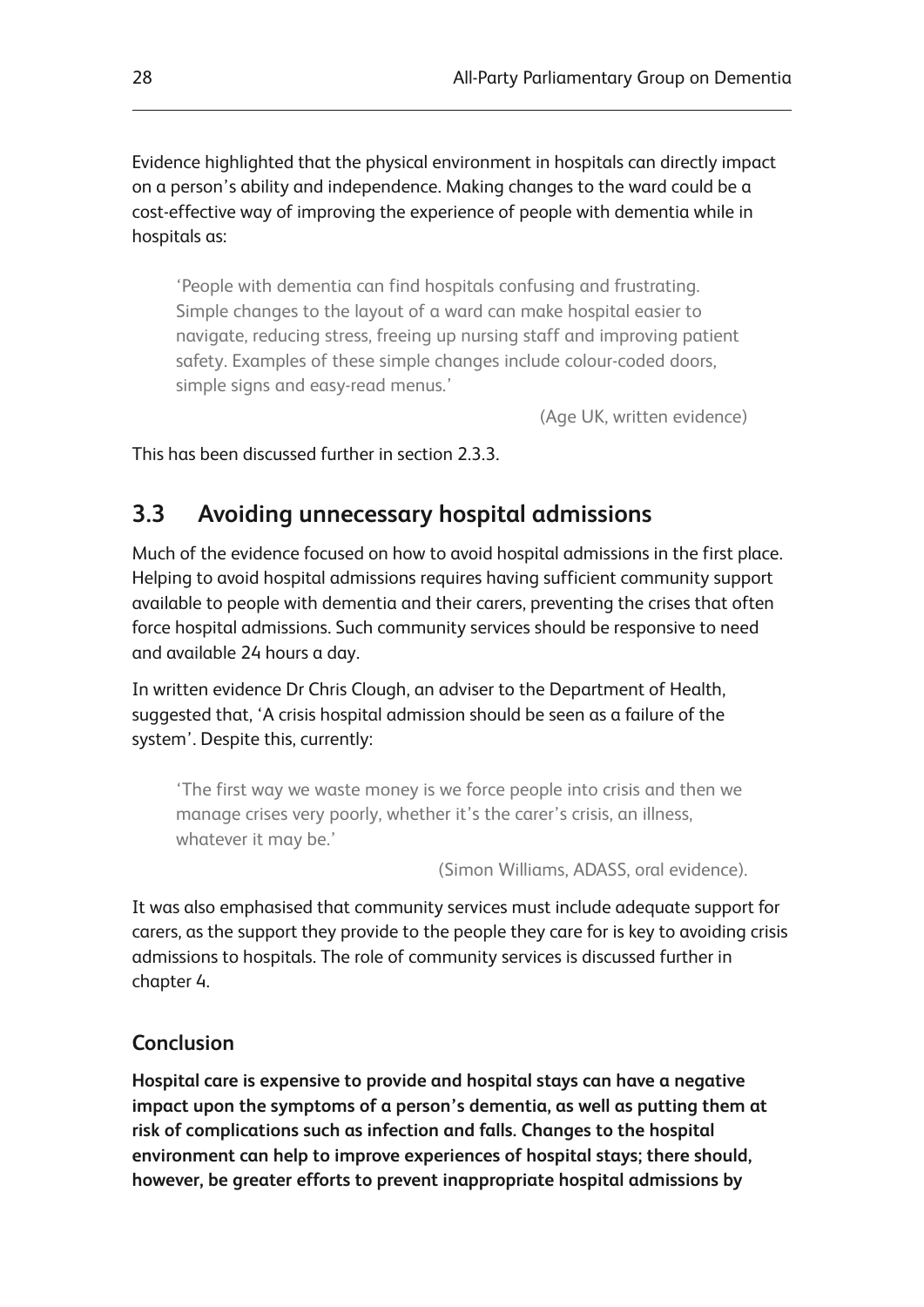Evidence highlighted that the physical environment in hospitals can directly impact on a person's ability and independence. Making changes to the ward could be a cost-effective way of improving the experience of people with dementia while in hospitals as:

> 'People with dementia can find hospitals confusing and frustrating. Simple changes to the layout of a ward can make hospital easier to navigate, reducing stress, freeing up nursing staff and improving patient safety. Examples of these simple changes include colour-coded doors, simple signs and easy-read menus.'
>
> (Age UK, written evidence)

This has been discussed further in section 2.3.3.

## 3.3 Avoiding unnecessary hospital admissions

Much of the evidence focused on how to avoid hospital admissions in the first place. Helping to avoid hospital admissions requires having sufficient community support available to people with dementia and their carers, preventing the crises that often force hospital admissions. Such community services should be responsive to need and available 24 hours a day.

In written evidence Dr Chris Clough, an adviser to the Department of Health, suggested that, 'A crisis hospital admission should be seen as a failure of the system'. Despite this, currently:

> 'The first way we waste money is we force people into crisis and then we manage crises very poorly, whether it's the carer's crisis, an illness, whatever it may be.'
>
> (Simon Williams, ADASS, oral evidence).

It was also emphasised that community services must include adequate support for carers, as the support they provide to the people they care for is key to avoiding crisis admissions to hospitals. The role of community services is discussed further in chapter 4.

### Conclusion

**Hospital care is expensive to provide and hospital stays can have a negative impact upon the symptoms of a person's dementia, as well as putting them at risk of complications such as infection and falls. Changes to the hospital environment can help to improve experiences of hospital stays; there should, however, be greater efforts to prevent inappropriate hospital admissions by**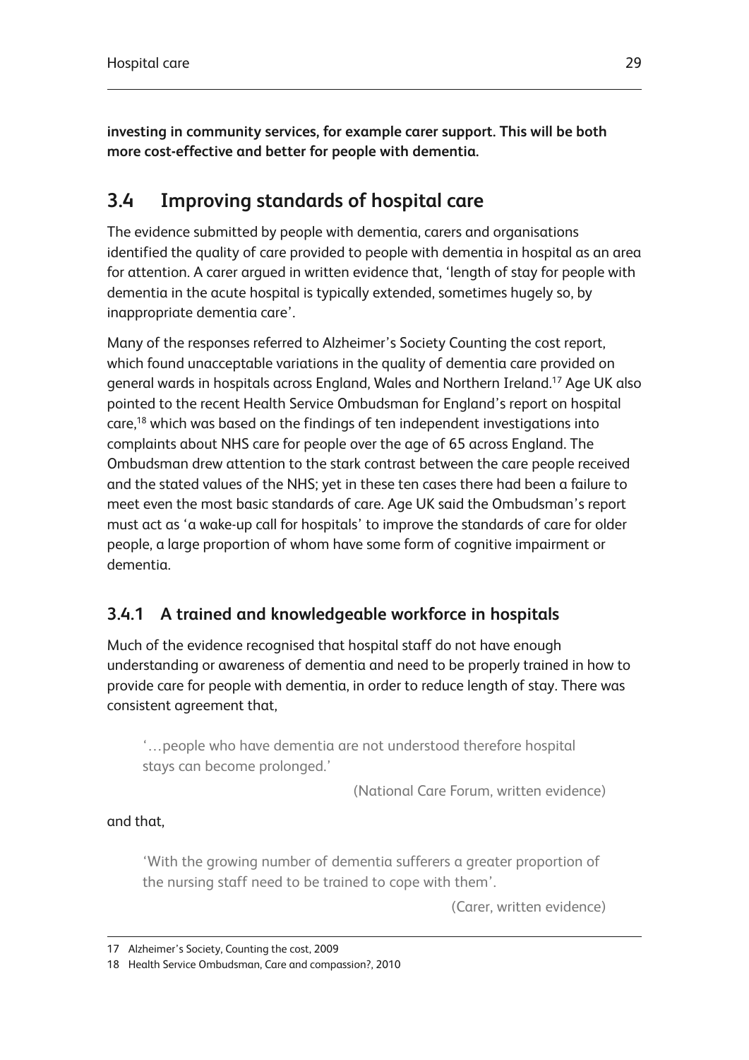**investing in community services, for example carer support. This will be both more cost-effective and better for people with dementia.**

## 3.4 Improving standards of hospital care

The evidence submitted by people with dementia, carers and organisations identified the quality of care provided to people with dementia in hospital as an area for attention. A carer argued in written evidence that, 'length of stay for people with dementia in the acute hospital is typically extended, sometimes hugely so, by inappropriate dementia care'.

Many of the responses referred to Alzheimer's Society Counting the cost report, which found unacceptable variations in the quality of dementia care provided on general wards in hospitals across England, Wales and Northern Ireland.[17] Age UK also pointed to the recent Health Service Ombudsman for England's report on hospital care,[18] which was based on the findings of ten independent investigations into complaints about NHS care for people over the age of 65 across England. The Ombudsman drew attention to the stark contrast between the care people received and the stated values of the NHS; yet in these ten cases there had been a failure to meet even the most basic standards of care. Age UK said the Ombudsman's report must act as 'a wake-up call for hospitals' to improve the standards of care for older people, a large proportion of whom have some form of cognitive impairment or dementia.

### 3.4.1 A trained and knowledgeable workforce in hospitals

Much of the evidence recognised that hospital staff do not have enough understanding or awareness of dementia and need to be properly trained in how to provide care for people with dementia, in order to reduce length of stay. There was consistent agreement that,

> '…people who have dementia are not understood therefore hospital stays can become prolonged.'
>
> (National Care Forum, written evidence)

and that,

> 'With the growing number of dementia sufferers a greater proportion of the nursing staff need to be trained to cope with them'.
>
> (Carer, written evidence)

---

17 Alzheimer's Society, Counting the cost, 2009

18 Health Service Ombudsman, Care and compassion?, 2010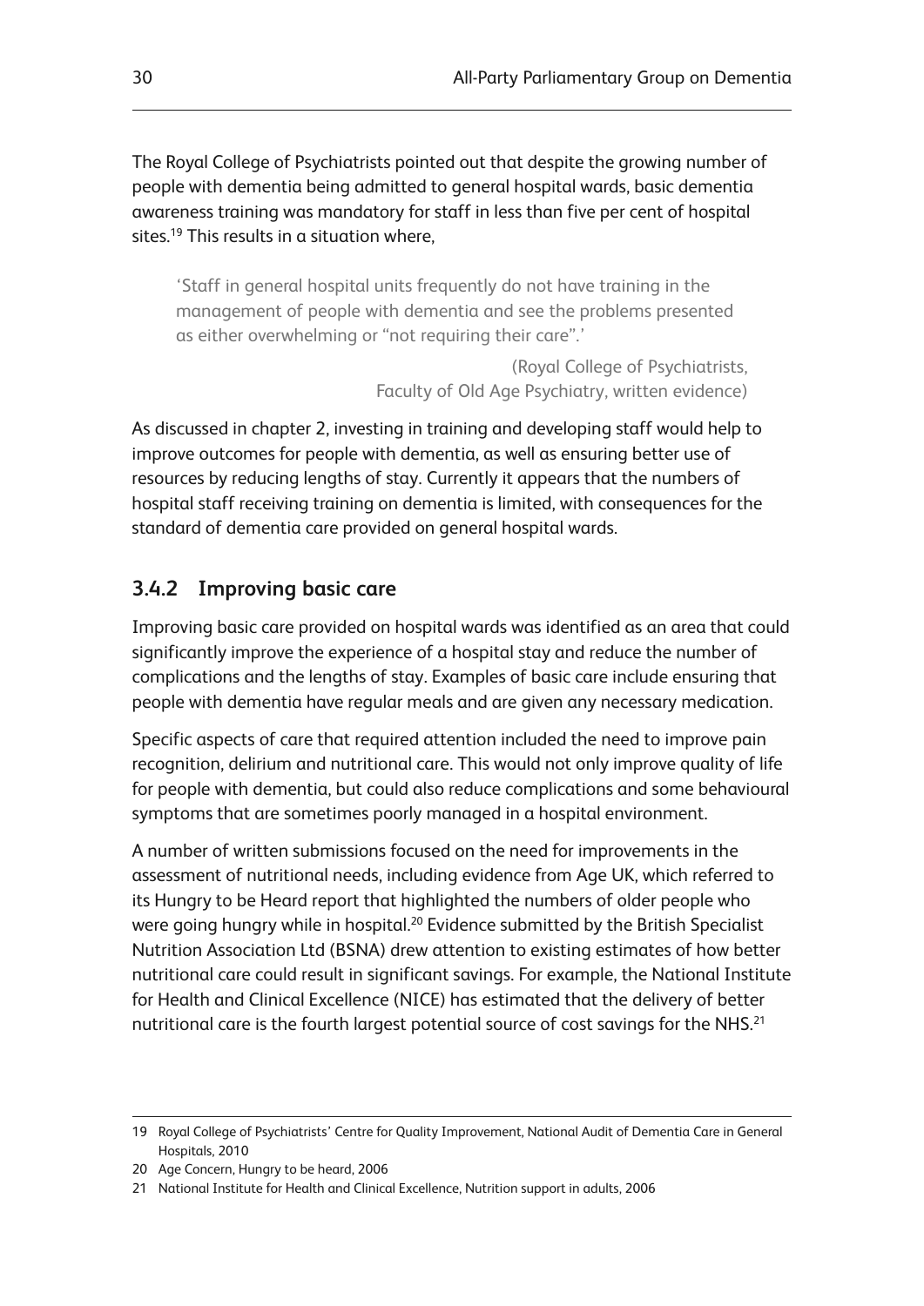The Royal College of Psychiatrists pointed out that despite the growing number of people with dementia being admitted to general hospital wards, basic dementia awareness training was mandatory for staff in less than five per cent of hospital sites.[19] This results in a situation where,

> 'Staff in general hospital units frequently do not have training in the management of people with dementia and see the problems presented as either overwhelming or "not requiring their care".'
>
> (Royal College of Psychiatrists, Faculty of Old Age Psychiatry, written evidence)

As discussed in chapter 2, investing in training and developing staff would help to improve outcomes for people with dementia, as well as ensuring better use of resources by reducing lengths of stay. Currently it appears that the numbers of hospital staff receiving training on dementia is limited, with consequences for the standard of dementia care provided on general hospital wards.

### 3.4.2 Improving basic care

Improving basic care provided on hospital wards was identified as an area that could significantly improve the experience of a hospital stay and reduce the number of complications and the lengths of stay. Examples of basic care include ensuring that people with dementia have regular meals and are given any necessary medication.

Specific aspects of care that required attention included the need to improve pain recognition, delirium and nutritional care. This would not only improve quality of life for people with dementia, but could also reduce complications and some behavioural symptoms that are sometimes poorly managed in a hospital environment.

A number of written submissions focused on the need for improvements in the assessment of nutritional needs, including evidence from Age UK, which referred to its Hungry to be Heard report that highlighted the numbers of older people who were going hungry while in hospital.[20] Evidence submitted by the British Specialist Nutrition Association Ltd (BSNA) drew attention to existing estimates of how better nutritional care could result in significant savings. For example, the National Institute for Health and Clinical Excellence (NICE) has estimated that the delivery of better nutritional care is the fourth largest potential source of cost savings for the NHS.[21]

---

19 Royal College of Psychiatrists' Centre for Quality Improvement, National Audit of Dementia Care in General Hospitals, 2010

20 Age Concern, Hungry to be heard, 2006

21 National Institute for Health and Clinical Excellence, Nutrition support in adults, 2006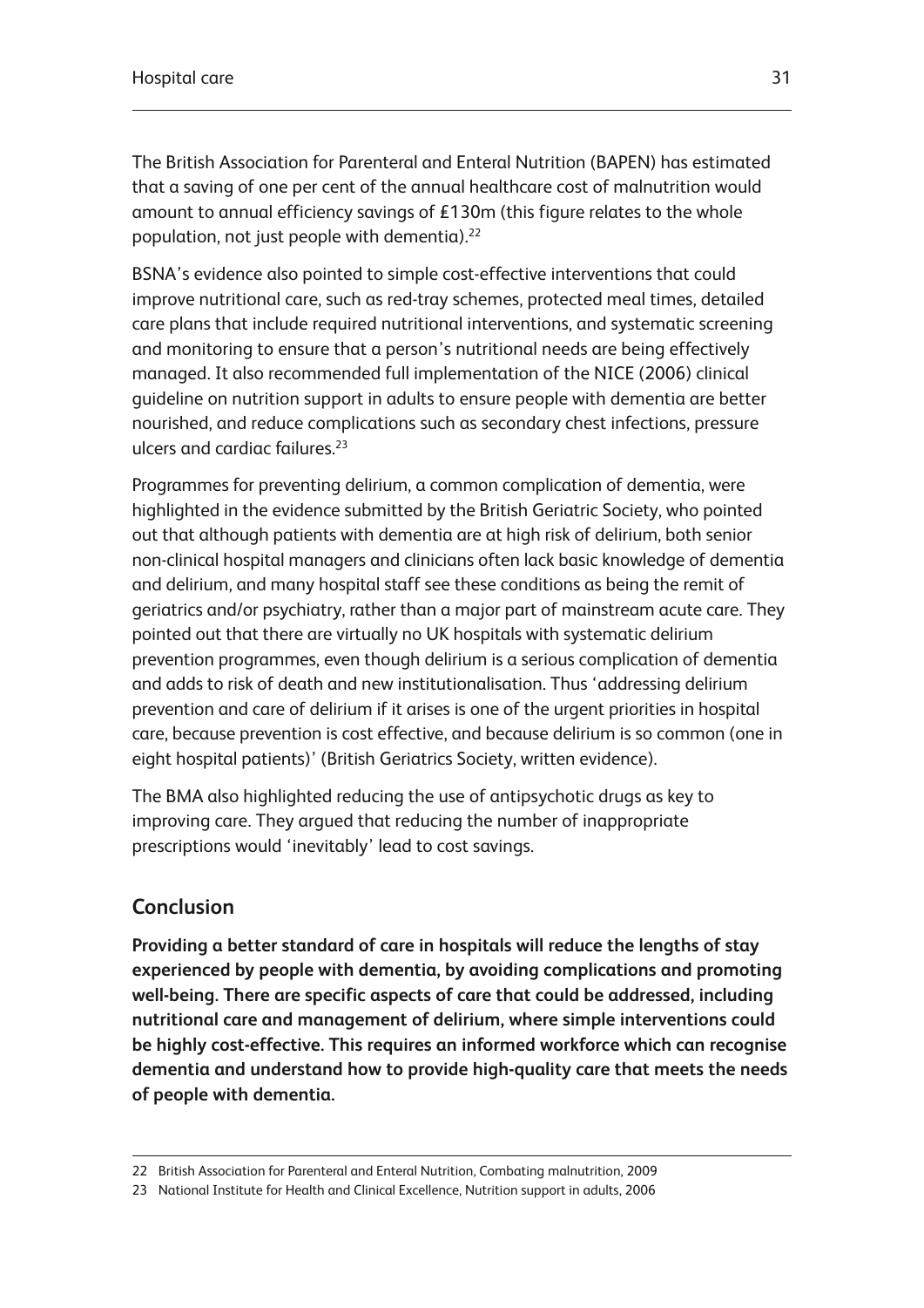The British Association for Parenteral and Enteral Nutrition (BAPEN) has estimated that a saving of one per cent of the annual healthcare cost of malnutrition would amount to annual efficiency savings of £130m (this figure relates to the whole population, not just people with dementia).[22]

BSNA's evidence also pointed to simple cost-effective interventions that could improve nutritional care, such as red-tray schemes, protected meal times, detailed care plans that include required nutritional interventions, and systematic screening and monitoring to ensure that a person's nutritional needs are being effectively managed. It also recommended full implementation of the NICE (2006) clinical guideline on nutrition support in adults to ensure people with dementia are better nourished, and reduce complications such as secondary chest infections, pressure ulcers and cardiac failures.[23]

Programmes for preventing delirium, a common complication of dementia, were highlighted in the evidence submitted by the British Geriatric Society, who pointed out that although patients with dementia are at high risk of delirium, both senior non-clinical hospital managers and clinicians often lack basic knowledge of dementia and delirium, and many hospital staff see these conditions as being the remit of geriatrics and/or psychiatry, rather than a major part of mainstream acute care. They pointed out that there are virtually no UK hospitals with systematic delirium prevention programmes, even though delirium is a serious complication of dementia and adds to risk of death and new institutionalisation. Thus 'addressing delirium prevention and care of delirium if it arises is one of the urgent priorities in hospital care, because prevention is cost effective, and because delirium is so common (one in eight hospital patients)' (British Geriatrics Society, written evidence).

The BMA also highlighted reducing the use of antipsychotic drugs as key to improving care. They argued that reducing the number of inappropriate prescriptions would 'inevitably' lead to cost savings.

## Conclusion

**Providing a better standard of care in hospitals will reduce the lengths of stay experienced by people with dementia, by avoiding complications and promoting well-being. There are specific aspects of care that could be addressed, including nutritional care and management of delirium, where simple interventions could be highly cost-effective. This requires an informed workforce which can recognise dementia and understand how to provide high-quality care that meets the needs of people with dementia.**

22 British Association for Parenteral and Enteral Nutrition, Combating malnutrition, 2009

23 National Institute for Health and Clinical Excellence, Nutrition support in adults, 2006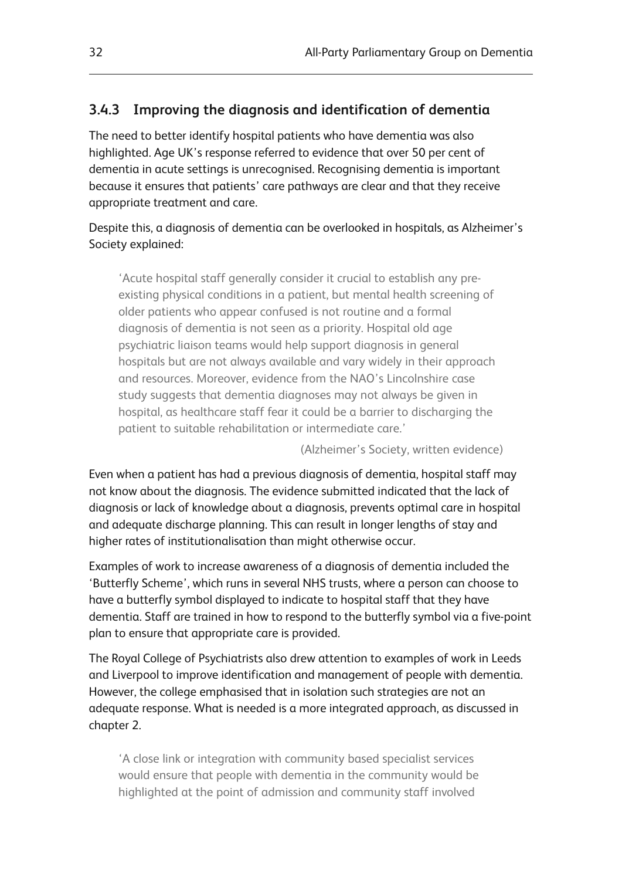### 3.4.3 Improving the diagnosis and identification of dementia

The need to better identify hospital patients who have dementia was also highlighted. Age UK's response referred to evidence that over 50 per cent of dementia in acute settings is unrecognised. Recognising dementia is important because it ensures that patients' care pathways are clear and that they receive appropriate treatment and care.

Despite this, a diagnosis of dementia can be overlooked in hospitals, as Alzheimer's Society explained:

> 'Acute hospital staff generally consider it crucial to establish any pre-existing physical conditions in a patient, but mental health screening of older patients who appear confused is not routine and a formal diagnosis of dementia is not seen as a priority. Hospital old age psychiatric liaison teams would help support diagnosis in general hospitals but are not always available and vary widely in their approach and resources. Moreover, evidence from the NAO's Lincolnshire case study suggests that dementia diagnoses may not always be given in hospital, as healthcare staff fear it could be a barrier to discharging the patient to suitable rehabilitation or intermediate care.'
>
> (Alzheimer's Society, written evidence)

Even when a patient has had a previous diagnosis of dementia, hospital staff may not know about the diagnosis. The evidence submitted indicated that the lack of diagnosis or lack of knowledge about a diagnosis, prevents optimal care in hospital and adequate discharge planning. This can result in longer lengths of stay and higher rates of institutionalisation than might otherwise occur.

Examples of work to increase awareness of a diagnosis of dementia included the 'Butterfly Scheme', which runs in several NHS trusts, where a person can choose to have a butterfly symbol displayed to indicate to hospital staff that they have dementia. Staff are trained in how to respond to the butterfly symbol via a five-point plan to ensure that appropriate care is provided.

The Royal College of Psychiatrists also drew attention to examples of work in Leeds and Liverpool to improve identification and management of people with dementia. However, the college emphasised that in isolation such strategies are not an adequate response. What is needed is a more integrated approach, as discussed in chapter 2.

> 'A close link or integration with community based specialist services would ensure that people with dementia in the community would be highlighted at the point of admission and community staff involved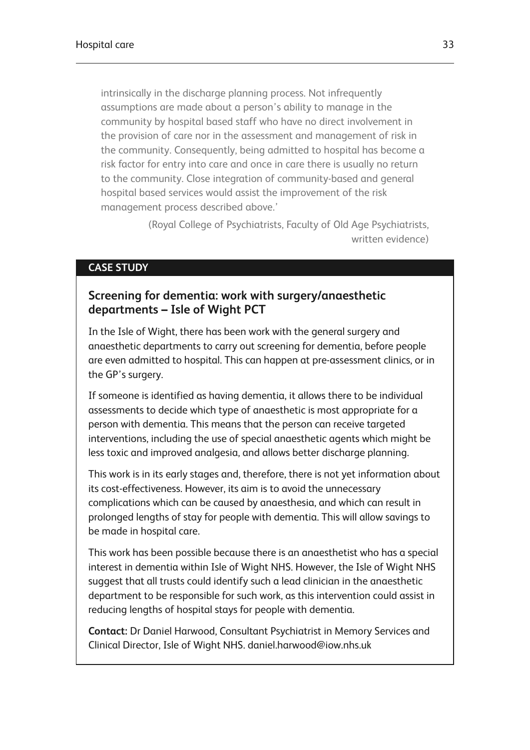intrinsically in the discharge planning process. Not infrequently assumptions are made about a person's ability to manage in the community by hospital based staff who have no direct involvement in the provision of care nor in the assessment and management of risk in the community. Consequently, being admitted to hospital has become a risk factor for entry into care and once in care there is usually no return to the community. Close integration of community-based and general hospital based services would assist the improvement of the risk management process described above.'

(Royal College of Psychiatrists, Faculty of Old Age Psychiatrists, written evidence)

**CASE STUDY**

### Screening for dementia: work with surgery/anaesthetic departments – Isle of Wight PCT

In the Isle of Wight, there has been work with the general surgery and anaesthetic departments to carry out screening for dementia, before people are even admitted to hospital. This can happen at pre-assessment clinics, or in the GP's surgery.

If someone is identified as having dementia, it allows there to be individual assessments to decide which type of anaesthetic is most appropriate for a person with dementia. This means that the person can receive targeted interventions, including the use of special anaesthetic agents which might be less toxic and improved analgesia, and allows better discharge planning.

This work is in its early stages and, therefore, there is not yet information about its cost-effectiveness. However, its aim is to avoid the unnecessary complications which can be caused by anaesthesia, and which can result in prolonged lengths of stay for people with dementia. This will allow savings to be made in hospital care.

This work has been possible because there is an anaesthetist who has a special interest in dementia within Isle of Wight NHS. However, the Isle of Wight NHS suggest that all trusts could identify such a lead clinician in the anaesthetic department to be responsible for such work, as this intervention could assist in reducing lengths of hospital stays for people with dementia.

**Contact:** Dr Daniel Harwood, Consultant Psychiatrist in Memory Services and Clinical Director, Isle of Wight NHS. daniel.harwood@iow.nhs.uk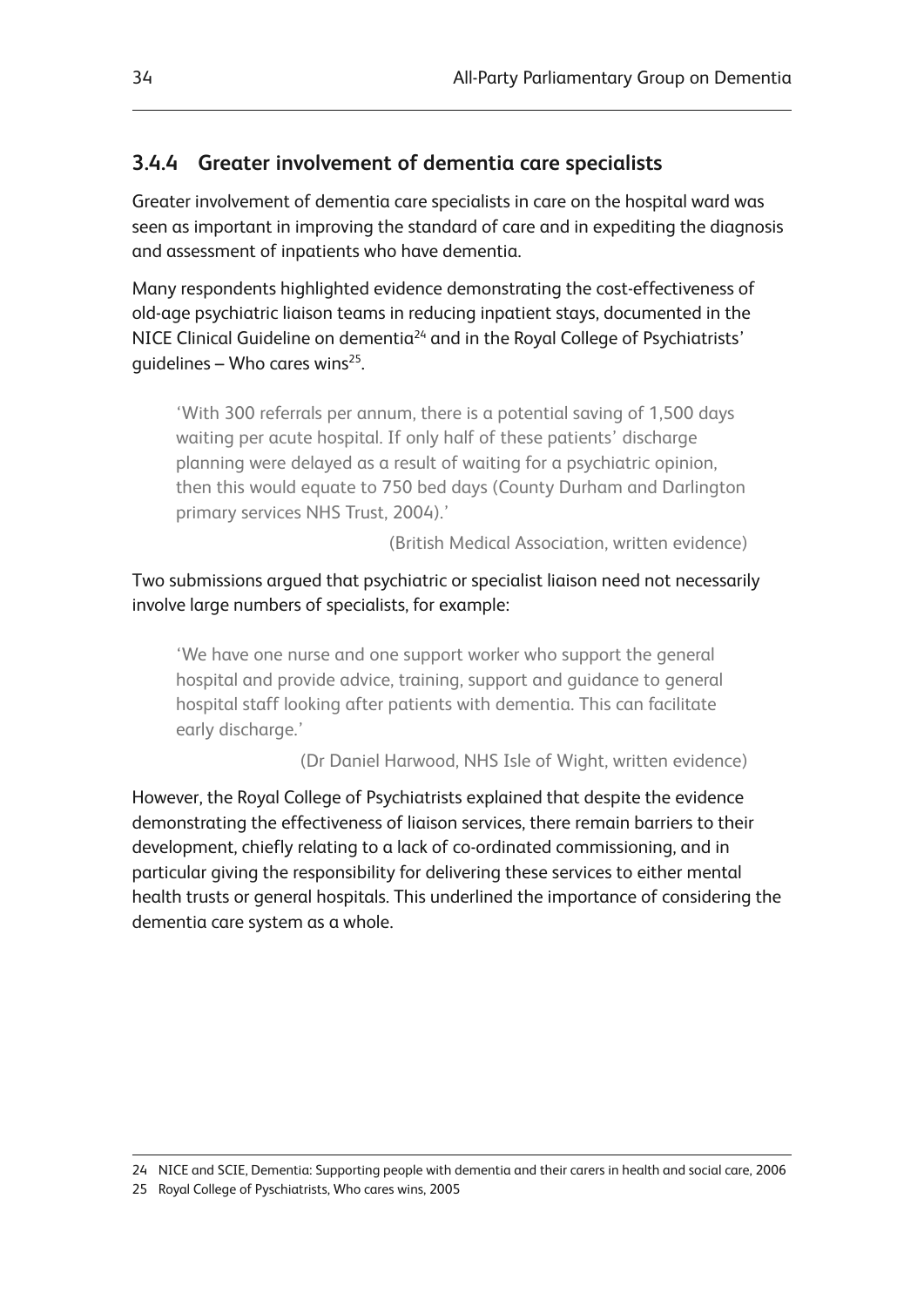### 3.4.4 Greater involvement of dementia care specialists

Greater involvement of dementia care specialists in care on the hospital ward was seen as important in improving the standard of care and in expediting the diagnosis and assessment of inpatients who have dementia.

Many respondents highlighted evidence demonstrating the cost-effectiveness of old-age psychiatric liaison teams in reducing inpatient stays, documented in the NICE Clinical Guideline on dementia[24] and in the Royal College of Psychiatrists' guidelines – Who cares wins[25].

> 'With 300 referrals per annum, there is a potential saving of 1,500 days waiting per acute hospital. If only half of these patients' discharge planning were delayed as a result of waiting for a psychiatric opinion, then this would equate to 750 bed days (County Durham and Darlington primary services NHS Trust, 2004).'
>
> (British Medical Association, written evidence)

Two submissions argued that psychiatric or specialist liaison need not necessarily involve large numbers of specialists, for example:

> 'We have one nurse and one support worker who support the general hospital and provide advice, training, support and guidance to general hospital staff looking after patients with dementia. This can facilitate early discharge.'
>
> (Dr Daniel Harwood, NHS Isle of Wight, written evidence)

However, the Royal College of Psychiatrists explained that despite the evidence demonstrating the effectiveness of liaison services, there remain barriers to their development, chiefly relating to a lack of co-ordinated commissioning, and in particular giving the responsibility for delivering these services to either mental health trusts or general hospitals. This underlined the importance of considering the dementia care system as a whole.

---

24 NICE and SCIE, Dementia: Supporting people with dementia and their carers in health and social care, 2006

25 Royal College of Pyschiatrists, Who cares wins, 2005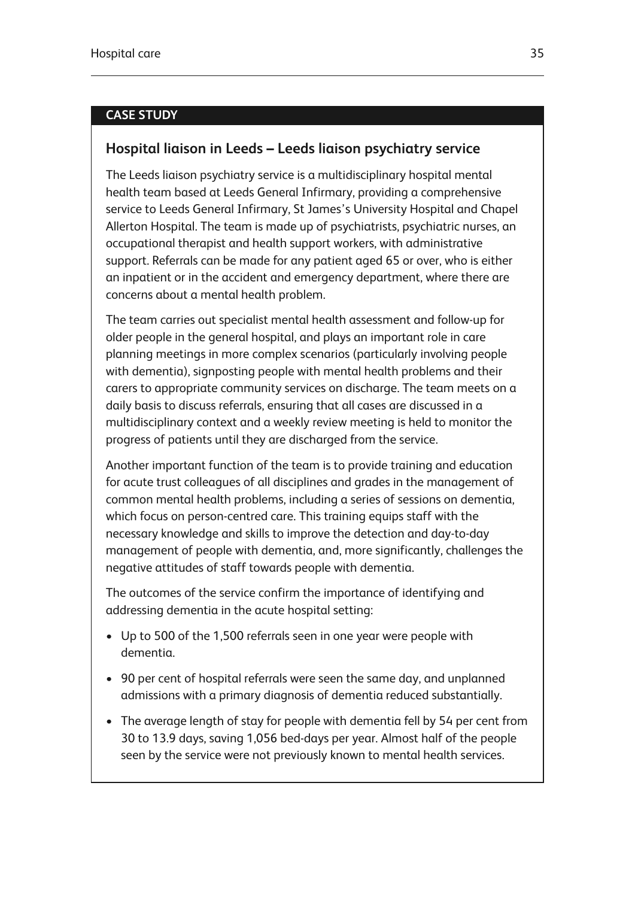**CASE STUDY**

### Hospital liaison in Leeds – Leeds liaison psychiatry service

The Leeds liaison psychiatry service is a multidisciplinary hospital mental health team based at Leeds General Infirmary, providing a comprehensive service to Leeds General Infirmary, St James's University Hospital and Chapel Allerton Hospital. The team is made up of psychiatrists, psychiatric nurses, an occupational therapist and health support workers, with administrative support. Referrals can be made for any patient aged 65 or over, who is either an inpatient or in the accident and emergency department, where there are concerns about a mental health problem.

The team carries out specialist mental health assessment and follow-up for older people in the general hospital, and plays an important role in care planning meetings in more complex scenarios (particularly involving people with dementia), signposting people with mental health problems and their carers to appropriate community services on discharge. The team meets on a daily basis to discuss referrals, ensuring that all cases are discussed in a multidisciplinary context and a weekly review meeting is held to monitor the progress of patients until they are discharged from the service.

Another important function of the team is to provide training and education for acute trust colleagues of all disciplines and grades in the management of common mental health problems, including a series of sessions on dementia, which focus on person-centred care. This training equips staff with the necessary knowledge and skills to improve the detection and day-to-day management of people with dementia, and, more significantly, challenges the negative attitudes of staff towards people with dementia.

The outcomes of the service confirm the importance of identifying and addressing dementia in the acute hospital setting:

- Up to 500 of the 1,500 referrals seen in one year were people with dementia.
- 90 per cent of hospital referrals were seen the same day, and unplanned admissions with a primary diagnosis of dementia reduced substantially.
- The average length of stay for people with dementia fell by 54 per cent from 30 to 13.9 days, saving 1,056 bed-days per year. Almost half of the people seen by the service were not previously known to mental health services.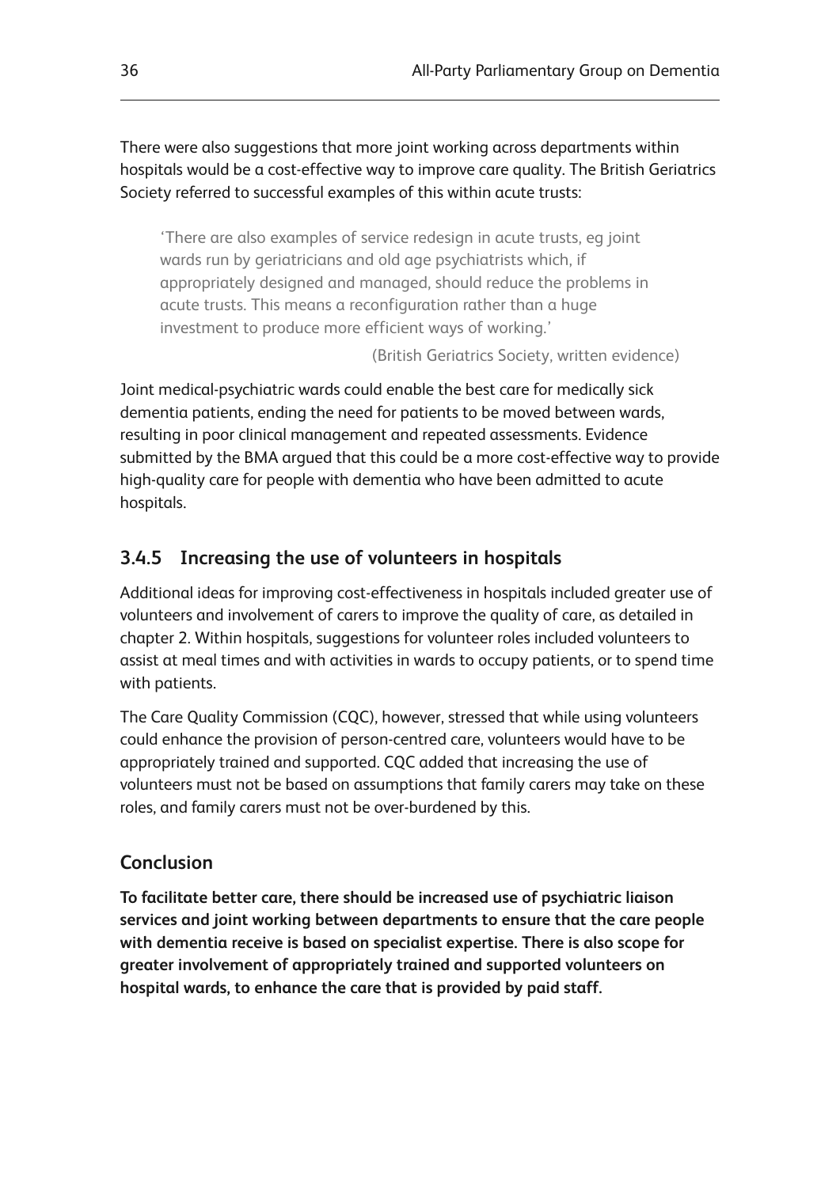There were also suggestions that more joint working across departments within hospitals would be a cost-effective way to improve care quality. The British Geriatrics Society referred to successful examples of this within acute trusts:

> 'There are also examples of service redesign in acute trusts, eg joint wards run by geriatricians and old age psychiatrists which, if appropriately designed and managed, should reduce the problems in acute trusts. This means a reconfiguration rather than a huge investment to produce more efficient ways of working.'
>
> (British Geriatrics Society, written evidence)

Joint medical-psychiatric wards could enable the best care for medically sick dementia patients, ending the need for patients to be moved between wards, resulting in poor clinical management and repeated assessments. Evidence submitted by the BMA argued that this could be a more cost-effective way to provide high-quality care for people with dementia who have been admitted to acute hospitals.

### 3.4.5 Increasing the use of volunteers in hospitals

Additional ideas for improving cost-effectiveness in hospitals included greater use of volunteers and involvement of carers to improve the quality of care, as detailed in chapter 2. Within hospitals, suggestions for volunteer roles included volunteers to assist at meal times and with activities in wards to occupy patients, or to spend time with patients.

The Care Quality Commission (CQC), however, stressed that while using volunteers could enhance the provision of person-centred care, volunteers would have to be appropriately trained and supported. CQC added that increasing the use of volunteers must not be based on assumptions that family carers may take on these roles, and family carers must not be over-burdened by this.

### Conclusion

**To facilitate better care, there should be increased use of psychiatric liaison services and joint working between departments to ensure that the care people with dementia receive is based on specialist expertise. There is also scope for greater involvement of appropriately trained and supported volunteers on hospital wards, to enhance the care that is provided by paid staff.**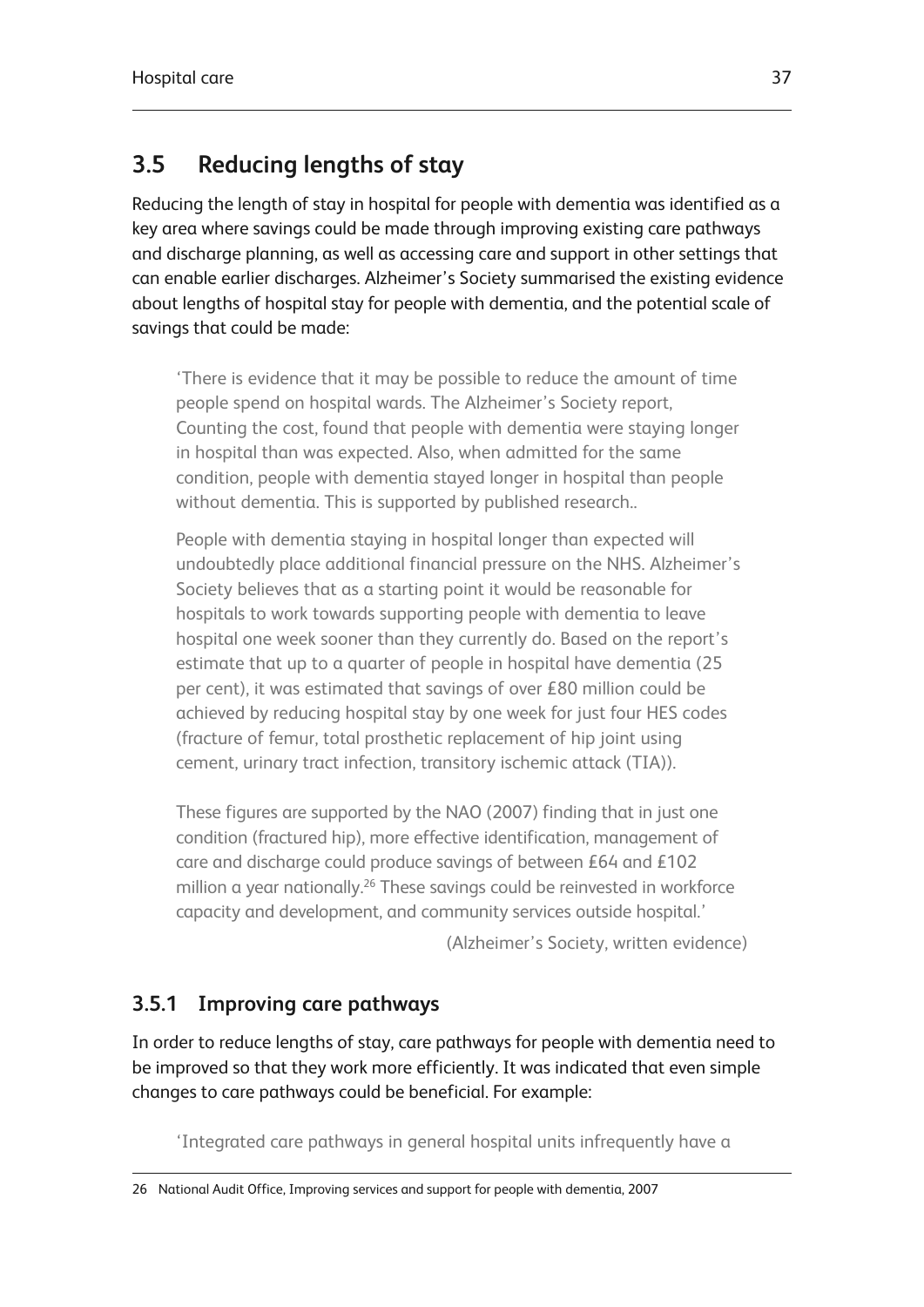## 3.5 Reducing lengths of stay

Reducing the length of stay in hospital for people with dementia was identified as a key area where savings could be made through improving existing care pathways and discharge planning, as well as accessing care and support in other settings that can enable earlier discharges. Alzheimer's Society summarised the existing evidence about lengths of hospital stay for people with dementia, and the potential scale of savings that could be made:

> 'There is evidence that it may be possible to reduce the amount of time people spend on hospital wards. The Alzheimer's Society report, Counting the cost, found that people with dementia were staying longer in hospital than was expected. Also, when admitted for the same condition, people with dementia stayed longer in hospital than people without dementia. This is supported by published research..
>
> People with dementia staying in hospital longer than expected will undoubtedly place additional financial pressure on the NHS. Alzheimer's Society believes that as a starting point it would be reasonable for hospitals to work towards supporting people with dementia to leave hospital one week sooner than they currently do. Based on the report's estimate that up to a quarter of people in hospital have dementia (25 per cent), it was estimated that savings of over £80 million could be achieved by reducing hospital stay by one week for just four HES codes (fracture of femur, total prosthetic replacement of hip joint using cement, urinary tract infection, transitory ischemic attack (TIA)).
>
> These figures are supported by the NAO (2007) finding that in just one condition (fractured hip), more effective identification, management of care and discharge could produce savings of between £64 and £102 million a year nationally.[26] These savings could be reinvested in workforce capacity and development, and community services outside hospital.'
>
> (Alzheimer's Society, written evidence)

### 3.5.1 Improving care pathways

In order to reduce lengths of stay, care pathways for people with dementia need to be improved so that they work more efficiently. It was indicated that even simple changes to care pathways could be beneficial. For example:

> 'Integrated care pathways in general hospital units infrequently have a

26 National Audit Office, Improving services and support for people with dementia, 2007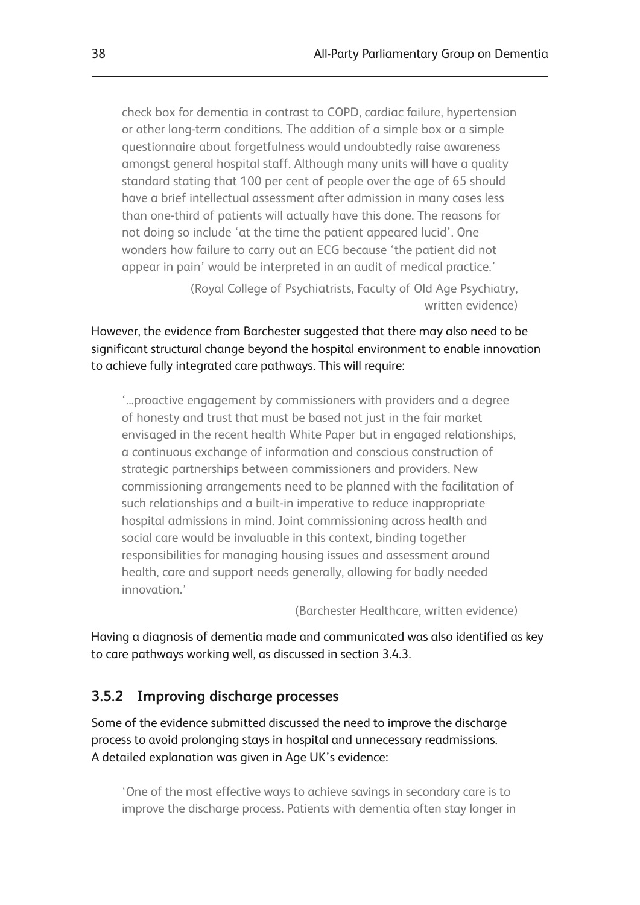check box for dementia in contrast to COPD, cardiac failure, hypertension or other long-term conditions. The addition of a simple box or a simple questionnaire about forgetfulness would undoubtedly raise awareness amongst general hospital staff. Although many units will have a quality standard stating that 100 per cent of people over the age of 65 should have a brief intellectual assessment after admission in many cases less than one-third of patients will actually have this done. The reasons for not doing so include 'at the time the patient appeared lucid'. One wonders how failure to carry out an ECG because 'the patient did not appear in pain' would be interpreted in an audit of medical practice.'

> (Royal College of Psychiatrists, Faculty of Old Age Psychiatry, written evidence)

However, the evidence from Barchester suggested that there may also need to be significant structural change beyond the hospital environment to enable innovation to achieve fully integrated care pathways. This will require:

> '...proactive engagement by commissioners with providers and a degree of honesty and trust that must be based not just in the fair market envisaged in the recent health White Paper but in engaged relationships, a continuous exchange of information and conscious construction of strategic partnerships between commissioners and providers. New commissioning arrangements need to be planned with the facilitation of such relationships and a built-in imperative to reduce inappropriate hospital admissions in mind. Joint commissioning across health and social care would be invaluable in this context, binding together responsibilities for managing housing issues and assessment around health, care and support needs generally, allowing for badly needed innovation.'
>
> (Barchester Healthcare, written evidence)

Having a diagnosis of dementia made and communicated was also identified as key to care pathways working well, as discussed in section 3.4.3.

### 3.5.2 Improving discharge processes

Some of the evidence submitted discussed the need to improve the discharge process to avoid prolonging stays in hospital and unnecessary readmissions. A detailed explanation was given in Age UK's evidence:

> 'One of the most effective ways to achieve savings in secondary care is to improve the discharge process. Patients with dementia often stay longer in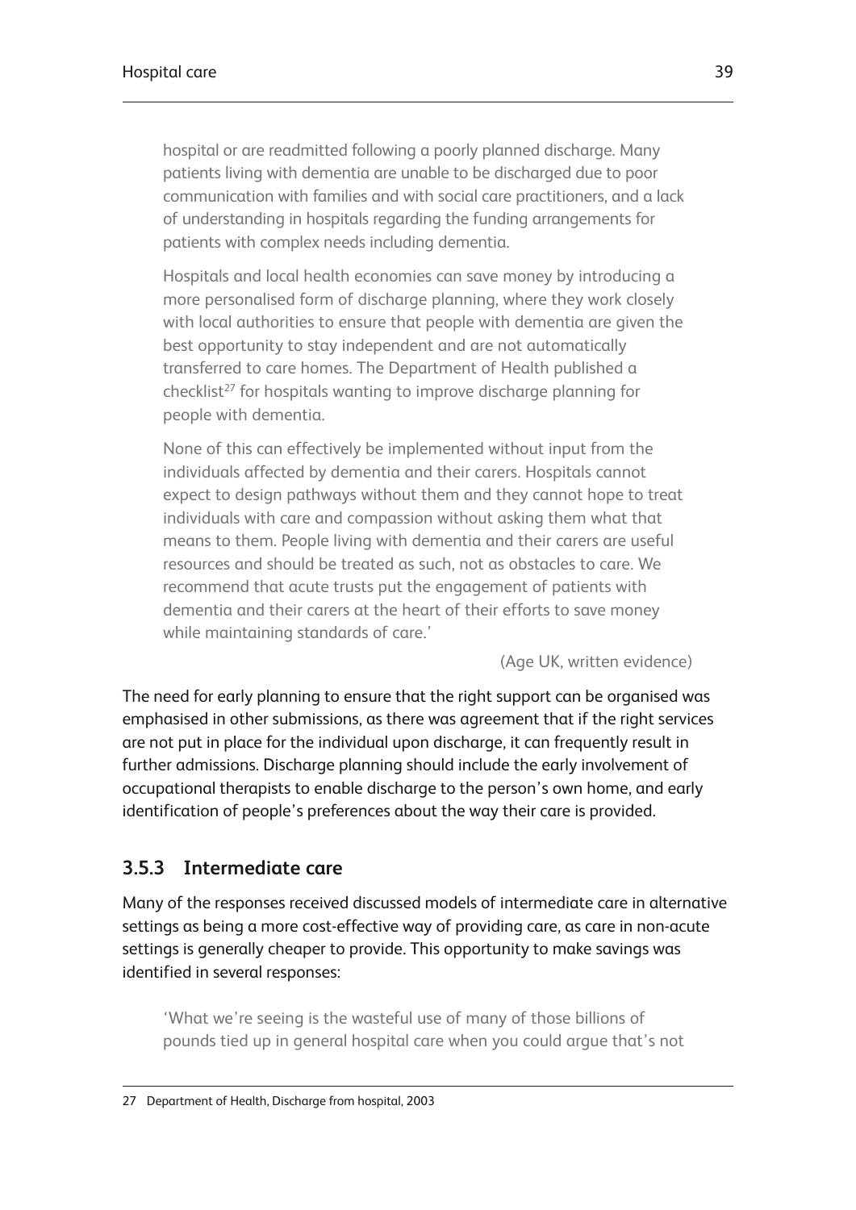> hospital or are readmitted following a poorly planned discharge. Many patients living with dementia are unable to be discharged due to poor communication with families and with social care practitioners, and a lack of understanding in hospitals regarding the funding arrangements for patients with complex needs including dementia.
>
> Hospitals and local health economies can save money by introducing a more personalised form of discharge planning, where they work closely with local authorities to ensure that people with dementia are given the best opportunity to stay independent and are not automatically transferred to care homes. The Department of Health published a checklist[27] for hospitals wanting to improve discharge planning for people with dementia.
>
> None of this can effectively be implemented without input from the individuals affected by dementia and their carers. Hospitals cannot expect to design pathways without them and they cannot hope to treat individuals with care and compassion without asking them what that means to them. People living with dementia and their carers are useful resources and should be treated as such, not as obstacles to care. We recommend that acute trusts put the engagement of patients with dementia and their carers at the heart of their efforts to save money while maintaining standards of care.'
>
> (Age UK, written evidence)

The need for early planning to ensure that the right support can be organised was emphasised in other submissions, as there was agreement that if the right services are not put in place for the individual upon discharge, it can frequently result in further admissions. Discharge planning should include the early involvement of occupational therapists to enable discharge to the person's own home, and early identification of people's preferences about the way their care is provided.

### 3.5.3 Intermediate care

Many of the responses received discussed models of intermediate care in alternative settings as being a more cost-effective way of providing care, as care in non-acute settings is generally cheaper to provide. This opportunity to make savings was identified in several responses:

> 'What we're seeing is the wasteful use of many of those billions of pounds tied up in general hospital care when you could argue that's not

27 Department of Health, Discharge from hospital, 2003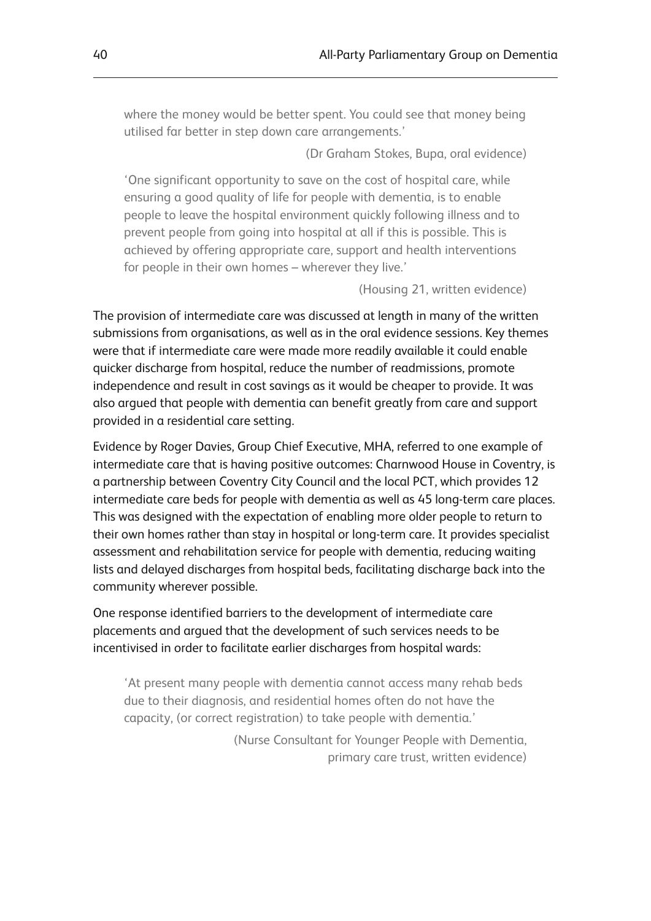where the money would be better spent. You could see that money being utilised far better in step down care arrangements.'

(Dr Graham Stokes, Bupa, oral evidence)

'One significant opportunity to save on the cost of hospital care, while ensuring a good quality of life for people with dementia, is to enable people to leave the hospital environment quickly following illness and to prevent people from going into hospital at all if this is possible. This is achieved by offering appropriate care, support and health interventions for people in their own homes – wherever they live.'

(Housing 21, written evidence)

The provision of intermediate care was discussed at length in many of the written submissions from organisations, as well as in the oral evidence sessions. Key themes were that if intermediate care were made more readily available it could enable quicker discharge from hospital, reduce the number of readmissions, promote independence and result in cost savings as it would be cheaper to provide. It was also argued that people with dementia can benefit greatly from care and support provided in a residential care setting.

Evidence by Roger Davies, Group Chief Executive, MHA, referred to one example of intermediate care that is having positive outcomes: Charnwood House in Coventry, is a partnership between Coventry City Council and the local PCT, which provides 12 intermediate care beds for people with dementia as well as 45 long-term care places. This was designed with the expectation of enabling more older people to return to their own homes rather than stay in hospital or long-term care. It provides specialist assessment and rehabilitation service for people with dementia, reducing waiting lists and delayed discharges from hospital beds, facilitating discharge back into the community wherever possible.

One response identified barriers to the development of intermediate care placements and argued that the development of such services needs to be incentivised in order to facilitate earlier discharges from hospital wards:

'At present many people with dementia cannot access many rehab beds due to their diagnosis, and residential homes often do not have the capacity, (or correct registration) to take people with dementia.'

(Nurse Consultant for Younger People with Dementia, primary care trust, written evidence)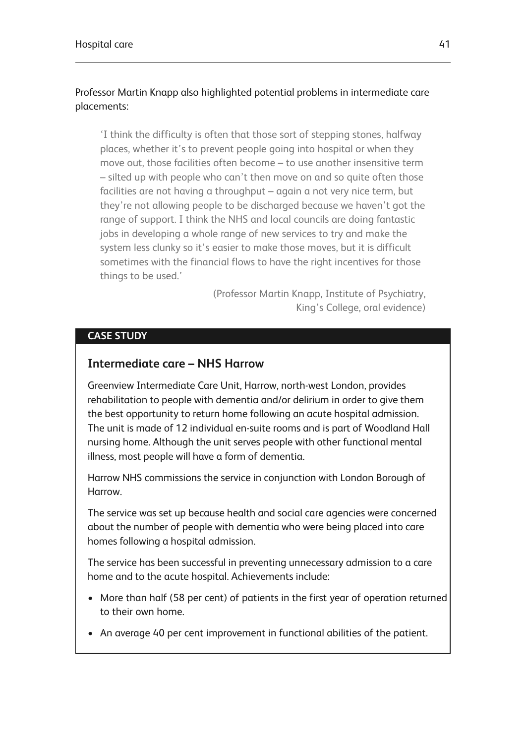Professor Martin Knapp also highlighted potential problems in intermediate care placements:

> 'I think the difficulty is often that those sort of stepping stones, halfway places, whether it's to prevent people going into hospital or when they move out, those facilities often become – to use another insensitive term – silted up with people who can't then move on and so quite often those facilities are not having a throughput – again a not very nice term, but they're not allowing people to be discharged because we haven't got the range of support. I think the NHS and local councils are doing fantastic jobs in developing a whole range of new services to try and make the system less clunky so it's easier to make those moves, but it is difficult sometimes with the financial flows to have the right incentives for those things to be used.'
>
> (Professor Martin Knapp, Institute of Psychiatry, King's College, oral evidence)

**CASE STUDY**

### Intermediate care – NHS Harrow

Greenview Intermediate Care Unit, Harrow, north-west London, provides rehabilitation to people with dementia and/or delirium in order to give them the best opportunity to return home following an acute hospital admission. The unit is made of 12 individual en-suite rooms and is part of Woodland Hall nursing home. Although the unit serves people with other functional mental illness, most people will have a form of dementia.

Harrow NHS commissions the service in conjunction with London Borough of Harrow.

The service was set up because health and social care agencies were concerned about the number of people with dementia who were being placed into care homes following a hospital admission.

The service has been successful in preventing unnecessary admission to a care home and to the acute hospital. Achievements include:

- More than half (58 per cent) of patients in the first year of operation returned to their own home.
- An average 40 per cent improvement in functional abilities of the patient.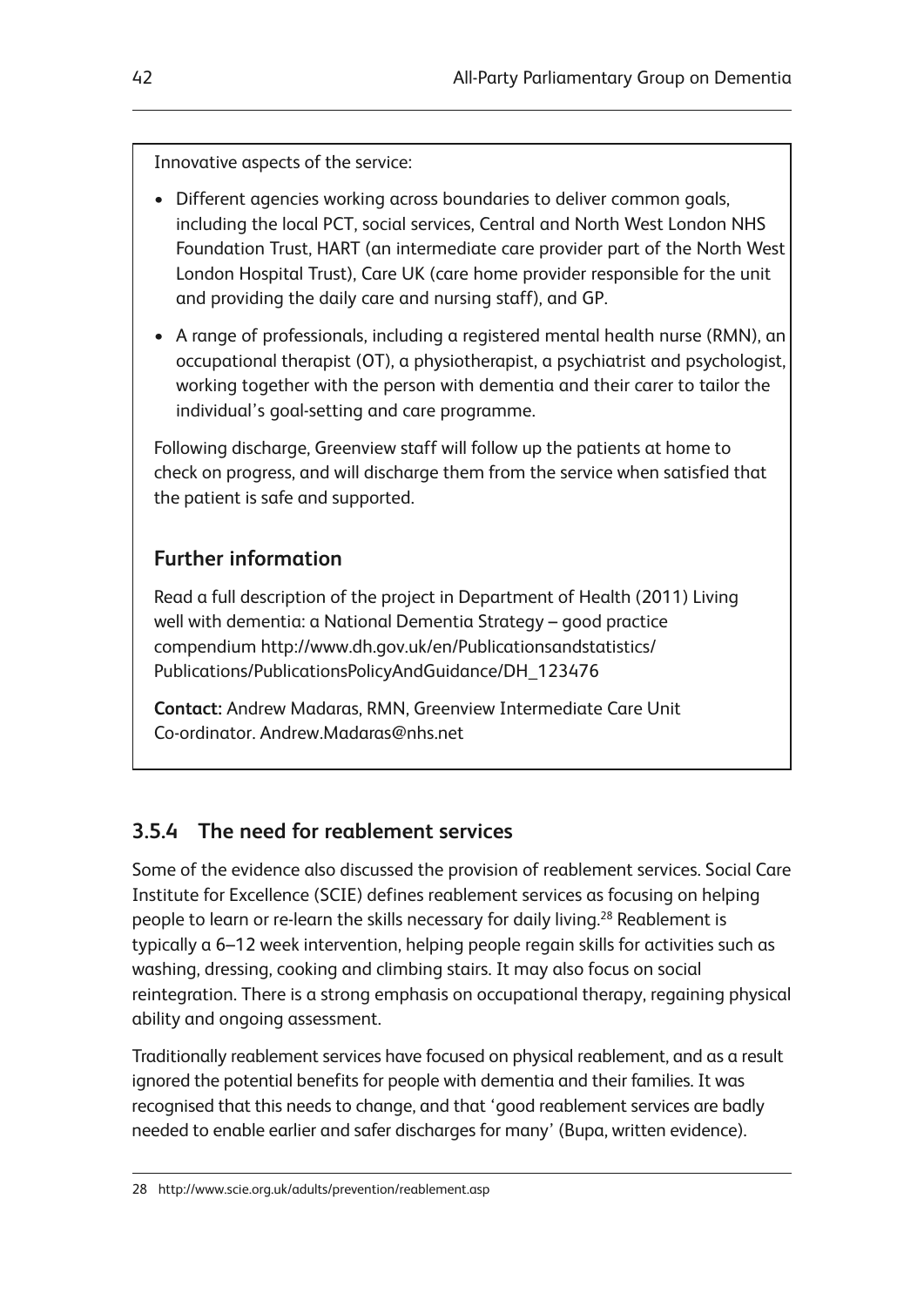Innovative aspects of the service:

- Different agencies working across boundaries to deliver common goals, including the local PCT, social services, Central and North West London NHS Foundation Trust, HART (an intermediate care provider part of the North West London Hospital Trust), Care UK (care home provider responsible for the unit and providing the daily care and nursing staff), and GP.
- A range of professionals, including a registered mental health nurse (RMN), an occupational therapist (OT), a physiotherapist, a psychiatrist and psychologist, working together with the person with dementia and their carer to tailor the individual's goal-setting and care programme.

Following discharge, Greenview staff will follow up the patients at home to check on progress, and will discharge them from the service when satisfied that the patient is safe and supported.

### Further information

Read a full description of the project in Department of Health (2011) Living well with dementia: a National Dementia Strategy – good practice compendium http://www.dh.gov.uk/en/Publicationsandstatistics/Publications/PublicationsPolicyAndGuidance/DH_123476

**Contact:** Andrew Madaras, RMN, Greenview Intermediate Care Unit Co-ordinator. Andrew.Madaras@nhs.net

### 3.5.4 The need for reablement services

Some of the evidence also discussed the provision of reablement services. Social Care Institute for Excellence (SCIE) defines reablement services as focusing on helping people to learn or re-learn the skills necessary for daily living.[28] Reablement is typically a 6–12 week intervention, helping people regain skills for activities such as washing, dressing, cooking and climbing stairs. It may also focus on social reintegration. There is a strong emphasis on occupational therapy, regaining physical ability and ongoing assessment.

Traditionally reablement services have focused on physical reablement, and as a result ignored the potential benefits for people with dementia and their families. It was recognised that this needs to change, and that 'good reablement services are badly needed to enable earlier and safer discharges for many' (Bupa, written evidence).

28 http://www.scie.org.uk/adults/prevention/reablement.asp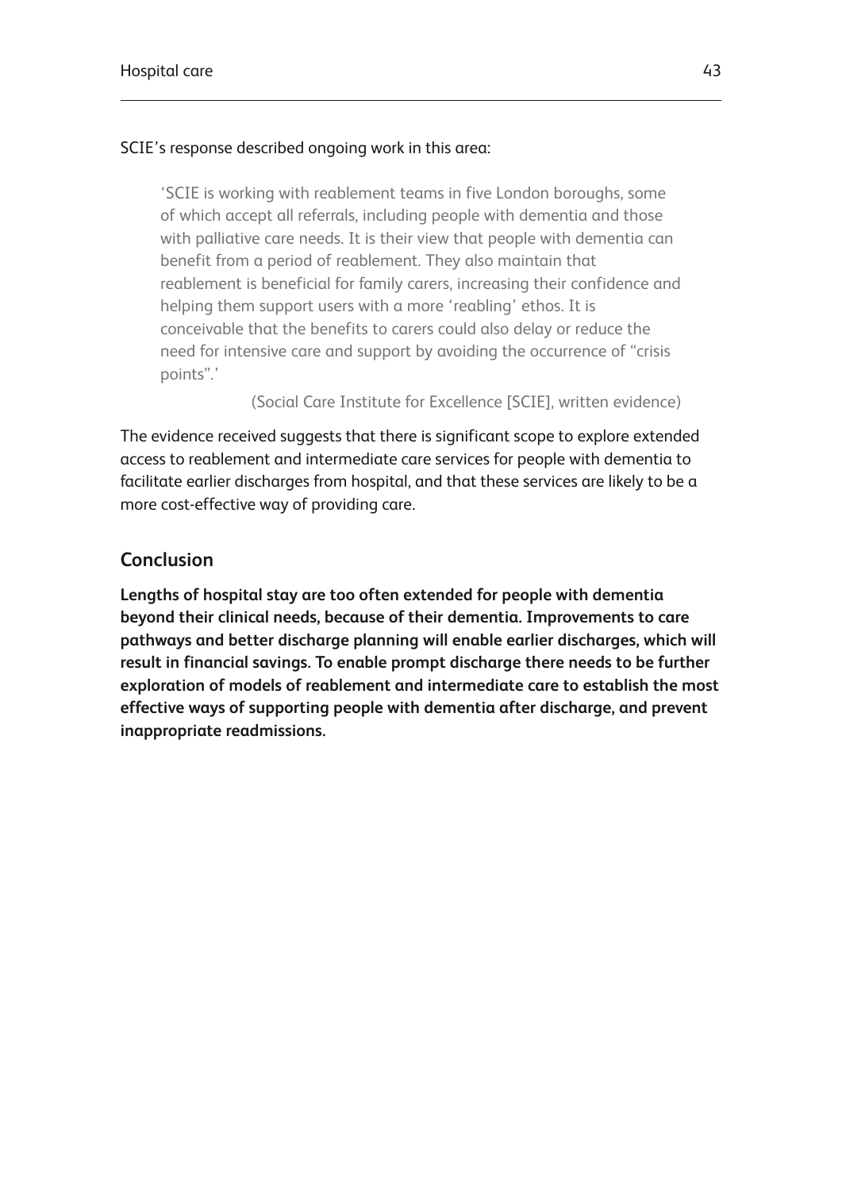SCIE's response described ongoing work in this area:

> 'SCIE is working with reablement teams in five London boroughs, some of which accept all referrals, including people with dementia and those with palliative care needs. It is their view that people with dementia can benefit from a period of reablement. They also maintain that reablement is beneficial for family carers, increasing their confidence and helping them support users with a more 'reabling' ethos. It is conceivable that the benefits to carers could also delay or reduce the need for intensive care and support by avoiding the occurrence of "crisis points".'
>
> (Social Care Institute for Excellence [SCIE], written evidence)

The evidence received suggests that there is significant scope to explore extended access to reablement and intermediate care services for people with dementia to facilitate earlier discharges from hospital, and that these services are likely to be a more cost-effective way of providing care.

## Conclusion

**Lengths of hospital stay are too often extended for people with dementia beyond their clinical needs, because of their dementia. Improvements to care pathways and better discharge planning will enable earlier discharges, which will result in financial savings. To enable prompt discharge there needs to be further exploration of models of reablement and intermediate care to establish the most effective ways of supporting people with dementia after discharge, and prevent inappropriate readmissions.**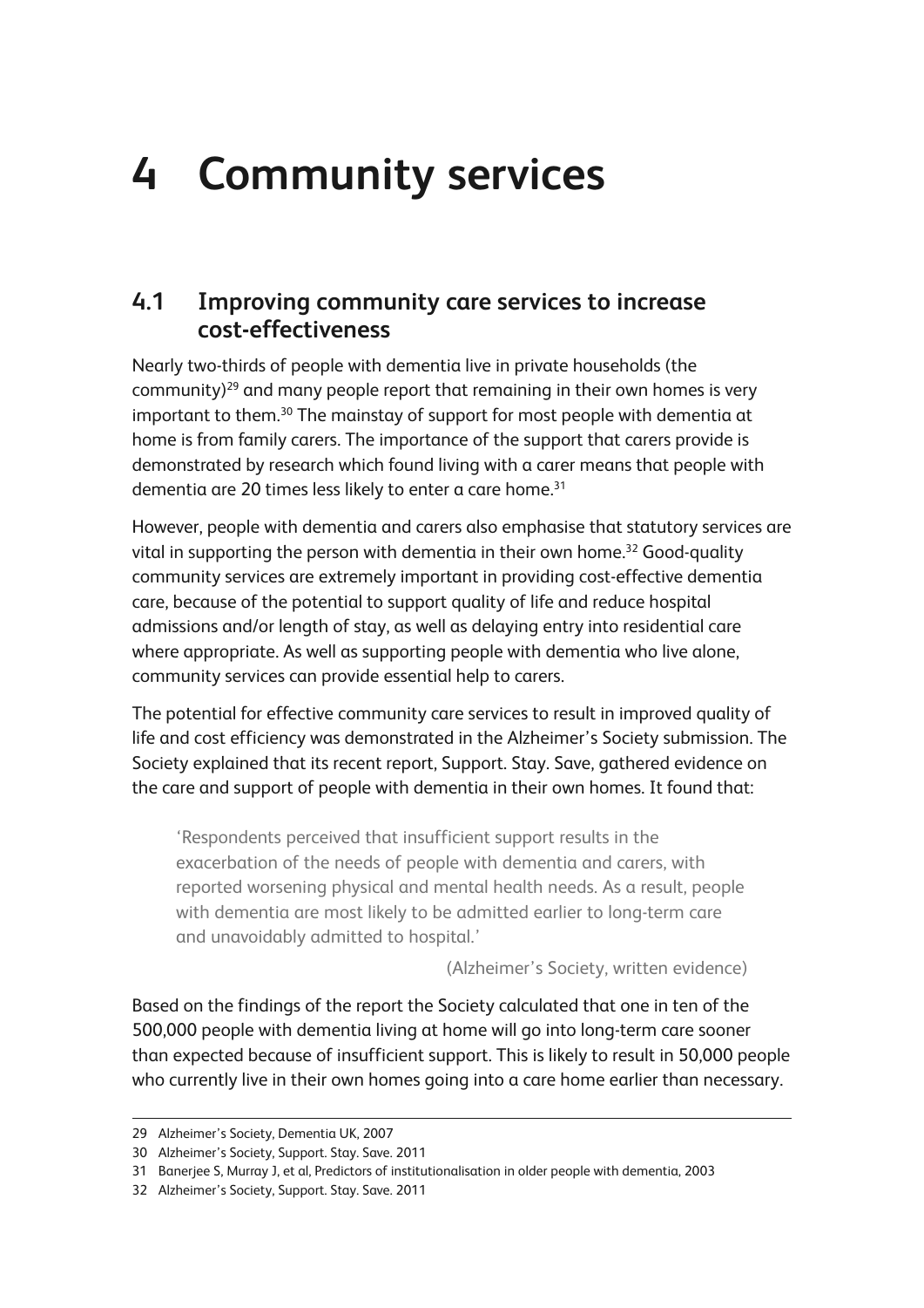# 4 Community services

## 4.1 Improving community care services to increase cost-effectiveness

Nearly two-thirds of people with dementia live in private households (the community)[29] and many people report that remaining in their own homes is very important to them.[30] The mainstay of support for most people with dementia at home is from family carers. The importance of the support that carers provide is demonstrated by research which found living with a carer means that people with dementia are 20 times less likely to enter a care home.[31]

However, people with dementia and carers also emphasise that statutory services are vital in supporting the person with dementia in their own home.[32] Good-quality community services are extremely important in providing cost-effective dementia care, because of the potential to support quality of life and reduce hospital admissions and/or length of stay, as well as delaying entry into residential care where appropriate. As well as supporting people with dementia who live alone, community services can provide essential help to carers.

The potential for effective community care services to result in improved quality of life and cost efficiency was demonstrated in the Alzheimer's Society submission. The Society explained that its recent report, Support. Stay. Save, gathered evidence on the care and support of people with dementia in their own homes. It found that:

> 'Respondents perceived that insufficient support results in the exacerbation of the needs of people with dementia and carers, with reported worsening physical and mental health needs. As a result, people with dementia are most likely to be admitted earlier to long-term care and unavoidably admitted to hospital.'
>
> (Alzheimer's Society, written evidence)

Based on the findings of the report the Society calculated that one in ten of the 500,000 people with dementia living at home will go into long-term care sooner than expected because of insufficient support. This is likely to result in 50,000 people who currently live in their own homes going into a care home earlier than necessary.

---

29 Alzheimer's Society, Dementia UK, 2007

30 Alzheimer's Society, Support. Stay. Save. 2011

31 Banerjee S, Murray J, et al, Predictors of institutionalisation in older people with dementia, 2003

32 Alzheimer's Society, Support. Stay. Save. 2011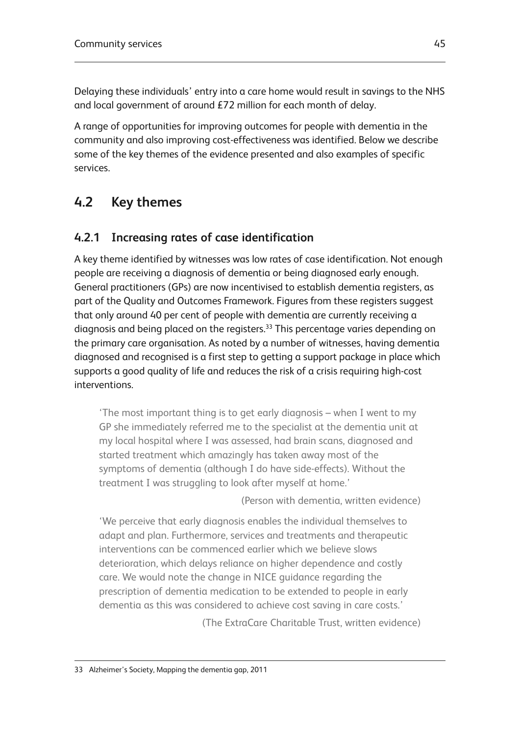Delaying these individuals' entry into a care home would result in savings to the NHS and local government of around £72 million for each month of delay.

A range of opportunities for improving outcomes for people with dementia in the community and also improving cost-effectiveness was identified. Below we describe some of the key themes of the evidence presented and also examples of specific services.

## 4.2 Key themes

### 4.2.1 Increasing rates of case identification

A key theme identified by witnesses was low rates of case identification. Not enough people are receiving a diagnosis of dementia or being diagnosed early enough. General practitioners (GPs) are now incentivised to establish dementia registers, as part of the Quality and Outcomes Framework. Figures from these registers suggest that only around 40 per cent of people with dementia are currently receiving a diagnosis and being placed on the registers.[33] This percentage varies depending on the primary care organisation. As noted by a number of witnesses, having dementia diagnosed and recognised is a first step to getting a support package in place which supports a good quality of life and reduces the risk of a crisis requiring high-cost interventions.

> 'The most important thing is to get early diagnosis – when I went to my GP she immediately referred me to the specialist at the dementia unit at my local hospital where I was assessed, had brain scans, diagnosed and started treatment which amazingly has taken away most of the symptoms of dementia (although I do have side-effects). Without the treatment I was struggling to look after myself at home.'
>
> (Person with dementia, written evidence)

> 'We perceive that early diagnosis enables the individual themselves to adapt and plan. Furthermore, services and treatments and therapeutic interventions can be commenced earlier which we believe slows deterioration, which delays reliance on higher dependence and costly care. We would note the change in NICE guidance regarding the prescription of dementia medication to be extended to people in early dementia as this was considered to achieve cost saving in care costs.'
>
> (The ExtraCare Charitable Trust, written evidence)

33 Alzheimer's Society, Mapping the dementia gap, 2011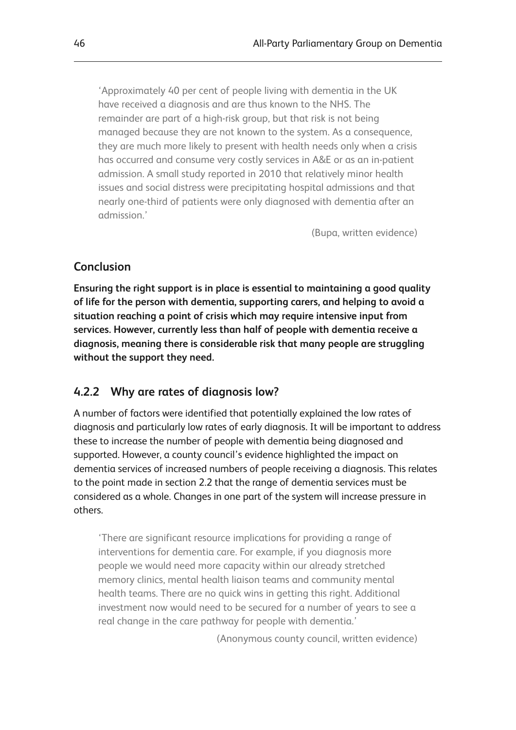> 'Approximately 40 per cent of people living with dementia in the UK have received a diagnosis and are thus known to the NHS. The remainder are part of a high-risk group, but that risk is not being managed because they are not known to the system. As a consequence, they are much more likely to present with health needs only when a crisis has occurred and consume very costly services in A&E or as an in-patient admission. A small study reported in 2010 that relatively minor health issues and social distress were precipitating hospital admissions and that nearly one-third of patients were only diagnosed with dementia after an admission.'
>
> (Bupa, written evidence)

### Conclusion

**Ensuring the right support is in place is essential to maintaining a good quality of life for the person with dementia, supporting carers, and helping to avoid a situation reaching a point of crisis which may require intensive input from services. However, currently less than half of people with dementia receive a diagnosis, meaning there is considerable risk that many people are struggling without the support they need.**

### 4.2.2 Why are rates of diagnosis low?

A number of factors were identified that potentially explained the low rates of diagnosis and particularly low rates of early diagnosis. It will be important to address these to increase the number of people with dementia being diagnosed and supported. However, a county council's evidence highlighted the impact on dementia services of increased numbers of people receiving a diagnosis. This relates to the point made in section 2.2 that the range of dementia services must be considered as a whole. Changes in one part of the system will increase pressure in others.

> 'There are significant resource implications for providing a range of interventions for dementia care. For example, if you diagnosis more people we would need more capacity within our already stretched memory clinics, mental health liaison teams and community mental health teams. There are no quick wins in getting this right. Additional investment now would need to be secured for a number of years to see a real change in the care pathway for people with dementia.'
>
> (Anonymous county council, written evidence)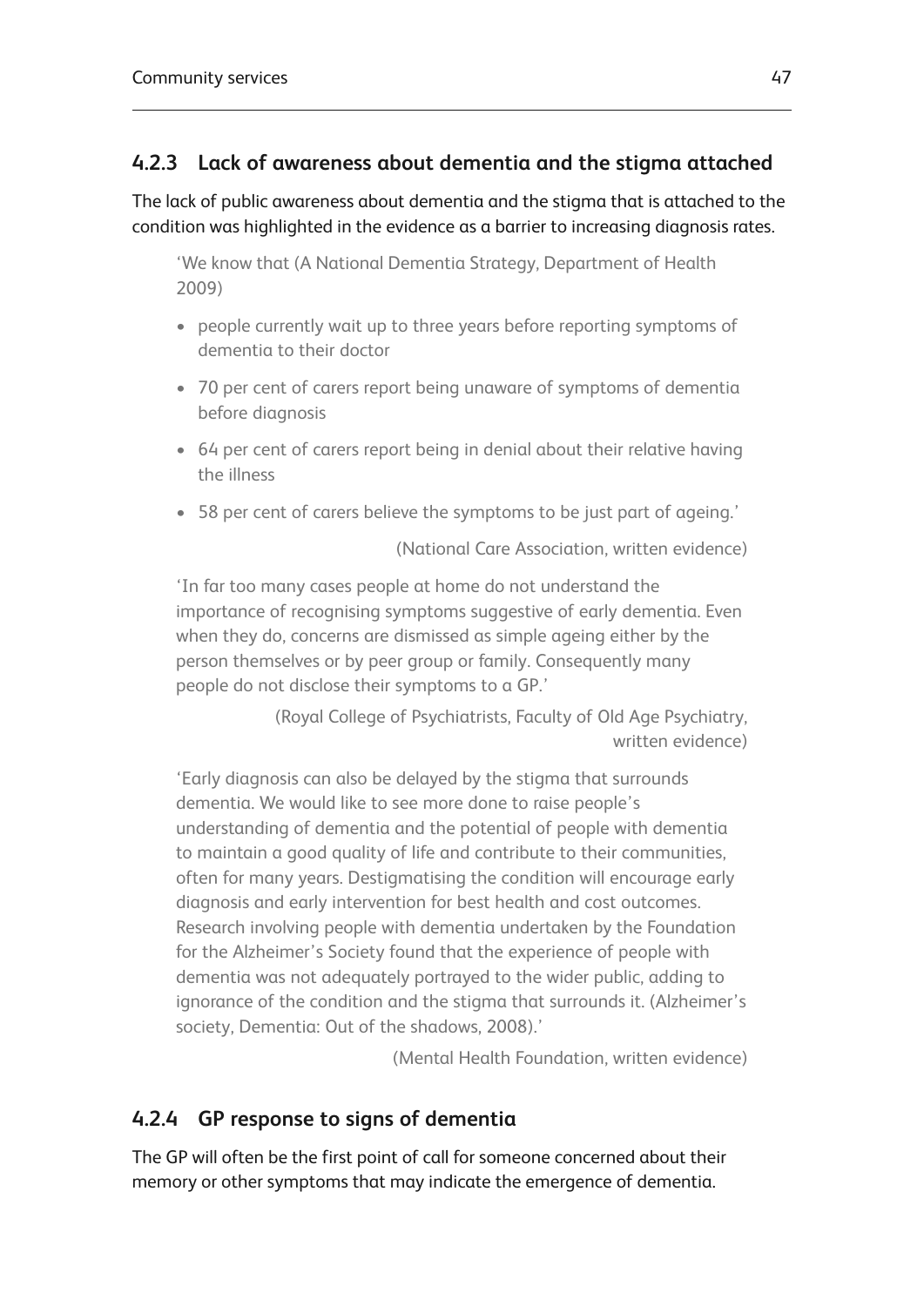### 4.2.3 Lack of awareness about dementia and the stigma attached

The lack of public awareness about dementia and the stigma that is attached to the condition was highlighted in the evidence as a barrier to increasing diagnosis rates.

> 'We know that (A National Dementia Strategy, Department of Health 2009)
>
> - people currently wait up to three years before reporting symptoms of dementia to their doctor
> - 70 per cent of carers report being unaware of symptoms of dementia before diagnosis
> - 64 per cent of carers report being in denial about their relative having the illness
> - 58 per cent of carers believe the symptoms to be just part of ageing.'
>
> (National Care Association, written evidence)

> 'In far too many cases people at home do not understand the importance of recognising symptoms suggestive of early dementia. Even when they do, concerns are dismissed as simple ageing either by the person themselves or by peer group or family. Consequently many people do not disclose their symptoms to a GP.'
>
> (Royal College of Psychiatrists, Faculty of Old Age Psychiatry, written evidence)

> 'Early diagnosis can also be delayed by the stigma that surrounds dementia. We would like to see more done to raise people's understanding of dementia and the potential of people with dementia to maintain a good quality of life and contribute to their communities, often for many years. Destigmatising the condition will encourage early diagnosis and early intervention for best health and cost outcomes. Research involving people with dementia undertaken by the Foundation for the Alzheimer's Society found that the experience of people with dementia was not adequately portrayed to the wider public, adding to ignorance of the condition and the stigma that surrounds it. (Alzheimer's society, Dementia: Out of the shadows, 2008).'
>
> (Mental Health Foundation, written evidence)

### 4.2.4 GP response to signs of dementia

The GP will often be the first point of call for someone concerned about their memory or other symptoms that may indicate the emergence of dementia.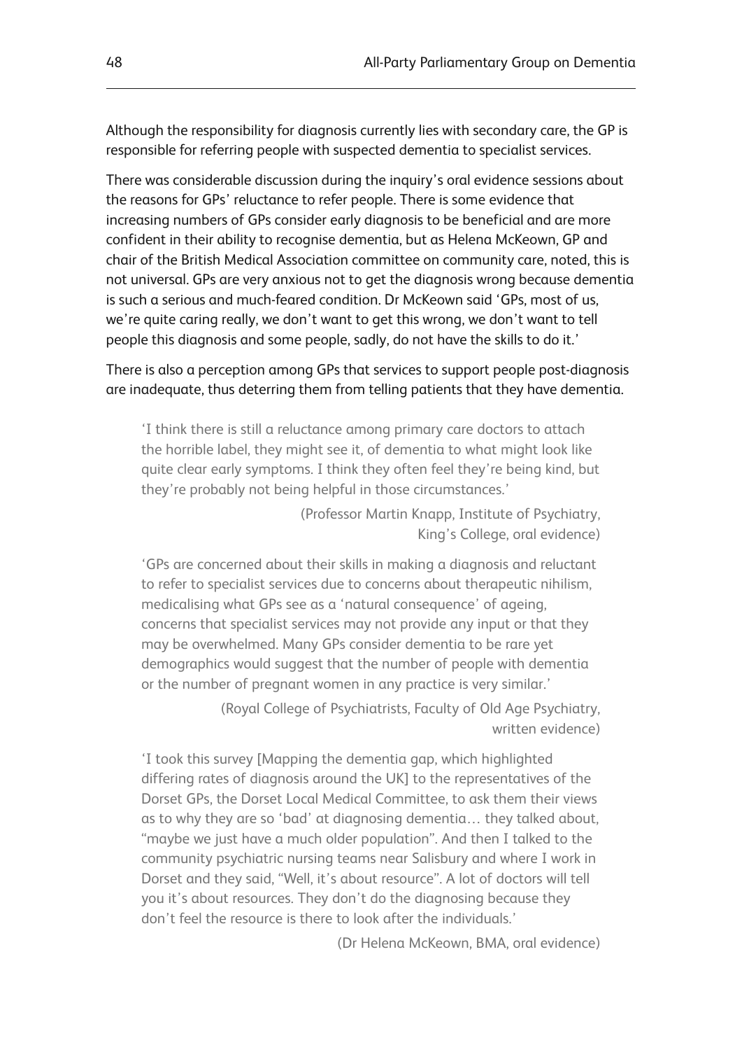Although the responsibility for diagnosis currently lies with secondary care, the GP is responsible for referring people with suspected dementia to specialist services.

There was considerable discussion during the inquiry's oral evidence sessions about the reasons for GPs' reluctance to refer people. There is some evidence that increasing numbers of GPs consider early diagnosis to be beneficial and are more confident in their ability to recognise dementia, but as Helena McKeown, GP and chair of the British Medical Association committee on community care, noted, this is not universal. GPs are very anxious not to get the diagnosis wrong because dementia is such a serious and much-feared condition. Dr McKeown said 'GPs, most of us, we're quite caring really, we don't want to get this wrong, we don't want to tell people this diagnosis and some people, sadly, do not have the skills to do it.'

There is also a perception among GPs that services to support people post-diagnosis are inadequate, thus deterring them from telling patients that they have dementia.

> 'I think there is still a reluctance among primary care doctors to attach the horrible label, they might see it, of dementia to what might look like quite clear early symptoms. I think they often feel they're being kind, but they're probably not being helpful in those circumstances.'
>
> (Professor Martin Knapp, Institute of Psychiatry, King's College, oral evidence)

> 'GPs are concerned about their skills in making a diagnosis and reluctant to refer to specialist services due to concerns about therapeutic nihilism, medicalising what GPs see as a 'natural consequence' of ageing, concerns that specialist services may not provide any input or that they may be overwhelmed. Many GPs consider dementia to be rare yet demographics would suggest that the number of people with dementia or the number of pregnant women in any practice is very similar.'
>
> (Royal College of Psychiatrists, Faculty of Old Age Psychiatry, written evidence)

> 'I took this survey [Mapping the dementia gap, which highlighted differing rates of diagnosis around the UK] to the representatives of the Dorset GPs, the Dorset Local Medical Committee, to ask them their views as to why they are so 'bad' at diagnosing dementia… they talked about, "maybe we just have a much older population". And then I talked to the community psychiatric nursing teams near Salisbury and where I work in Dorset and they said, "Well, it's about resource". A lot of doctors will tell you it's about resources. They don't do the diagnosing because they don't feel the resource is there to look after the individuals.'
>
> (Dr Helena McKeown, BMA, oral evidence)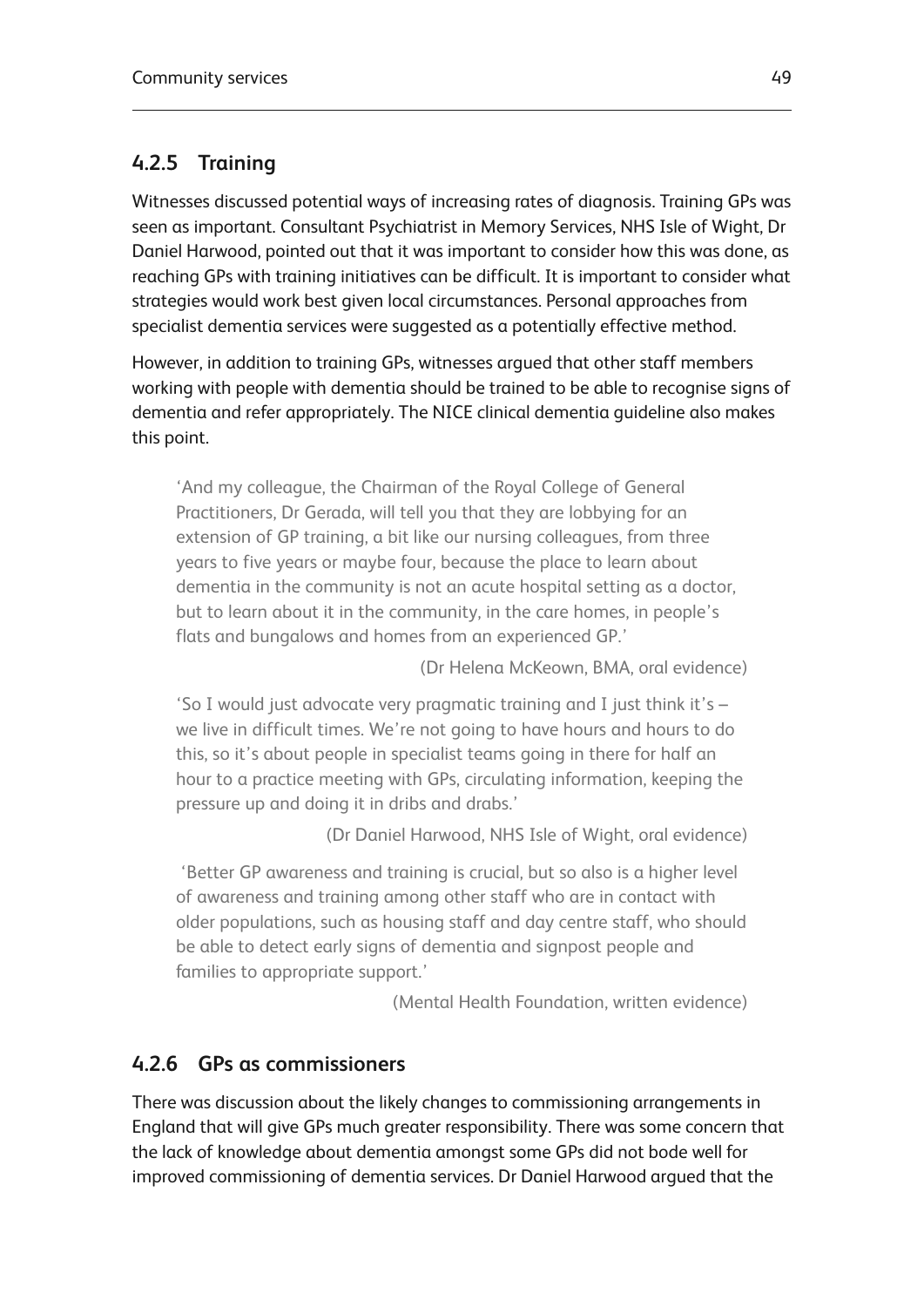### 4.2.5 Training

Witnesses discussed potential ways of increasing rates of diagnosis. Training GPs was seen as important. Consultant Psychiatrist in Memory Services, NHS Isle of Wight, Dr Daniel Harwood, pointed out that it was important to consider how this was done, as reaching GPs with training initiatives can be difficult. It is important to consider what strategies would work best given local circumstances. Personal approaches from specialist dementia services were suggested as a potentially effective method.

However, in addition to training GPs, witnesses argued that other staff members working with people with dementia should be trained to be able to recognise signs of dementia and refer appropriately. The NICE clinical dementia guideline also makes this point.

> 'And my colleague, the Chairman of the Royal College of General Practitioners, Dr Gerada, will tell you that they are lobbying for an extension of GP training, a bit like our nursing colleagues, from three years to five years or maybe four, because the place to learn about dementia in the community is not an acute hospital setting as a doctor, but to learn about it in the community, in the care homes, in people's flats and bungalows and homes from an experienced GP.'
>
> (Dr Helena McKeown, BMA, oral evidence)

> 'So I would just advocate very pragmatic training and I just think it's – we live in difficult times. We're not going to have hours and hours to do this, so it's about people in specialist teams going in there for half an hour to a practice meeting with GPs, circulating information, keeping the pressure up and doing it in dribs and drabs.'
>
> (Dr Daniel Harwood, NHS Isle of Wight, oral evidence)

> 'Better GP awareness and training is crucial, but so also is a higher level of awareness and training among other staff who are in contact with older populations, such as housing staff and day centre staff, who should be able to detect early signs of dementia and signpost people and families to appropriate support.'
>
> (Mental Health Foundation, written evidence)

### 4.2.6 GPs as commissioners

There was discussion about the likely changes to commissioning arrangements in England that will give GPs much greater responsibility. There was some concern that the lack of knowledge about dementia amongst some GPs did not bode well for improved commissioning of dementia services. Dr Daniel Harwood argued that the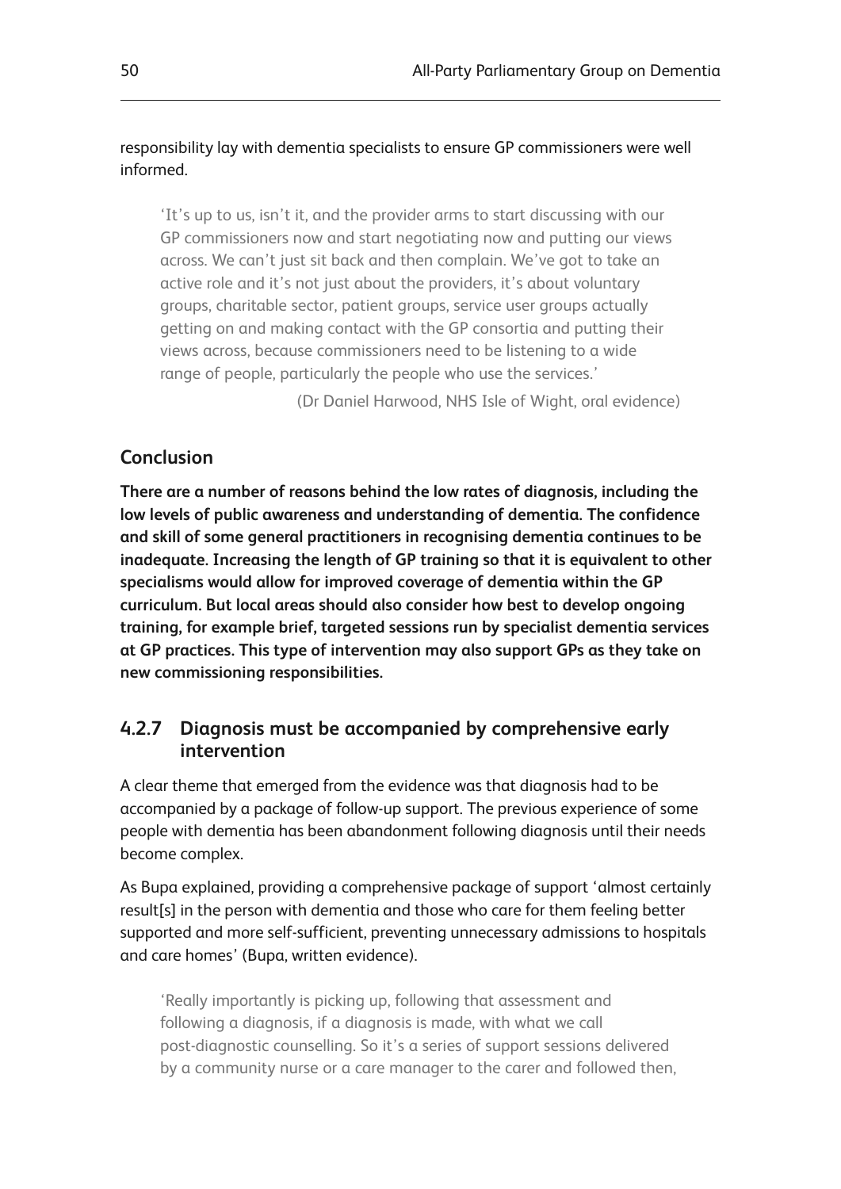responsibility lay with dementia specialists to ensure GP commissioners were well informed.

> 'It's up to us, isn't it, and the provider arms to start discussing with our GP commissioners now and start negotiating now and putting our views across. We can't just sit back and then complain. We've got to take an active role and it's not just about the providers, it's about voluntary groups, charitable sector, patient groups, service user groups actually getting on and making contact with the GP consortia and putting their views across, because commissioners need to be listening to a wide range of people, particularly the people who use the services.'
>
> (Dr Daniel Harwood, NHS Isle of Wight, oral evidence)

### Conclusion

**There are a number of reasons behind the low rates of diagnosis, including the low levels of public awareness and understanding of dementia. The confidence and skill of some general practitioners in recognising dementia continues to be inadequate. Increasing the length of GP training so that it is equivalent to other specialisms would allow for improved coverage of dementia within the GP curriculum. But local areas should also consider how best to develop ongoing training, for example brief, targeted sessions run by specialist dementia services at GP practices. This type of intervention may also support GPs as they take on new commissioning responsibilities.**

## 4.2.7 Diagnosis must be accompanied by comprehensive early intervention

A clear theme that emerged from the evidence was that diagnosis had to be accompanied by a package of follow-up support. The previous experience of some people with dementia has been abandonment following diagnosis until their needs become complex.

As Bupa explained, providing a comprehensive package of support 'almost certainly result[s] in the person with dementia and those who care for them feeling better supported and more self-sufficient, preventing unnecessary admissions to hospitals and care homes' (Bupa, written evidence).

> 'Really importantly is picking up, following that assessment and following a diagnosis, if a diagnosis is made, with what we call post-diagnostic counselling. So it's a series of support sessions delivered by a community nurse or a care manager to the carer and followed then,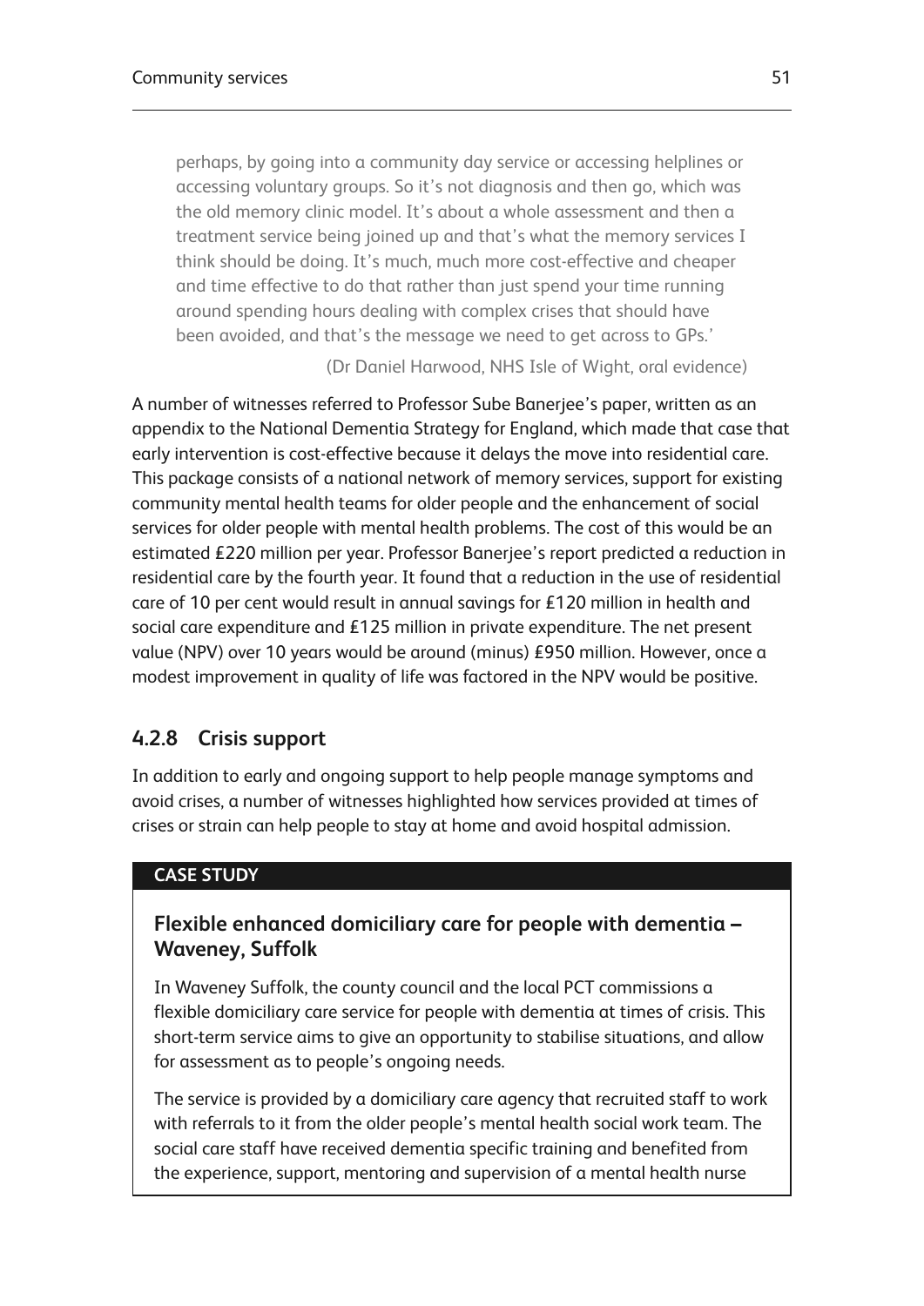> perhaps, by going into a community day service or accessing helplines or accessing voluntary groups. So it's not diagnosis and then go, which was the old memory clinic model. It's about a whole assessment and then a treatment service being joined up and that's what the memory services I think should be doing. It's much, much more cost-effective and cheaper and time effective to do that rather than just spend your time running around spending hours dealing with complex crises that should have been avoided, and that's the message we need to get across to GPs.'
>
> (Dr Daniel Harwood, NHS Isle of Wight, oral evidence)

A number of witnesses referred to Professor Sube Banerjee's paper, written as an appendix to the National Dementia Strategy for England, which made that case that early intervention is cost-effective because it delays the move into residential care. This package consists of a national network of memory services, support for existing community mental health teams for older people and the enhancement of social services for older people with mental health problems. The cost of this would be an estimated £220 million per year. Professor Banerjee's report predicted a reduction in residential care by the fourth year. It found that a reduction in the use of residential care of 10 per cent would result in annual savings for £120 million in health and social care expenditure and £125 million in private expenditure. The net present value (NPV) over 10 years would be around (minus) £950 million. However, once a modest improvement in quality of life was factored in the NPV would be positive.

### 4.2.8 Crisis support

In addition to early and ongoing support to help people manage symptoms and avoid crises, a number of witnesses highlighted how services provided at times of crises or strain can help people to stay at home and avoid hospital admission.

**CASE STUDY**

**Flexible enhanced domiciliary care for people with dementia – Waveney, Suffolk**

In Waveney Suffolk, the county council and the local PCT commissions a flexible domiciliary care service for people with dementia at times of crisis. This short-term service aims to give an opportunity to stabilise situations, and allow for assessment as to people's ongoing needs.

The service is provided by a domiciliary care agency that recruited staff to work with referrals to it from the older people's mental health social work team. The social care staff have received dementia specific training and benefited from the experience, support, mentoring and supervision of a mental health nurse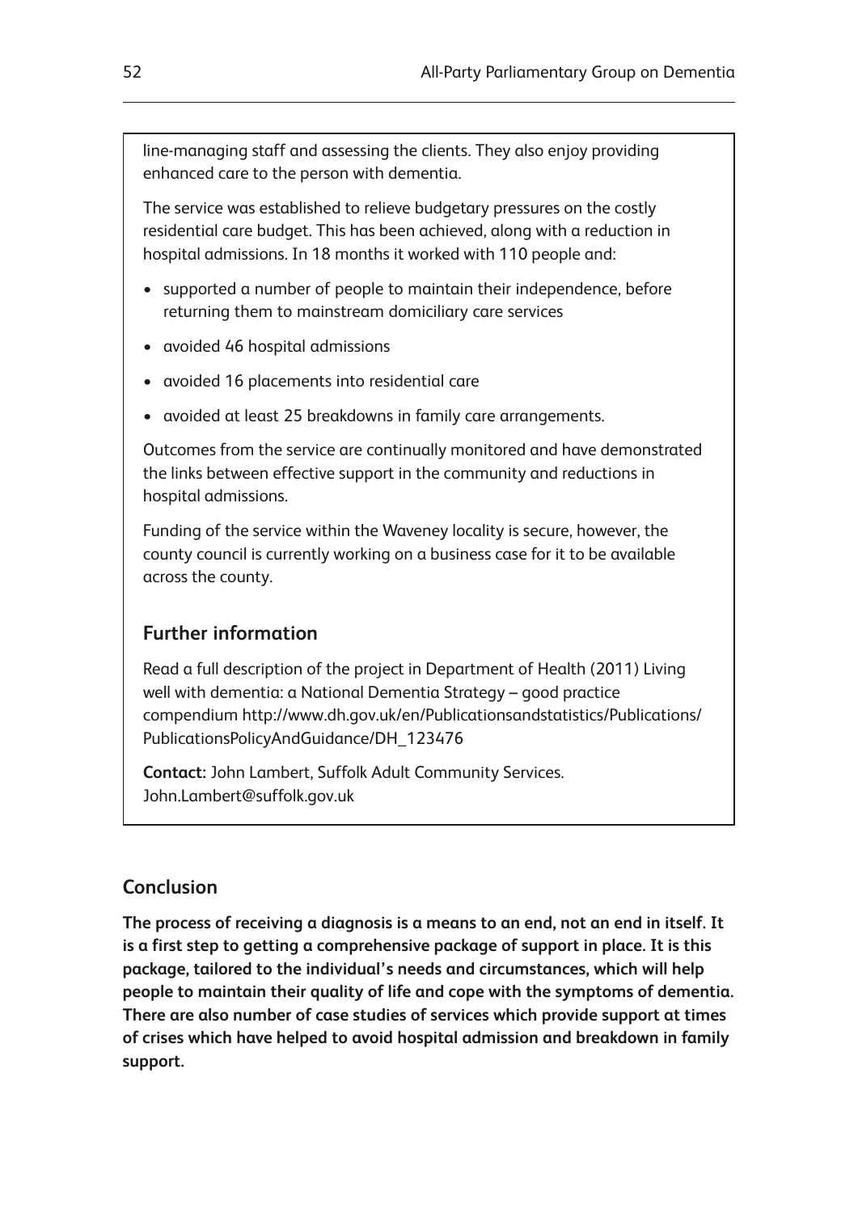line-managing staff and assessing the clients. They also enjoy providing enhanced care to the person with dementia.

The service was established to relieve budgetary pressures on the costly residential care budget. This has been achieved, along with a reduction in hospital admissions. In 18 months it worked with 110 people and:

- supported a number of people to maintain their independence, before returning them to mainstream domiciliary care services
- avoided 46 hospital admissions
- avoided 16 placements into residential care
- avoided at least 25 breakdowns in family care arrangements.

Outcomes from the service are continually monitored and have demonstrated the links between effective support in the community and reductions in hospital admissions.

Funding of the service within the Waveney locality is secure, however, the county council is currently working on a business case for it to be available across the county.

### Further information

Read a full description of the project in Department of Health (2011) Living well with dementia: a National Dementia Strategy – good practice compendium http://www.dh.gov.uk/en/Publicationsandstatistics/Publications/PublicationsPolicyAndGuidance/DH_123476

**Contact:** John Lambert, Suffolk Adult Community Services. John.Lambert@suffolk.gov.uk

## Conclusion

**The process of receiving a diagnosis is a means to an end, not an end in itself. It is a first step to getting a comprehensive package of support in place. It is this package, tailored to the individual's needs and circumstances, which will help people to maintain their quality of life and cope with the symptoms of dementia. There are also number of case studies of services which provide support at times of crises which have helped to avoid hospital admission and breakdown in family support.**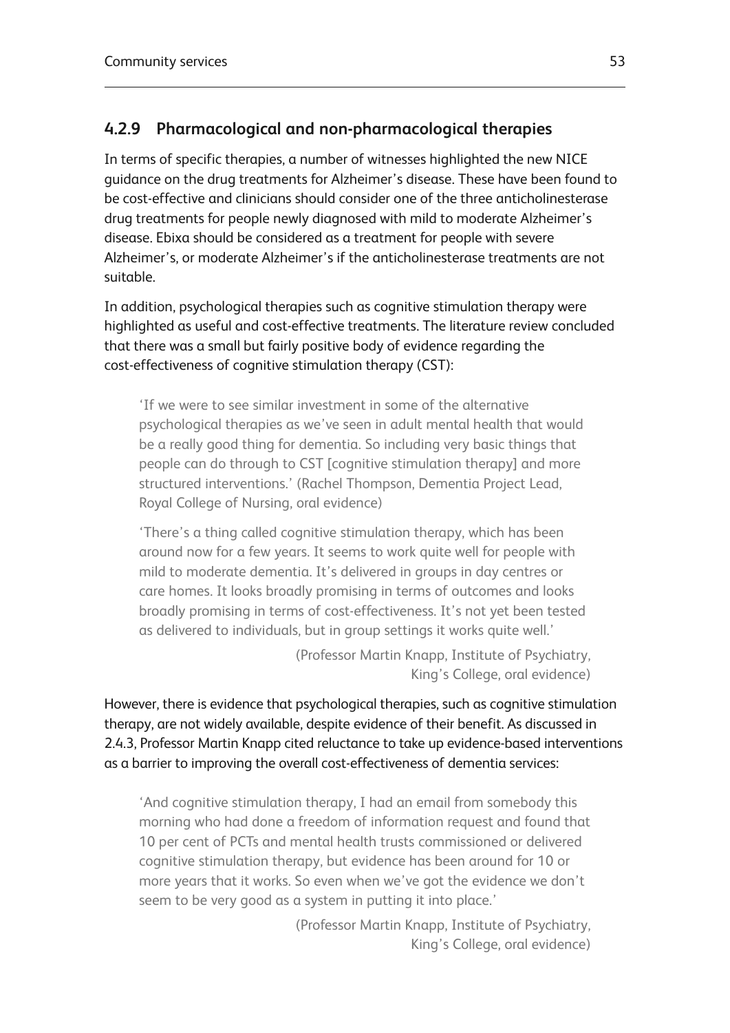### 4.2.9 Pharmacological and non-pharmacological therapies

In terms of specific therapies, a number of witnesses highlighted the new NICE guidance on the drug treatments for Alzheimer's disease. These have been found to be cost-effective and clinicians should consider one of the three anticholinesterase drug treatments for people newly diagnosed with mild to moderate Alzheimer's disease. Ebixa should be considered as a treatment for people with severe Alzheimer's, or moderate Alzheimer's if the anticholinesterase treatments are not suitable.

In addition, psychological therapies such as cognitive stimulation therapy were highlighted as useful and cost-effective treatments. The literature review concluded that there was a small but fairly positive body of evidence regarding the cost-effectiveness of cognitive stimulation therapy (CST):

> 'If we were to see similar investment in some of the alternative psychological therapies as we've seen in adult mental health that would be a really good thing for dementia. So including very basic things that people can do through to CST [cognitive stimulation therapy] and more structured interventions.' (Rachel Thompson, Dementia Project Lead, Royal College of Nursing, oral evidence)

> 'There's a thing called cognitive stimulation therapy, which has been around now for a few years. It seems to work quite well for people with mild to moderate dementia. It's delivered in groups in day centres or care homes. It looks broadly promising in terms of outcomes and looks broadly promising in terms of cost-effectiveness. It's not yet been tested as delivered to individuals, but in group settings it works quite well.'
>
> (Professor Martin Knapp, Institute of Psychiatry, King's College, oral evidence)

However, there is evidence that psychological therapies, such as cognitive stimulation therapy, are not widely available, despite evidence of their benefit. As discussed in 2.4.3, Professor Martin Knapp cited reluctance to take up evidence-based interventions as a barrier to improving the overall cost-effectiveness of dementia services:

> 'And cognitive stimulation therapy, I had an email from somebody this morning who had done a freedom of information request and found that 10 per cent of PCTs and mental health trusts commissioned or delivered cognitive stimulation therapy, but evidence has been around for 10 or more years that it works. So even when we've got the evidence we don't seem to be very good as a system in putting it into place.'
>
> (Professor Martin Knapp, Institute of Psychiatry, King's College, oral evidence)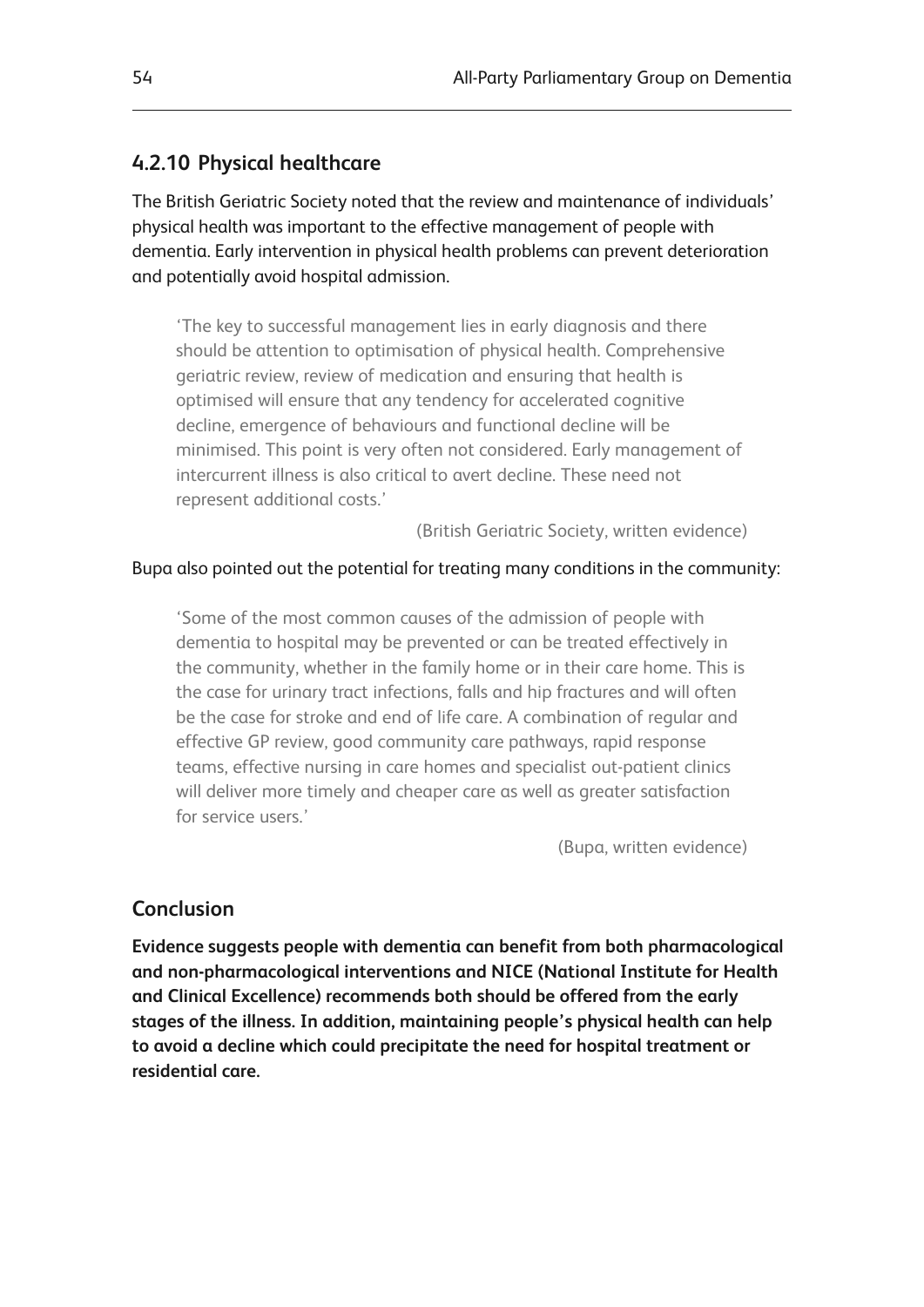### 4.2.10 Physical healthcare

The British Geriatric Society noted that the review and maintenance of individuals' physical health was important to the effective management of people with dementia. Early intervention in physical health problems can prevent deterioration and potentially avoid hospital admission.

> 'The key to successful management lies in early diagnosis and there should be attention to optimisation of physical health. Comprehensive geriatric review, review of medication and ensuring that health is optimised will ensure that any tendency for accelerated cognitive decline, emergence of behaviours and functional decline will be minimised. This point is very often not considered. Early management of intercurrent illness is also critical to avert decline. These need not represent additional costs.'
>
> (British Geriatric Society, written evidence)

Bupa also pointed out the potential for treating many conditions in the community:

> 'Some of the most common causes of the admission of people with dementia to hospital may be prevented or can be treated effectively in the community, whether in the family home or in their care home. This is the case for urinary tract infections, falls and hip fractures and will often be the case for stroke and end of life care. A combination of regular and effective GP review, good community care pathways, rapid response teams, effective nursing in care homes and specialist out-patient clinics will deliver more timely and cheaper care as well as greater satisfaction for service users.'
>
> (Bupa, written evidence)

### Conclusion

**Evidence suggests people with dementia can benefit from both pharmacological and non-pharmacological interventions and NICE (National Institute for Health and Clinical Excellence) recommends both should be offered from the early stages of the illness. In addition, maintaining people's physical health can help to avoid a decline which could precipitate the need for hospital treatment or residential care.**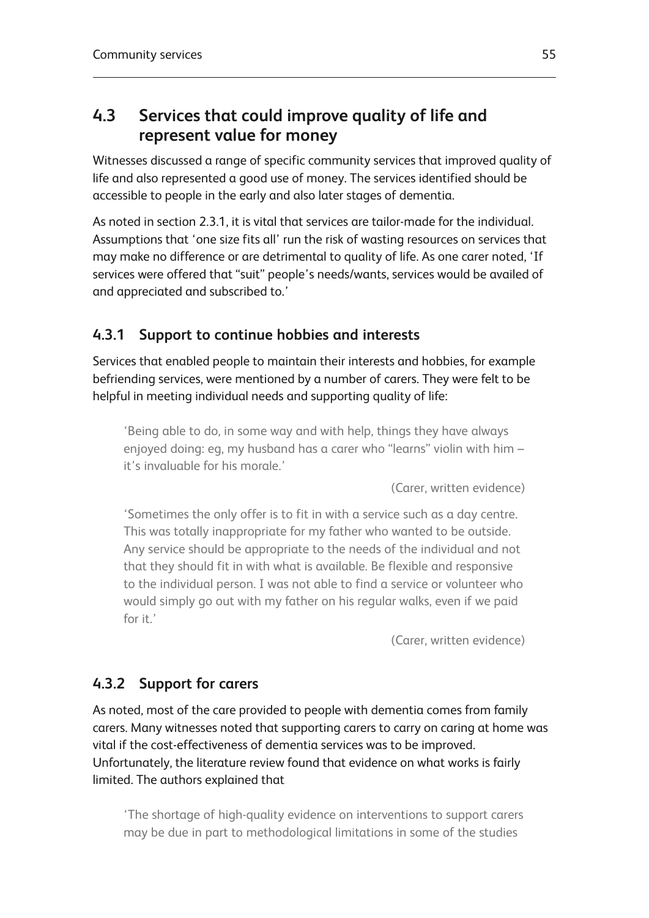## 4.3 Services that could improve quality of life and represent value for money

Witnesses discussed a range of specific community services that improved quality of life and also represented a good use of money. The services identified should be accessible to people in the early and also later stages of dementia.

As noted in section 2.3.1, it is vital that services are tailor-made for the individual. Assumptions that 'one size fits all' run the risk of wasting resources on services that may make no difference or are detrimental to quality of life. As one carer noted, 'If services were offered that "suit" people's needs/wants, services would be availed of and appreciated and subscribed to.'

### 4.3.1 Support to continue hobbies and interests

Services that enabled people to maintain their interests and hobbies, for example befriending services, were mentioned by a number of carers. They were felt to be helpful in meeting individual needs and supporting quality of life:

> 'Being able to do, in some way and with help, things they have always enjoyed doing: eg, my husband has a carer who "learns" violin with him – it's invaluable for his morale.'
>
> (Carer, written evidence)

> 'Sometimes the only offer is to fit in with a service such as a day centre. This was totally inappropriate for my father who wanted to be outside. Any service should be appropriate to the needs of the individual and not that they should fit in with what is available. Be flexible and responsive to the individual person. I was not able to find a service or volunteer who would simply go out with my father on his regular walks, even if we paid for it.'
>
> (Carer, written evidence)

### 4.3.2 Support for carers

As noted, most of the care provided to people with dementia comes from family carers. Many witnesses noted that supporting carers to carry on caring at home was vital if the cost-effectiveness of dementia services was to be improved. Unfortunately, the literature review found that evidence on what works is fairly limited. The authors explained that

> 'The shortage of high-quality evidence on interventions to support carers may be due in part to methodological limitations in some of the studies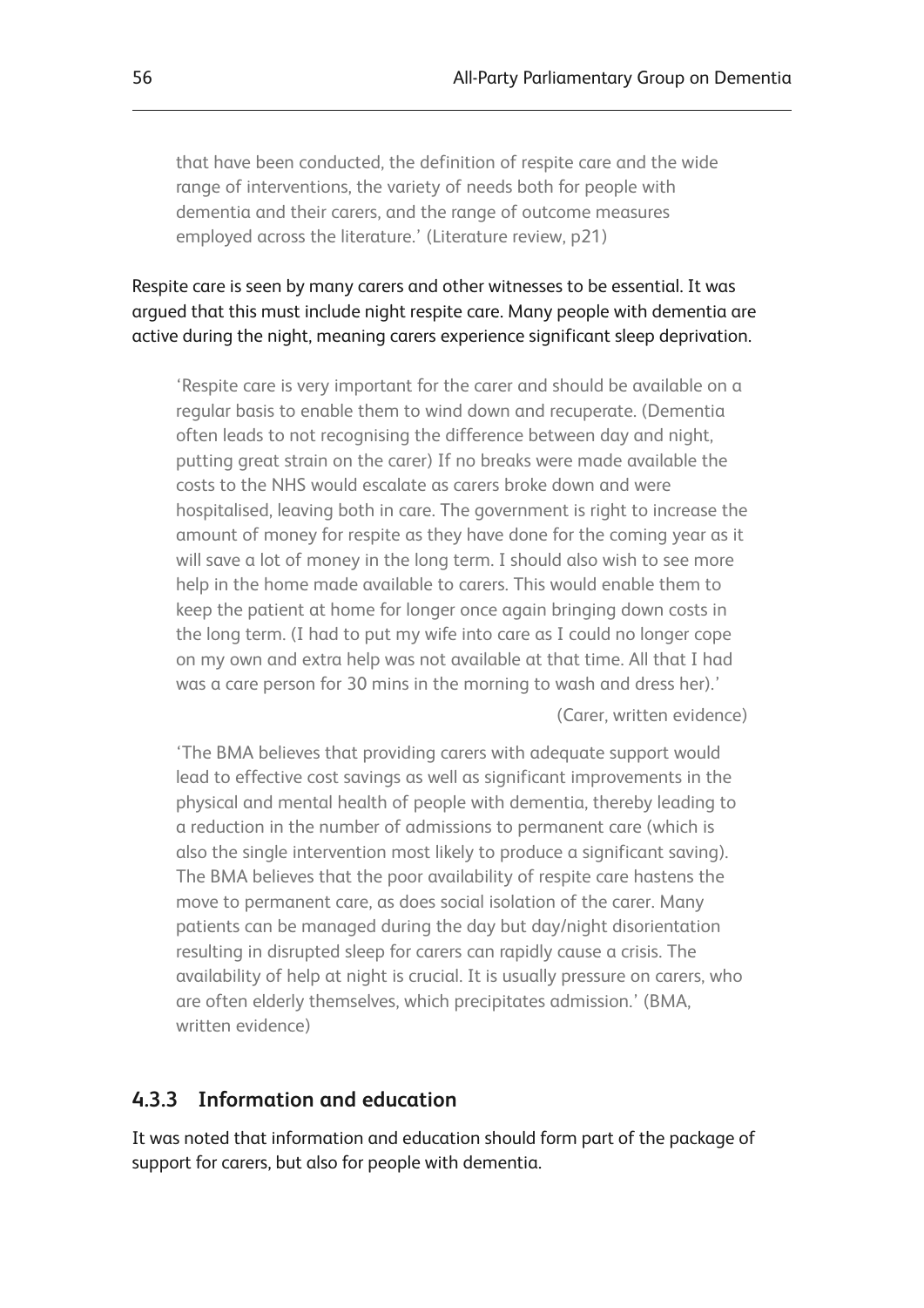that have been conducted, the definition of respite care and the wide range of interventions, the variety of needs both for people with dementia and their carers, and the range of outcome measures employed across the literature.' (Literature review, p21)

Respite care is seen by many carers and other witnesses to be essential. It was argued that this must include night respite care. Many people with dementia are active during the night, meaning carers experience significant sleep deprivation.

> 'Respite care is very important for the carer and should be available on a regular basis to enable them to wind down and recuperate. (Dementia often leads to not recognising the difference between day and night, putting great strain on the carer) If no breaks were made available the costs to the NHS would escalate as carers broke down and were hospitalised, leaving both in care. The government is right to increase the amount of money for respite as they have done for the coming year as it will save a lot of money in the long term. I should also wish to see more help in the home made available to carers. This would enable them to keep the patient at home for longer once again bringing down costs in the long term. (I had to put my wife into care as I could no longer cope on my own and extra help was not available at that time. All that I had was a care person for 30 mins in the morning to wash and dress her).'
>
> (Carer, written evidence)

> 'The BMA believes that providing carers with adequate support would lead to effective cost savings as well as significant improvements in the physical and mental health of people with dementia, thereby leading to a reduction in the number of admissions to permanent care (which is also the single intervention most likely to produce a significant saving). The BMA believes that the poor availability of respite care hastens the move to permanent care, as does social isolation of the carer. Many patients can be managed during the day but day/night disorientation resulting in disrupted sleep for carers can rapidly cause a crisis. The availability of help at night is crucial. It is usually pressure on carers, who are often elderly themselves, which precipitates admission.' (BMA, written evidence)

### 4.3.3 Information and education

It was noted that information and education should form part of the package of support for carers, but also for people with dementia.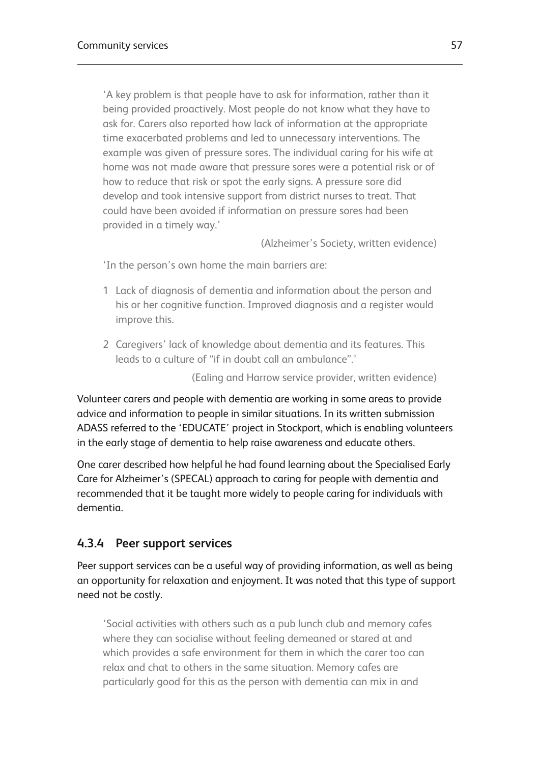> 'A key problem is that people have to ask for information, rather than it being provided proactively. Most people do not know what they have to ask for. Carers also reported how lack of information at the appropriate time exacerbated problems and led to unnecessary interventions. The example was given of pressure sores. The individual caring for his wife at home was not made aware that pressure sores were a potential risk or of how to reduce that risk or spot the early signs. A pressure sore did develop and took intensive support from district nurses to treat. That could have been avoided if information on pressure sores had been provided in a timely way.'
>
> (Alzheimer's Society, written evidence)

> 'In the person's own home the main barriers are:
>
> 1 Lack of diagnosis of dementia and information about the person and his or her cognitive function. Improved diagnosis and a register would improve this.
>
> 2 Caregivers' lack of knowledge about dementia and its features. This leads to a culture of "if in doubt call an ambulance".'
>
> (Ealing and Harrow service provider, written evidence)

Volunteer carers and people with dementia are working in some areas to provide advice and information to people in similar situations. In its written submission ADASS referred to the 'EDUCATE' project in Stockport, which is enabling volunteers in the early stage of dementia to help raise awareness and educate others.

One carer described how helpful he had found learning about the Specialised Early Care for Alzheimer's (SPECAL) approach to caring for people with dementia and recommended that it be taught more widely to people caring for individuals with dementia.

### 4.3.4 Peer support services

Peer support services can be a useful way of providing information, as well as being an opportunity for relaxation and enjoyment. It was noted that this type of support need not be costly.

> 'Social activities with others such as a pub lunch club and memory cafes where they can socialise without feeling demeaned or stared at and which provides a safe environment for them in which the carer too can relax and chat to others in the same situation. Memory cafes are particularly good for this as the person with dementia can mix in and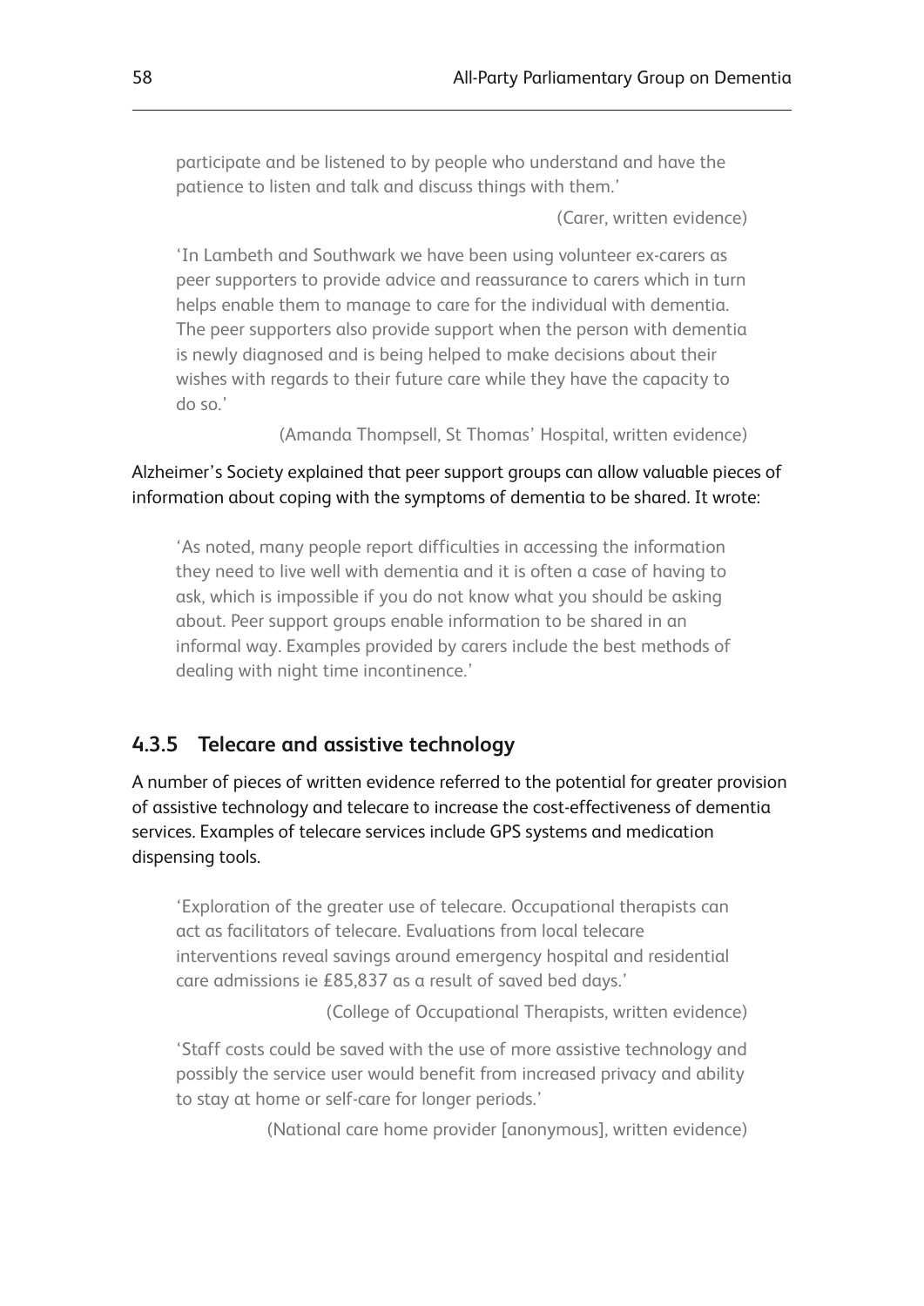> participate and be listened to by people who understand and have the patience to listen and talk and discuss things with them.'
>
> (Carer, written evidence)

> 'In Lambeth and Southwark we have been using volunteer ex-carers as peer supporters to provide advice and reassurance to carers which in turn helps enable them to manage to care for the individual with dementia. The peer supporters also provide support when the person with dementia is newly diagnosed and is being helped to make decisions about their wishes with regards to their future care while they have the capacity to do so.'
>
> (Amanda Thompsell, St Thomas' Hospital, written evidence)

Alzheimer's Society explained that peer support groups can allow valuable pieces of information about coping with the symptoms of dementia to be shared. It wrote:

> 'As noted, many people report difficulties in accessing the information they need to live well with dementia and it is often a case of having to ask, which is impossible if you do not know what you should be asking about. Peer support groups enable information to be shared in an informal way. Examples provided by carers include the best methods of dealing with night time incontinence.'

### 4.3.5 Telecare and assistive technology

A number of pieces of written evidence referred to the potential for greater provision of assistive technology and telecare to increase the cost-effectiveness of dementia services. Examples of telecare services include GPS systems and medication dispensing tools.

> 'Exploration of the greater use of telecare. Occupational therapists can act as facilitators of telecare. Evaluations from local telecare interventions reveal savings around emergency hospital and residential care admissions ie £85,837 as a result of saved bed days.'
>
> (College of Occupational Therapists, written evidence)

> 'Staff costs could be saved with the use of more assistive technology and possibly the service user would benefit from increased privacy and ability to stay at home or self-care for longer periods.'
>
> (National care home provider [anonymous], written evidence)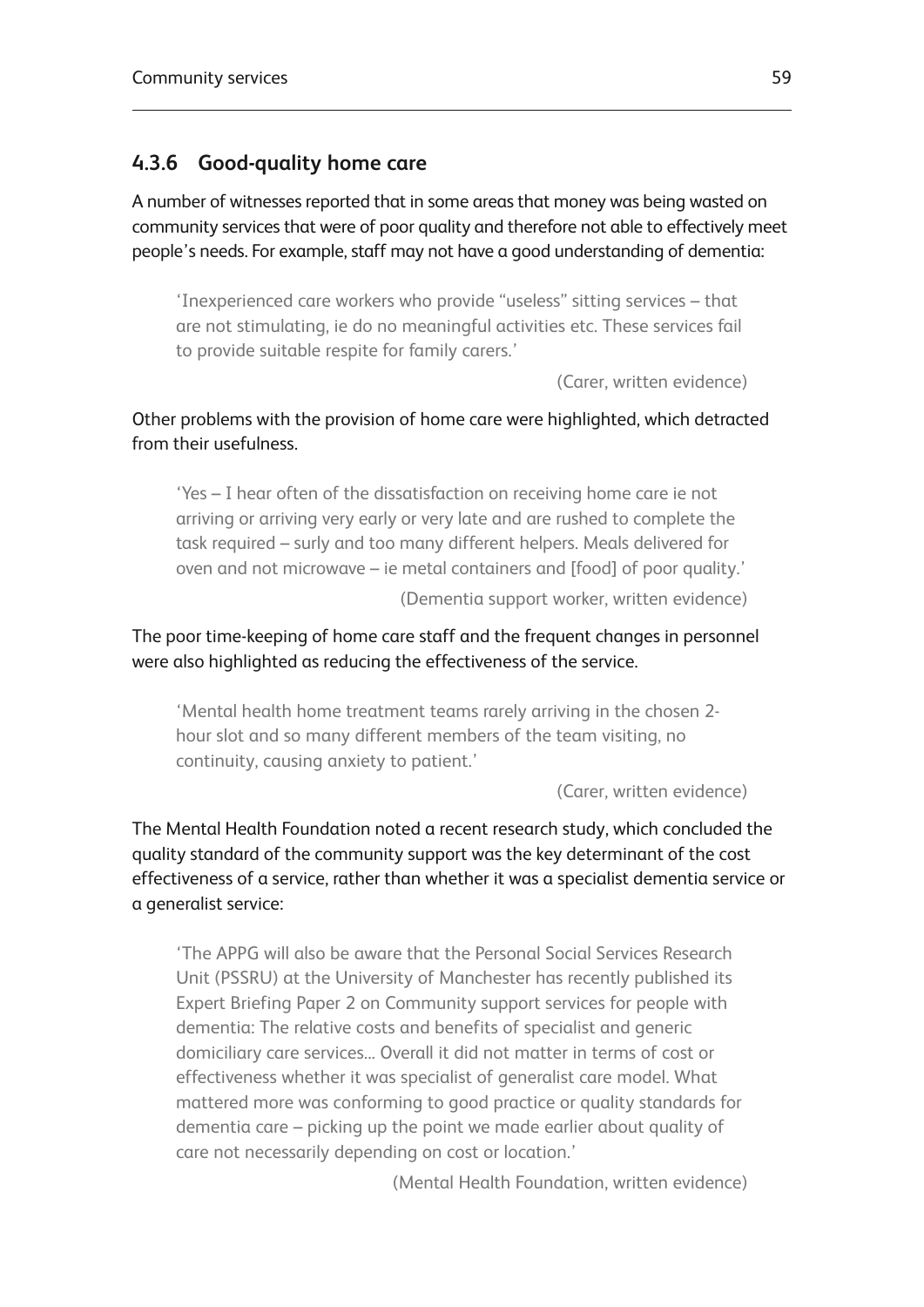### 4.3.6 Good-quality home care

A number of witnesses reported that in some areas that money was being wasted on community services that were of poor quality and therefore not able to effectively meet people's needs. For example, staff may not have a good understanding of dementia:

> 'Inexperienced care workers who provide "useless" sitting services – that are not stimulating, ie do no meaningful activities etc. These services fail to provide suitable respite for family carers.'
>
> (Carer, written evidence)

Other problems with the provision of home care were highlighted, which detracted from their usefulness.

> 'Yes – I hear often of the dissatisfaction on receiving home care ie not arriving or arriving very early or very late and are rushed to complete the task required – surly and too many different helpers. Meals delivered for oven and not microwave – ie metal containers and [food] of poor quality.'
>
> (Dementia support worker, written evidence)

The poor time-keeping of home care staff and the frequent changes in personnel were also highlighted as reducing the effectiveness of the service.

> 'Mental health home treatment teams rarely arriving in the chosen 2-hour slot and so many different members of the team visiting, no continuity, causing anxiety to patient.'
>
> (Carer, written evidence)

The Mental Health Foundation noted a recent research study, which concluded the quality standard of the community support was the key determinant of the cost effectiveness of a service, rather than whether it was a specialist dementia service or a generalist service:

> 'The APPG will also be aware that the Personal Social Services Research Unit (PSSRU) at the University of Manchester has recently published its Expert Briefing Paper 2 on Community support services for people with dementia: The relative costs and benefits of specialist and generic domiciliary care services... Overall it did not matter in terms of cost or effectiveness whether it was specialist of generalist care model. What mattered more was conforming to good practice or quality standards for dementia care – picking up the point we made earlier about quality of care not necessarily depending on cost or location.'
>
> (Mental Health Foundation, written evidence)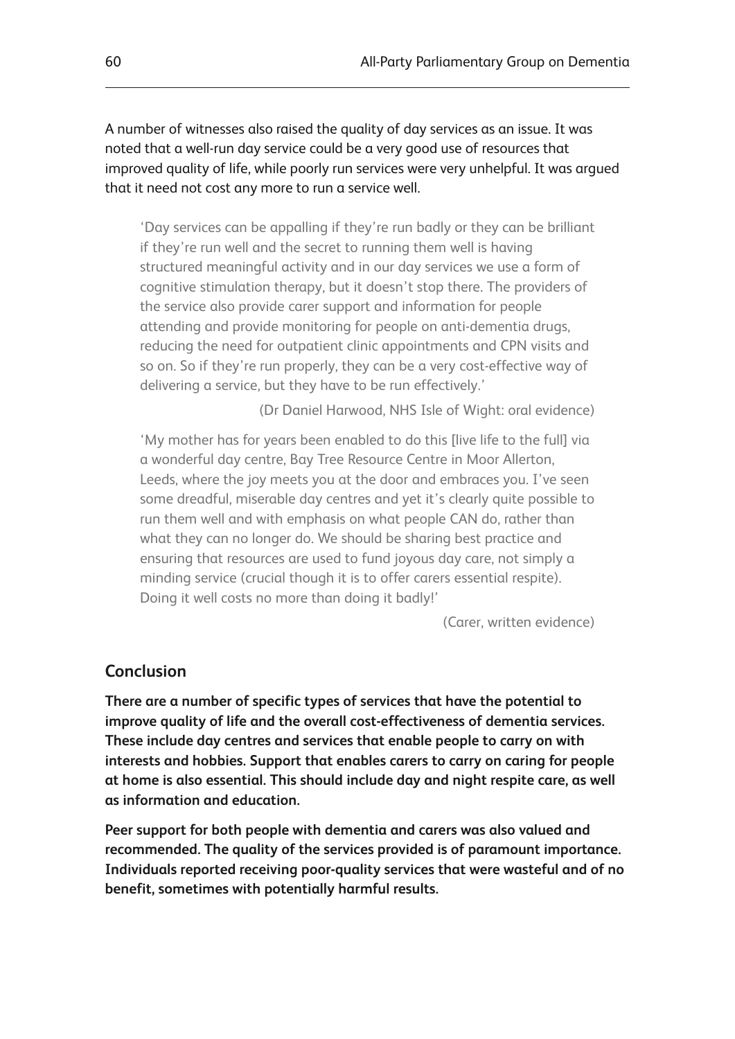A number of witnesses also raised the quality of day services as an issue. It was noted that a well-run day service could be a very good use of resources that improved quality of life, while poorly run services were very unhelpful. It was argued that it need not cost any more to run a service well.

> 'Day services can be appalling if they're run badly or they can be brilliant if they're run well and the secret to running them well is having structured meaningful activity and in our day services we use a form of cognitive stimulation therapy, but it doesn't stop there. The providers of the service also provide carer support and information for people attending and provide monitoring for people on anti-dementia drugs, reducing the need for outpatient clinic appointments and CPN visits and so on. So if they're run properly, they can be a very cost-effective way of delivering a service, but they have to be run effectively.'
>
> (Dr Daniel Harwood, NHS Isle of Wight: oral evidence)

> 'My mother has for years been enabled to do this [live life to the full] via a wonderful day centre, Bay Tree Resource Centre in Moor Allerton, Leeds, where the joy meets you at the door and embraces you. I've seen some dreadful, miserable day centres and yet it's clearly quite possible to run them well and with emphasis on what people CAN do, rather than what they can no longer do. We should be sharing best practice and ensuring that resources are used to fund joyous day care, not simply a minding service (crucial though it is to offer carers essential respite). Doing it well costs no more than doing it badly!'
>
> (Carer, written evidence)

## Conclusion

**There are a number of specific types of services that have the potential to improve quality of life and the overall cost-effectiveness of dementia services. These include day centres and services that enable people to carry on with interests and hobbies. Support that enables carers to carry on caring for people at home is also essential. This should include day and night respite care, as well as information and education.**

**Peer support for both people with dementia and carers was also valued and recommended. The quality of the services provided is of paramount importance. Individuals reported receiving poor-quality services that were wasteful and of no benefit, sometimes with potentially harmful results.**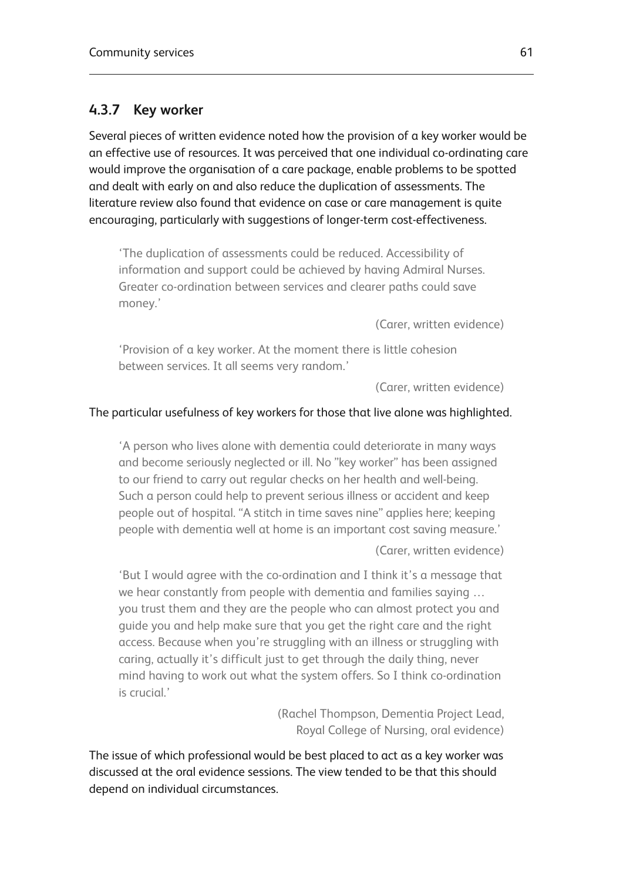### 4.3.7 Key worker

Several pieces of written evidence noted how the provision of a key worker would be an effective use of resources. It was perceived that one individual co-ordinating care would improve the organisation of a care package, enable problems to be spotted and dealt with early on and also reduce the duplication of assessments. The literature review also found that evidence on case or care management is quite encouraging, particularly with suggestions of longer-term cost-effectiveness.

> 'The duplication of assessments could be reduced. Accessibility of information and support could be achieved by having Admiral Nurses. Greater co-ordination between services and clearer paths could save money.'
>
> (Carer, written evidence)

> 'Provision of a key worker. At the moment there is little cohesion between services. It all seems very random.'
>
> (Carer, written evidence)

The particular usefulness of key workers for those that live alone was highlighted.

> 'A person who lives alone with dementia could deteriorate in many ways and become seriously neglected or ill. No "key worker" has been assigned to our friend to carry out regular checks on her health and well-being. Such a person could help to prevent serious illness or accident and keep people out of hospital. "A stitch in time saves nine" applies here; keeping people with dementia well at home is an important cost saving measure.'
>
> (Carer, written evidence)

> 'But I would agree with the co-ordination and I think it's a message that we hear constantly from people with dementia and families saying … you trust them and they are the people who can almost protect you and guide you and help make sure that you get the right care and the right access. Because when you're struggling with an illness or struggling with caring, actually it's difficult just to get through the daily thing, never mind having to work out what the system offers. So I think co-ordination is crucial.'
>
> (Rachel Thompson, Dementia Project Lead, Royal College of Nursing, oral evidence)

The issue of which professional would be best placed to act as a key worker was discussed at the oral evidence sessions. The view tended to be that this should depend on individual circumstances.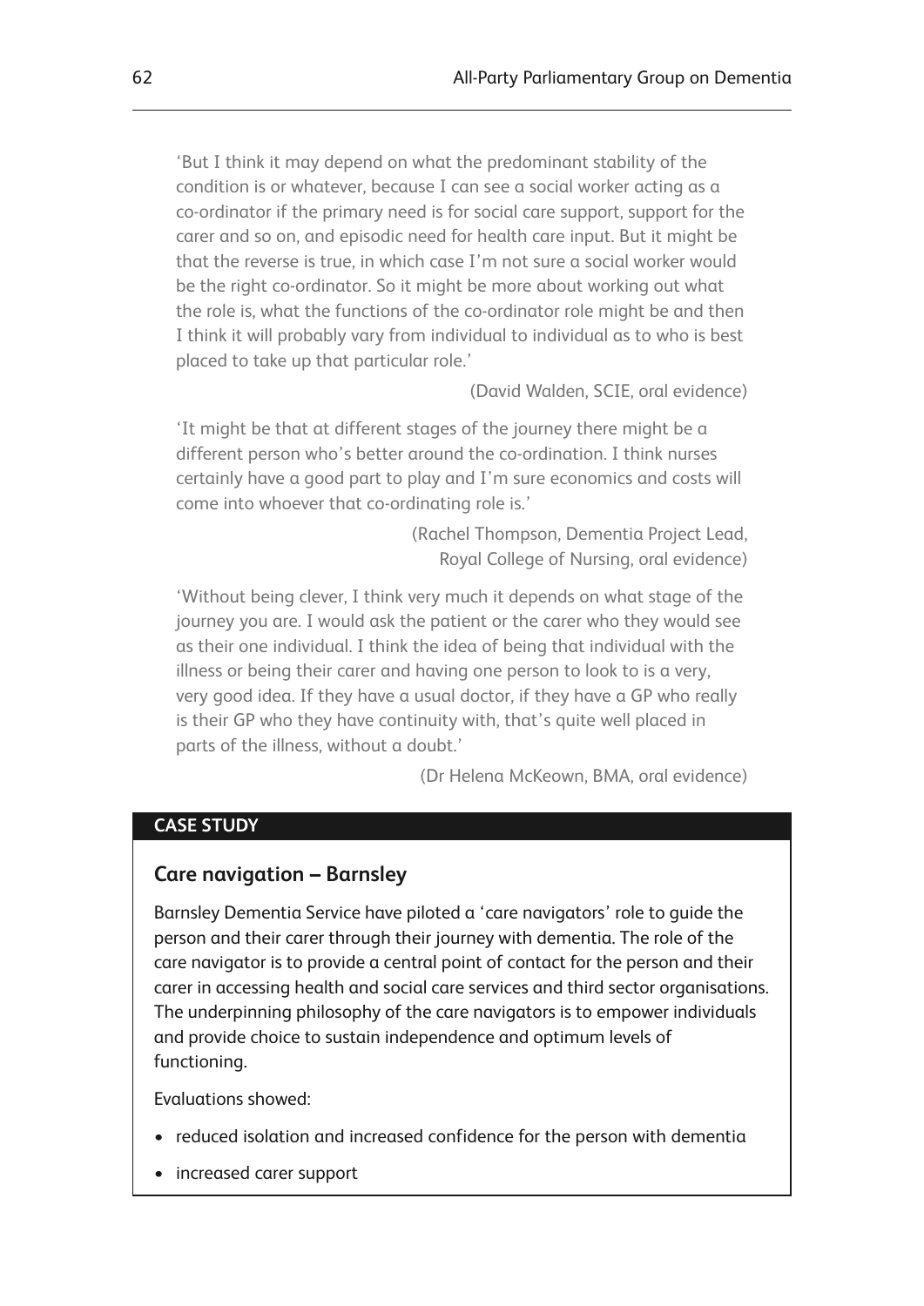'But I think it may depend on what the predominant stability of the condition is or whatever, because I can see a social worker acting as a co-ordinator if the primary need is for social care support, support for the carer and so on, and episodic need for health care input. But it might be that the reverse is true, in which case I'm not sure a social worker would be the right co-ordinator. So it might be more about working out what the role is, what the functions of the co-ordinator role might be and then I think it will probably vary from individual to individual as to who is best placed to take up that particular role.'

(David Walden, SCIE, oral evidence)

'It might be that at different stages of the journey there might be a different person who's better around the co-ordination. I think nurses certainly have a good part to play and I'm sure economics and costs will come into whoever that co-ordinating role is.'

(Rachel Thompson, Dementia Project Lead, Royal College of Nursing, oral evidence)

'Without being clever, I think very much it depends on what stage of the journey you are. I would ask the patient or the carer who they would see as their one individual. I think the idea of being that individual with the illness or being their carer and having one person to look to is a very, very good idea. If they have a usual doctor, if they have a GP who really is their GP who they have continuity with, that's quite well placed in parts of the illness, without a doubt.'

(Dr Helena McKeown, BMA, oral evidence)

**CASE STUDY**

### Care navigation – Barnsley

Barnsley Dementia Service have piloted a 'care navigators' role to guide the person and their carer through their journey with dementia. The role of the care navigator is to provide a central point of contact for the person and their carer in accessing health and social care services and third sector organisations. The underpinning philosophy of the care navigators is to empower individuals and provide choice to sustain independence and optimum levels of functioning.

Evaluations showed:

- reduced isolation and increased confidence for the person with dementia
- increased carer support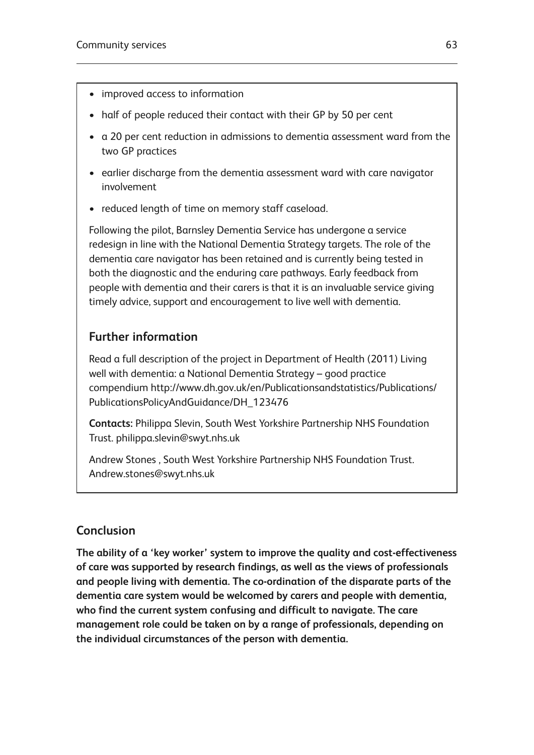- improved access to information
- half of people reduced their contact with their GP by 50 per cent
- a 20 per cent reduction in admissions to dementia assessment ward from the two GP practices
- earlier discharge from the dementia assessment ward with care navigator involvement
- reduced length of time on memory staff caseload.

Following the pilot, Barnsley Dementia Service has undergone a service redesign in line with the National Dementia Strategy targets. The role of the dementia care navigator has been retained and is currently being tested in both the diagnostic and the enduring care pathways. Early feedback from people with dementia and their carers is that it is an invaluable service giving timely advice, support and encouragement to live well with dementia.

### Further information

Read a full description of the project in Department of Health (2011) Living well with dementia: a National Dementia Strategy – good practice compendium http://www.dh.gov.uk/en/Publicationsandstatistics/Publications/PublicationsPolicyAndGuidance/DH_123476

**Contacts:** Philippa Slevin, South West Yorkshire Partnership NHS Foundation Trust. philippa.slevin@swyt.nhs.uk

Andrew Stones , South West Yorkshire Partnership NHS Foundation Trust. Andrew.stones@swyt.nhs.uk

## Conclusion

**The ability of a 'key worker' system to improve the quality and cost-effectiveness of care was supported by research findings, as well as the views of professionals and people living with dementia. The co-ordination of the disparate parts of the dementia care system would be welcomed by carers and people with dementia, who find the current system confusing and difficult to navigate. The care management role could be taken on by a range of professionals, depending on the individual circumstances of the person with dementia.**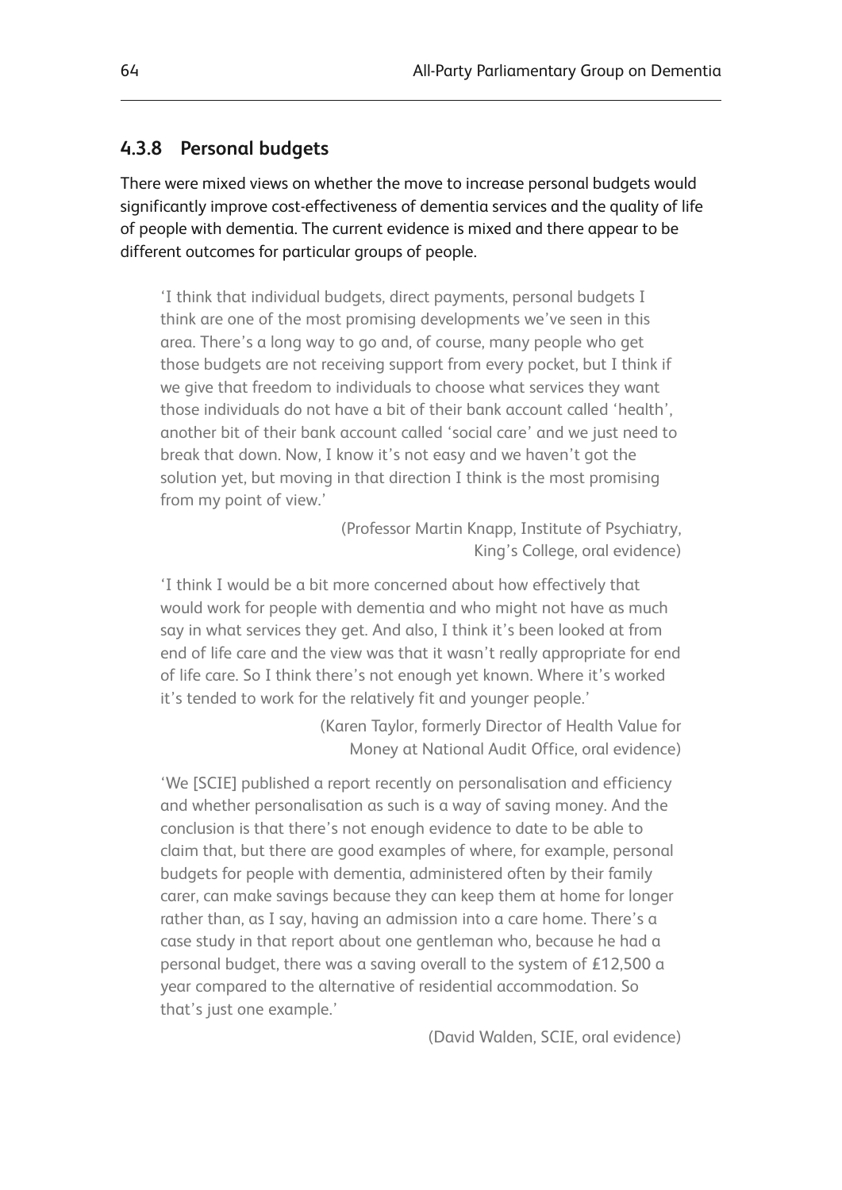### 4.3.8 Personal budgets

There were mixed views on whether the move to increase personal budgets would significantly improve cost-effectiveness of dementia services and the quality of life of people with dementia. The current evidence is mixed and there appear to be different outcomes for particular groups of people.

> 'I think that individual budgets, direct payments, personal budgets I think are one of the most promising developments we've seen in this area. There's a long way to go and, of course, many people who get those budgets are not receiving support from every pocket, but I think if we give that freedom to individuals to choose what services they want those individuals do not have a bit of their bank account called 'health', another bit of their bank account called 'social care' and we just need to break that down. Now, I know it's not easy and we haven't got the solution yet, but moving in that direction I think is the most promising from my point of view.'
>
> (Professor Martin Knapp, Institute of Psychiatry, King's College, oral evidence)

> 'I think I would be a bit more concerned about how effectively that would work for people with dementia and who might not have as much say in what services they get. And also, I think it's been looked at from end of life care and the view was that it wasn't really appropriate for end of life care. So I think there's not enough yet known. Where it's worked it's tended to work for the relatively fit and younger people.'
>
> (Karen Taylor, formerly Director of Health Value for Money at National Audit Office, oral evidence)

> 'We [SCIE] published a report recently on personalisation and efficiency and whether personalisation as such is a way of saving money. And the conclusion is that there's not enough evidence to date to be able to claim that, but there are good examples of where, for example, personal budgets for people with dementia, administered often by their family carer, can make savings because they can keep them at home for longer rather than, as I say, having an admission into a care home. There's a case study in that report about one gentleman who, because he had a personal budget, there was a saving overall to the system of £12,500 a year compared to the alternative of residential accommodation. So that's just one example.'
>
> (David Walden, SCIE, oral evidence)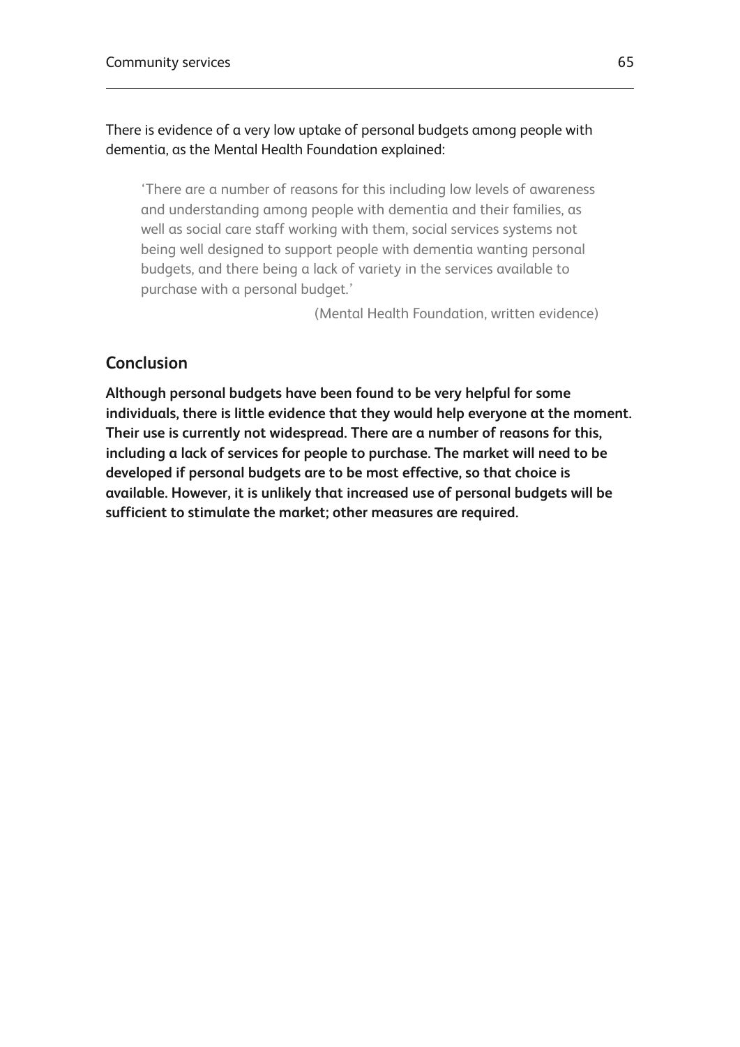There is evidence of a very low uptake of personal budgets among people with dementia, as the Mental Health Foundation explained:

> 'There are a number of reasons for this including low levels of awareness and understanding among people with dementia and their families, as well as social care staff working with them, social services systems not being well designed to support people with dementia wanting personal budgets, and there being a lack of variety in the services available to purchase with a personal budget.'
>
> (Mental Health Foundation, written evidence)

## Conclusion

**Although personal budgets have been found to be very helpful for some individuals, there is little evidence that they would help everyone at the moment. Their use is currently not widespread. There are a number of reasons for this, including a lack of services for people to purchase. The market will need to be developed if personal budgets are to be most effective, so that choice is available. However, it is unlikely that increased use of personal budgets will be sufficient to stimulate the market; other measures are required.**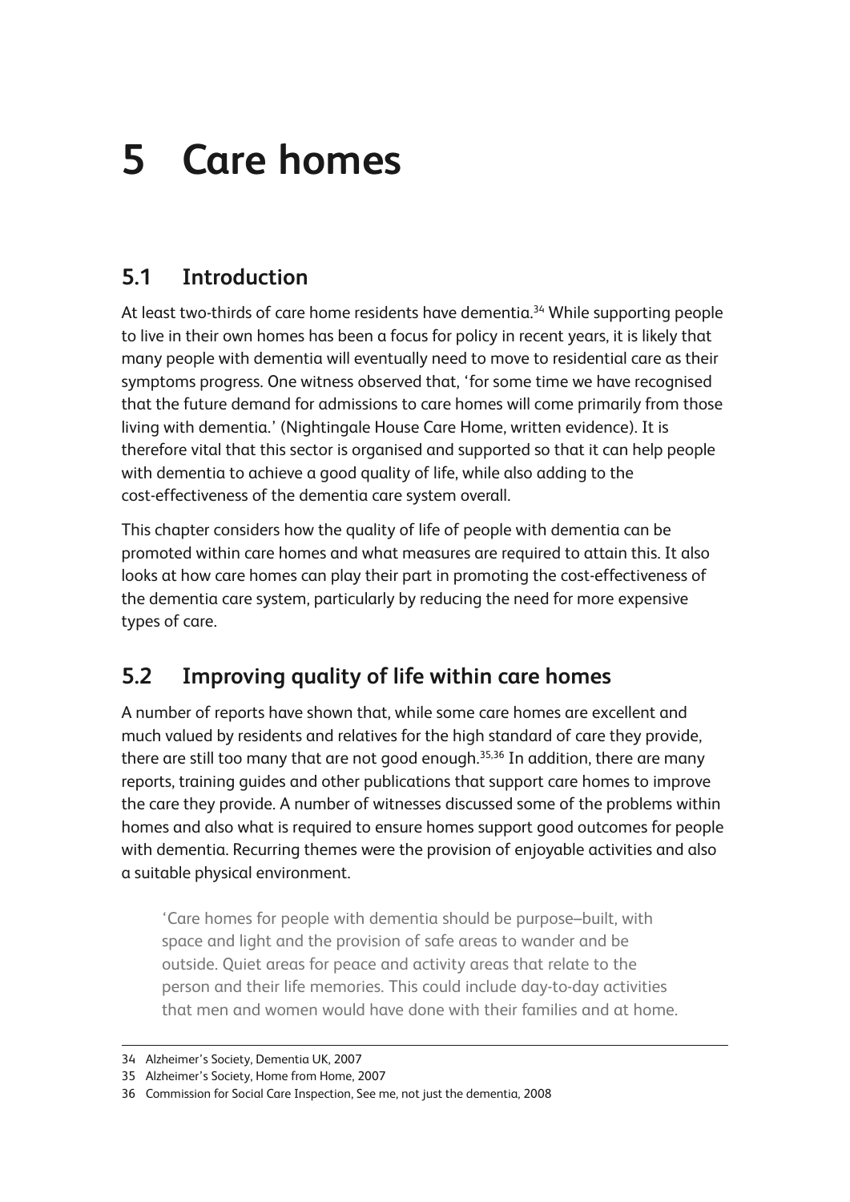# 5 Care homes

## 5.1 Introduction

At least two-thirds of care home residents have dementia.[34] While supporting people to live in their own homes has been a focus for policy in recent years, it is likely that many people with dementia will eventually need to move to residential care as their symptoms progress. One witness observed that, 'for some time we have recognised that the future demand for admissions to care homes will come primarily from those living with dementia.' (Nightingale House Care Home, written evidence). It is therefore vital that this sector is organised and supported so that it can help people with dementia to achieve a good quality of life, while also adding to the cost-effectiveness of the dementia care system overall.

This chapter considers how the quality of life of people with dementia can be promoted within care homes and what measures are required to attain this. It also looks at how care homes can play their part in promoting the cost-effectiveness of the dementia care system, particularly by reducing the need for more expensive types of care.

## 5.2 Improving quality of life within care homes

A number of reports have shown that, while some care homes are excellent and much valued by residents and relatives for the high standard of care they provide, there are still too many that are not good enough.[35,36] In addition, there are many reports, training guides and other publications that support care homes to improve the care they provide. A number of witnesses discussed some of the problems within homes and also what is required to ensure homes support good outcomes for people with dementia. Recurring themes were the provision of enjoyable activities and also a suitable physical environment.

> 'Care homes for people with dementia should be purpose–built, with space and light and the provision of safe areas to wander and be outside. Quiet areas for peace and activity areas that relate to the person and their life memories. This could include day-to-day activities that men and women would have done with their families and at home.

---

34 Alzheimer's Society, Dementia UK, 2007

35 Alzheimer's Society, Home from Home, 2007

36 Commission for Social Care Inspection, See me, not just the dementia, 2008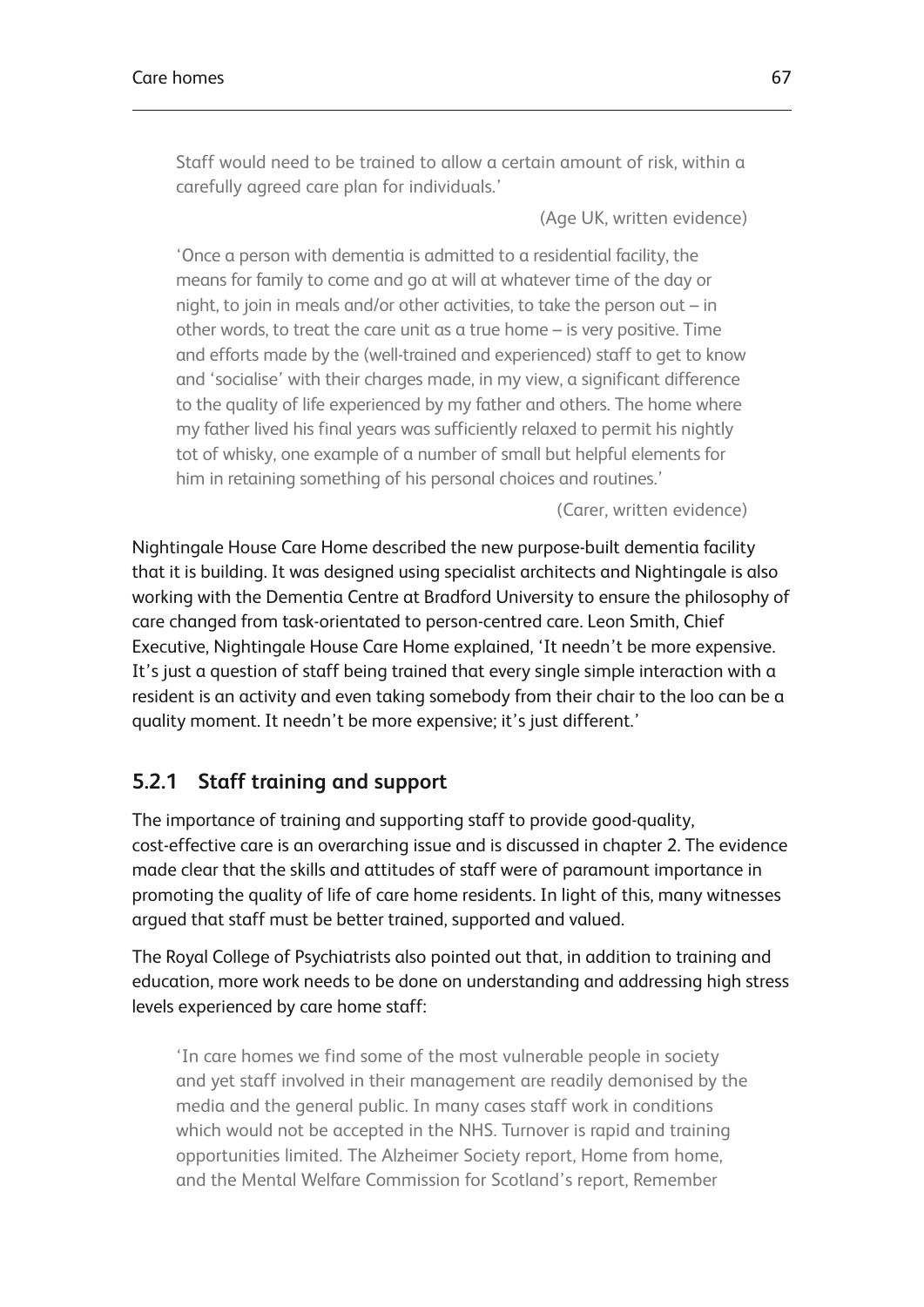> Staff would need to be trained to allow a certain amount of risk, within a carefully agreed care plan for individuals.'
>
> (Age UK, written evidence)

> 'Once a person with dementia is admitted to a residential facility, the means for family to come and go at will at whatever time of the day or night, to join in meals and/or other activities, to take the person out – in other words, to treat the care unit as a true home – is very positive. Time and efforts made by the (well-trained and experienced) staff to get to know and 'socialise' with their charges made, in my view, a significant difference to the quality of life experienced by my father and others. The home where my father lived his final years was sufficiently relaxed to permit his nightly tot of whisky, one example of a number of small but helpful elements for him in retaining something of his personal choices and routines.'
>
> (Carer, written evidence)

Nightingale House Care Home described the new purpose-built dementia facility that it is building. It was designed using specialist architects and Nightingale is also working with the Dementia Centre at Bradford University to ensure the philosophy of care changed from task-orientated to person-centred care. Leon Smith, Chief Executive, Nightingale House Care Home explained, 'It needn't be more expensive. It's just a question of staff being trained that every single simple interaction with a resident is an activity and even taking somebody from their chair to the loo can be a quality moment. It needn't be more expensive; it's just different.'

### 5.2.1 Staff training and support

The importance of training and supporting staff to provide good-quality, cost-effective care is an overarching issue and is discussed in chapter 2. The evidence made clear that the skills and attitudes of staff were of paramount importance in promoting the quality of life of care home residents. In light of this, many witnesses argued that staff must be better trained, supported and valued.

The Royal College of Psychiatrists also pointed out that, in addition to training and education, more work needs to be done on understanding and addressing high stress levels experienced by care home staff:

> 'In care homes we find some of the most vulnerable people in society and yet staff involved in their management are readily demonised by the media and the general public. In many cases staff work in conditions which would not be accepted in the NHS. Turnover is rapid and training opportunities limited. The Alzheimer Society report, Home from home, and the Mental Welfare Commission for Scotland's report, Remember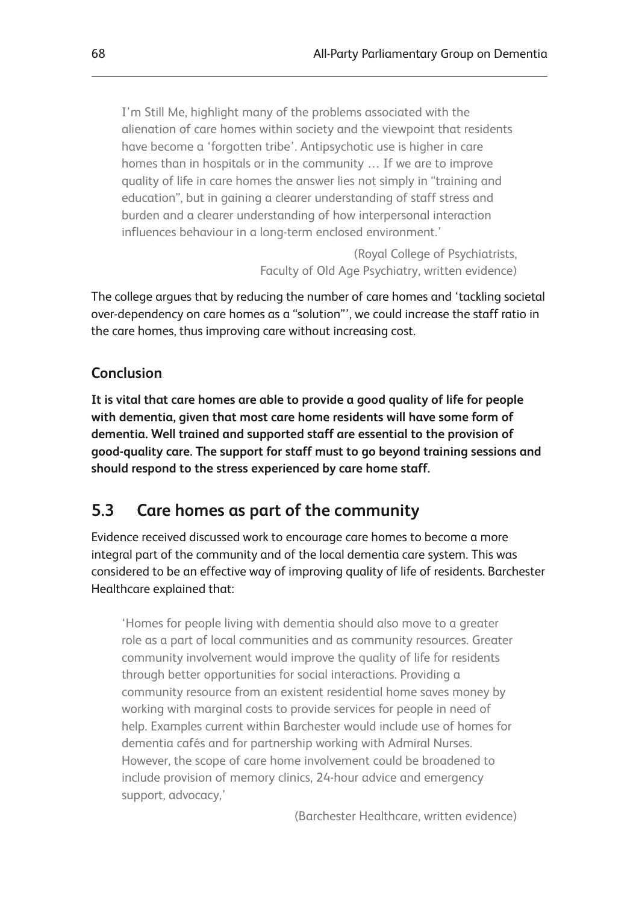> I'm Still Me, highlight many of the problems associated with the alienation of care homes within society and the viewpoint that residents have become a 'forgotten tribe'. Antipsychotic use is higher in care homes than in hospitals or in the community … If we are to improve quality of life in care homes the answer lies not simply in "training and education", but in gaining a clearer understanding of staff stress and burden and a clearer understanding of how interpersonal interaction influences behaviour in a long-term enclosed environment.'
>
> (Royal College of Psychiatrists, Faculty of Old Age Psychiatry, written evidence)

The college argues that by reducing the number of care homes and 'tackling societal over-dependency on care homes as a "solution"', we could increase the staff ratio in the care homes, thus improving care without increasing cost.

### Conclusion

**It is vital that care homes are able to provide a good quality of life for people with dementia, given that most care home residents will have some form of dementia. Well trained and supported staff are essential to the provision of good-quality care. The support for staff must to go beyond training sessions and should respond to the stress experienced by care home staff.**

## 5.3 Care homes as part of the community

Evidence received discussed work to encourage care homes to become a more integral part of the community and of the local dementia care system. This was considered to be an effective way of improving quality of life of residents. Barchester Healthcare explained that:

> 'Homes for people living with dementia should also move to a greater role as a part of local communities and as community resources. Greater community involvement would improve the quality of life for residents through better opportunities for social interactions. Providing a community resource from an existent residential home saves money by working with marginal costs to provide services for people in need of help. Examples current within Barchester would include use of homes for dementia cafés and for partnership working with Admiral Nurses. However, the scope of care home involvement could be broadened to include provision of memory clinics, 24-hour advice and emergency support, advocacy,'
>
> (Barchester Healthcare, written evidence)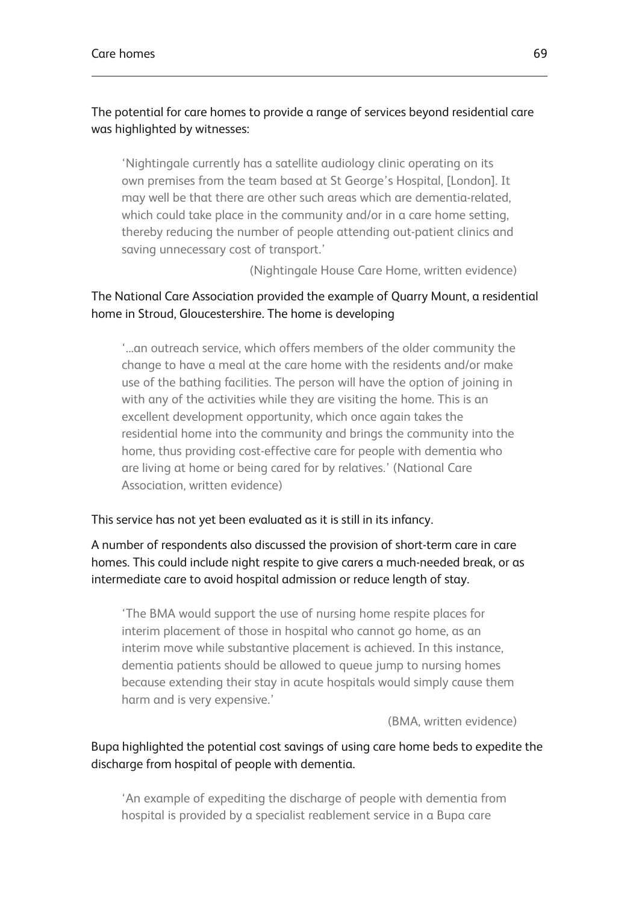The potential for care homes to provide a range of services beyond residential care was highlighted by witnesses:

> 'Nightingale currently has a satellite audiology clinic operating on its own premises from the team based at St George's Hospital, [London]. It may well be that there are other such areas which are dementia-related, which could take place in the community and/or in a care home setting, thereby reducing the number of people attending out-patient clinics and saving unnecessary cost of transport.'
>
> (Nightingale House Care Home, written evidence)

The National Care Association provided the example of Quarry Mount, a residential home in Stroud, Gloucestershire. The home is developing

> '...an outreach service, which offers members of the older community the change to have a meal at the care home with the residents and/or make use of the bathing facilities. The person will have the option of joining in with any of the activities while they are visiting the home. This is an excellent development opportunity, which once again takes the residential home into the community and brings the community into the home, thus providing cost-effective care for people with dementia who are living at home or being cared for by relatives.' (National Care Association, written evidence)

This service has not yet been evaluated as it is still in its infancy.

A number of respondents also discussed the provision of short-term care in care homes. This could include night respite to give carers a much-needed break, or as intermediate care to avoid hospital admission or reduce length of stay.

> 'The BMA would support the use of nursing home respite places for interim placement of those in hospital who cannot go home, as an interim move while substantive placement is achieved. In this instance, dementia patients should be allowed to queue jump to nursing homes because extending their stay in acute hospitals would simply cause them harm and is very expensive.'
>
> (BMA, written evidence)

Bupa highlighted the potential cost savings of using care home beds to expedite the discharge from hospital of people with dementia.

> 'An example of expediting the discharge of people with dementia from hospital is provided by a specialist reablement service in a Bupa care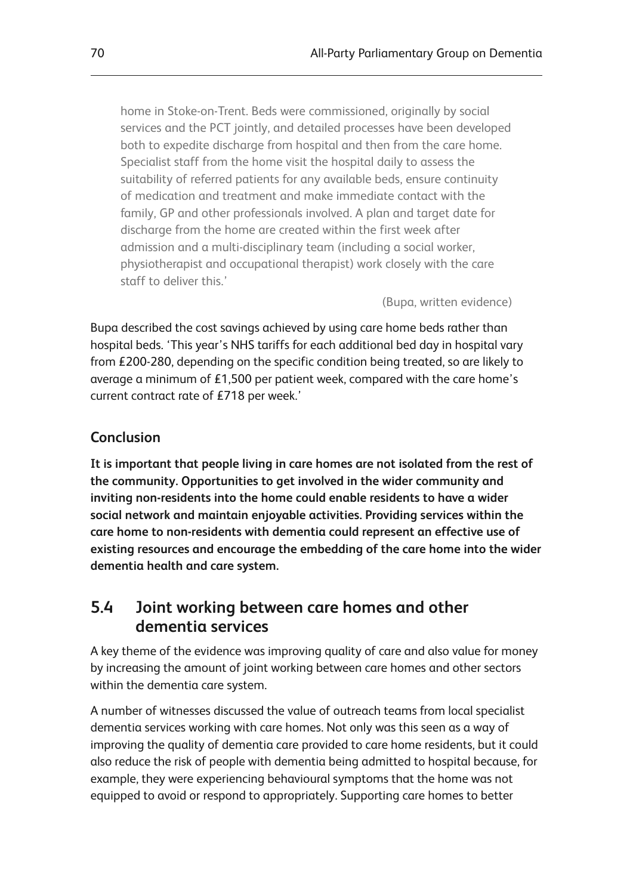> home in Stoke-on-Trent. Beds were commissioned, originally by social services and the PCT jointly, and detailed processes have been developed both to expedite discharge from hospital and then from the care home. Specialist staff from the home visit the hospital daily to assess the suitability of referred patients for any available beds, ensure continuity of medication and treatment and make immediate contact with the family, GP and other professionals involved. A plan and target date for discharge from the home are created within the first week after admission and a multi-disciplinary team (including a social worker, physiotherapist and occupational therapist) work closely with the care staff to deliver this.'
>
> (Bupa, written evidence)

Bupa described the cost savings achieved by using care home beds rather than hospital beds. 'This year's NHS tariffs for each additional bed day in hospital vary from £200-280, depending on the specific condition being treated, so are likely to average a minimum of £1,500 per patient week, compared with the care home's current contract rate of £718 per week.'

### Conclusion

**It is important that people living in care homes are not isolated from the rest of the community. Opportunities to get involved in the wider community and inviting non-residents into the home could enable residents to have a wider social network and maintain enjoyable activities. Providing services within the care home to non-residents with dementia could represent an effective use of existing resources and encourage the embedding of the care home into the wider dementia health and care system.**

## 5.4 Joint working between care homes and other dementia services

A key theme of the evidence was improving quality of care and also value for money by increasing the amount of joint working between care homes and other sectors within the dementia care system.

A number of witnesses discussed the value of outreach teams from local specialist dementia services working with care homes. Not only was this seen as a way of improving the quality of dementia care provided to care home residents, but it could also reduce the risk of people with dementia being admitted to hospital because, for example, they were experiencing behavioural symptoms that the home was not equipped to avoid or respond to appropriately. Supporting care homes to better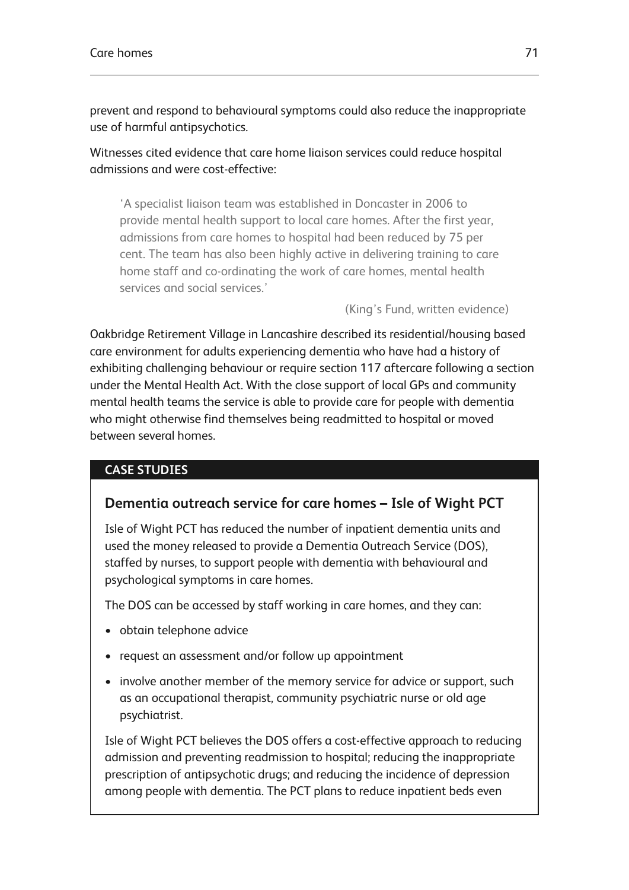prevent and respond to behavioural symptoms could also reduce the inappropriate use of harmful antipsychotics.

Witnesses cited evidence that care home liaison services could reduce hospital admissions and were cost-effective:

> 'A specialist liaison team was established in Doncaster in 2006 to provide mental health support to local care homes. After the first year, admissions from care homes to hospital had been reduced by 75 per cent. The team has also been highly active in delivering training to care home staff and co-ordinating the work of care homes, mental health services and social services.'
>
> (King's Fund, written evidence)

Oakbridge Retirement Village in Lancashire described its residential/housing based care environment for adults experiencing dementia who have had a history of exhibiting challenging behaviour or require section 117 aftercare following a section under the Mental Health Act. With the close support of local GPs and community mental health teams the service is able to provide care for people with dementia who might otherwise find themselves being readmitted to hospital or moved between several homes.

**CASE STUDIES**

### Dementia outreach service for care homes – Isle of Wight PCT

Isle of Wight PCT has reduced the number of inpatient dementia units and used the money released to provide a Dementia Outreach Service (DOS), staffed by nurses, to support people with dementia with behavioural and psychological symptoms in care homes.

The DOS can be accessed by staff working in care homes, and they can:

- obtain telephone advice
- request an assessment and/or follow up appointment
- involve another member of the memory service for advice or support, such as an occupational therapist, community psychiatric nurse or old age psychiatrist.

Isle of Wight PCT believes the DOS offers a cost-effective approach to reducing admission and preventing readmission to hospital; reducing the inappropriate prescription of antipsychotic drugs; and reducing the incidence of depression among people with dementia. The PCT plans to reduce inpatient beds even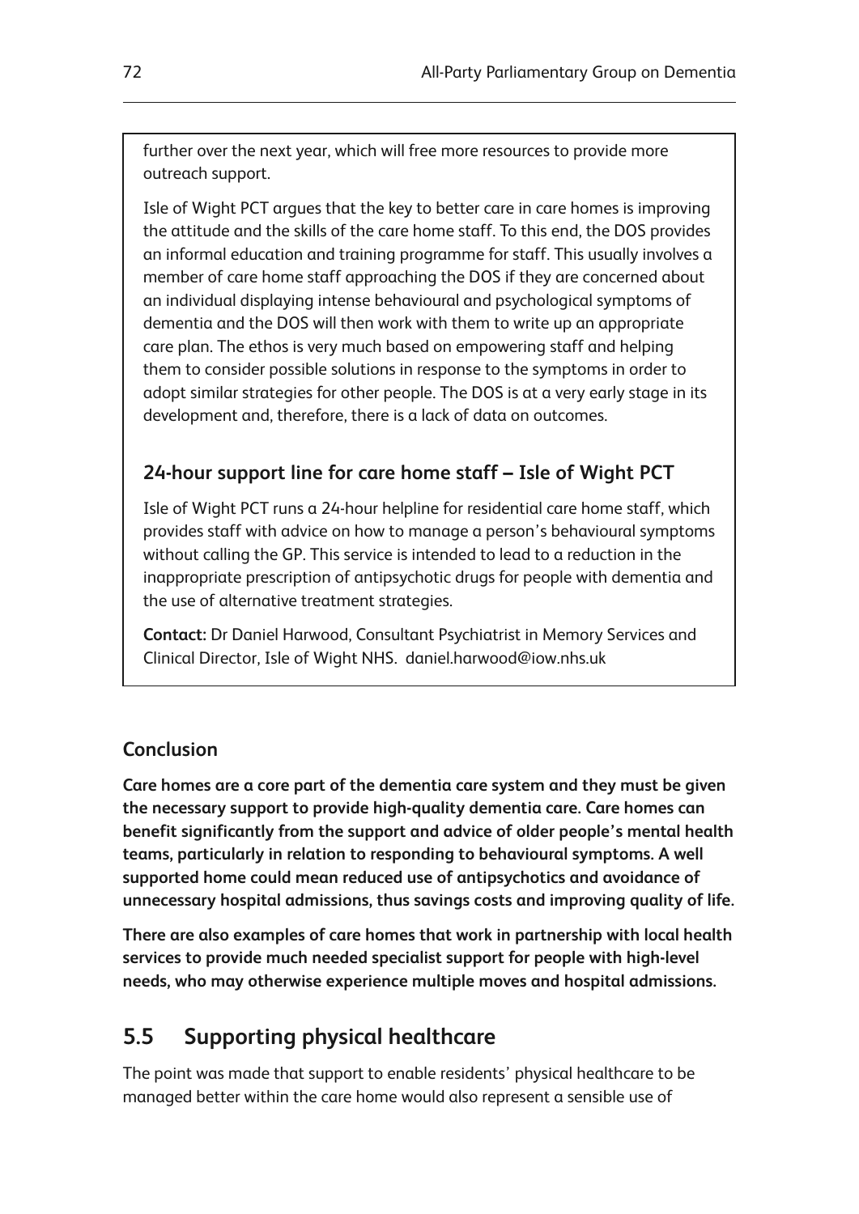further over the next year, which will free more resources to provide more outreach support.

Isle of Wight PCT argues that the key to better care in care homes is improving the attitude and the skills of the care home staff. To this end, the DOS provides an informal education and training programme for staff. This usually involves a member of care home staff approaching the DOS if they are concerned about an individual displaying intense behavioural and psychological symptoms of dementia and the DOS will then work with them to write up an appropriate care plan. The ethos is very much based on empowering staff and helping them to consider possible solutions in response to the symptoms in order to adopt similar strategies for other people. The DOS is at a very early stage in its development and, therefore, there is a lack of data on outcomes.

### 24-hour support line for care home staff – Isle of Wight PCT

Isle of Wight PCT runs a 24-hour helpline for residential care home staff, which provides staff with advice on how to manage a person's behavioural symptoms without calling the GP. This service is intended to lead to a reduction in the inappropriate prescription of antipsychotic drugs for people with dementia and the use of alternative treatment strategies.

**Contact:** Dr Daniel Harwood, Consultant Psychiatrist in Memory Services and Clinical Director, Isle of Wight NHS. daniel.harwood@iow.nhs.uk

### Conclusion

**Care homes are a core part of the dementia care system and they must be given the necessary support to provide high-quality dementia care. Care homes can benefit significantly from the support and advice of older people's mental health teams, particularly in relation to responding to behavioural symptoms. A well supported home could mean reduced use of antipsychotics and avoidance of unnecessary hospital admissions, thus savings costs and improving quality of life.**

**There are also examples of care homes that work in partnership with local health services to provide much needed specialist support for people with high-level needs, who may otherwise experience multiple moves and hospital admissions.**

## 5.5 Supporting physical healthcare

The point was made that support to enable residents' physical healthcare to be managed better within the care home would also represent a sensible use of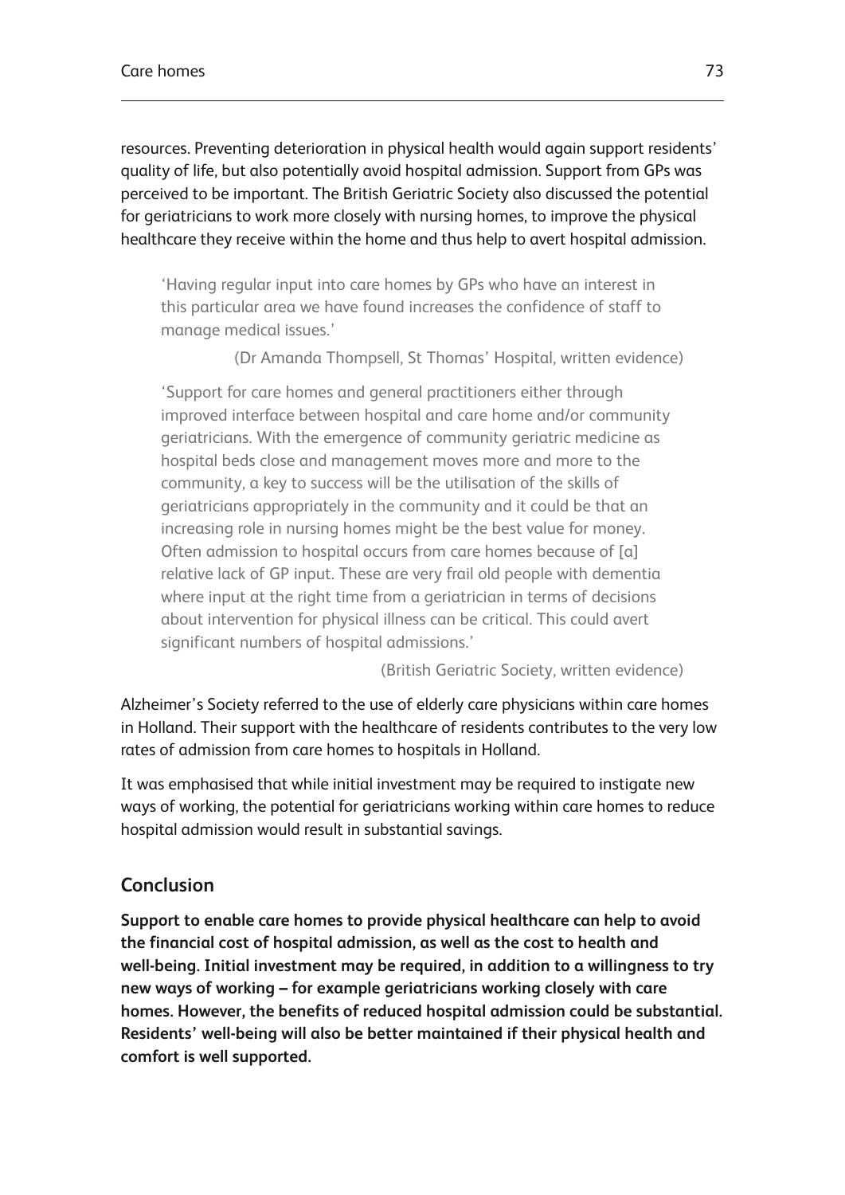resources. Preventing deterioration in physical health would again support residents' quality of life, but also potentially avoid hospital admission. Support from GPs was perceived to be important. The British Geriatric Society also discussed the potential for geriatricians to work more closely with nursing homes, to improve the physical healthcare they receive within the home and thus help to avert hospital admission.

> 'Having regular input into care homes by GPs who have an interest in this particular area we have found increases the confidence of staff to manage medical issues.'
>
> (Dr Amanda Thompsell, St Thomas' Hospital, written evidence)

> 'Support for care homes and general practitioners either through improved interface between hospital and care home and/or community geriatricians. With the emergence of community geriatric medicine as hospital beds close and management moves more and more to the community, a key to success will be the utilisation of the skills of geriatricians appropriately in the community and it could be that an increasing role in nursing homes might be the best value for money. Often admission to hospital occurs from care homes because of [a] relative lack of GP input. These are very frail old people with dementia where input at the right time from a geriatrician in terms of decisions about intervention for physical illness can be critical. This could avert significant numbers of hospital admissions.'
>
> (British Geriatric Society, written evidence)

Alzheimer's Society referred to the use of elderly care physicians within care homes in Holland. Their support with the healthcare of residents contributes to the very low rates of admission from care homes to hospitals in Holland.

It was emphasised that while initial investment may be required to instigate new ways of working, the potential for geriatricians working within care homes to reduce hospital admission would result in substantial savings.

## Conclusion

**Support to enable care homes to provide physical healthcare can help to avoid the financial cost of hospital admission, as well as the cost to health and well-being. Initial investment may be required, in addition to a willingness to try new ways of working – for example geriatricians working closely with care homes. However, the benefits of reduced hospital admission could be substantial. Residents' well-being will also be better maintained if their physical health and comfort is well supported.**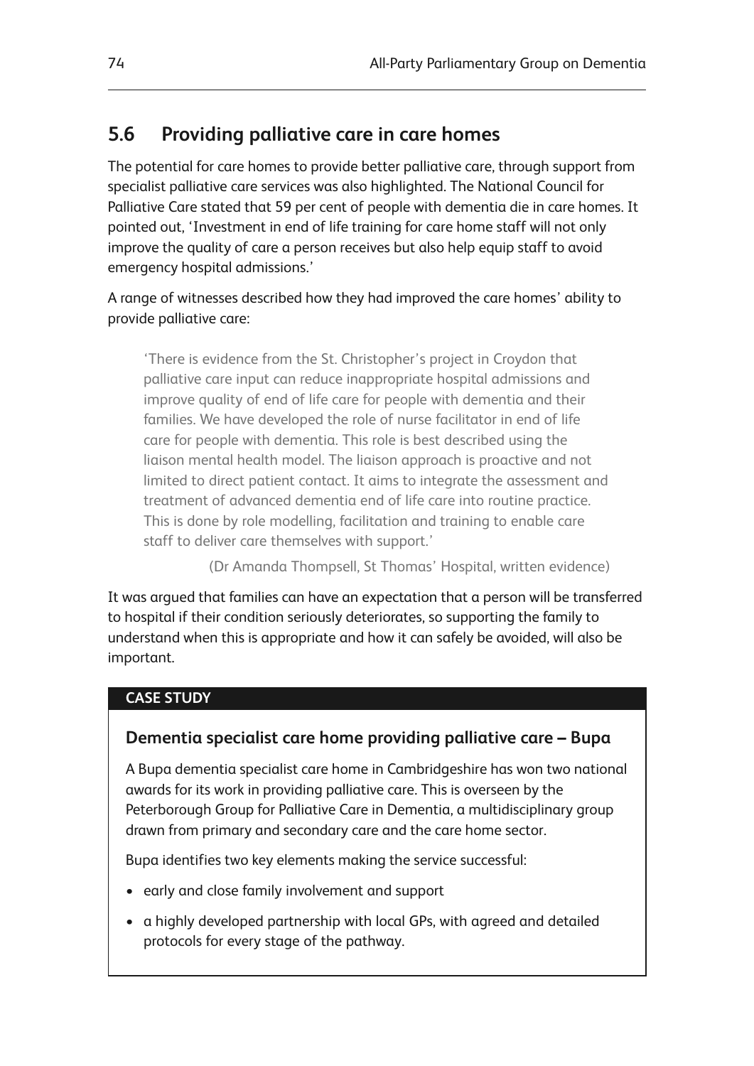## 5.6 Providing palliative care in care homes

The potential for care homes to provide better palliative care, through support from specialist palliative care services was also highlighted. The National Council for Palliative Care stated that 59 per cent of people with dementia die in care homes. It pointed out, 'Investment in end of life training for care home staff will not only improve the quality of care a person receives but also help equip staff to avoid emergency hospital admissions.'

A range of witnesses described how they had improved the care homes' ability to provide palliative care:

> 'There is evidence from the St. Christopher's project in Croydon that palliative care input can reduce inappropriate hospital admissions and improve quality of end of life care for people with dementia and their families. We have developed the role of nurse facilitator in end of life care for people with dementia. This role is best described using the liaison mental health model. The liaison approach is proactive and not limited to direct patient contact. It aims to integrate the assessment and treatment of advanced dementia end of life care into routine practice. This is done by role modelling, facilitation and training to enable care staff to deliver care themselves with support.'
>
> (Dr Amanda Thompsell, St Thomas' Hospital, written evidence)

It was argued that families can have an expectation that a person will be transferred to hospital if their condition seriously deteriorates, so supporting the family to understand when this is appropriate and how it can safely be avoided, will also be important.

**CASE STUDY**

### Dementia specialist care home providing palliative care – Bupa

A Bupa dementia specialist care home in Cambridgeshire has won two national awards for its work in providing palliative care. This is overseen by the Peterborough Group for Palliative Care in Dementia, a multidisciplinary group drawn from primary and secondary care and the care home sector.

Bupa identifies two key elements making the service successful:

- early and close family involvement and support
- a highly developed partnership with local GPs, with agreed and detailed protocols for every stage of the pathway.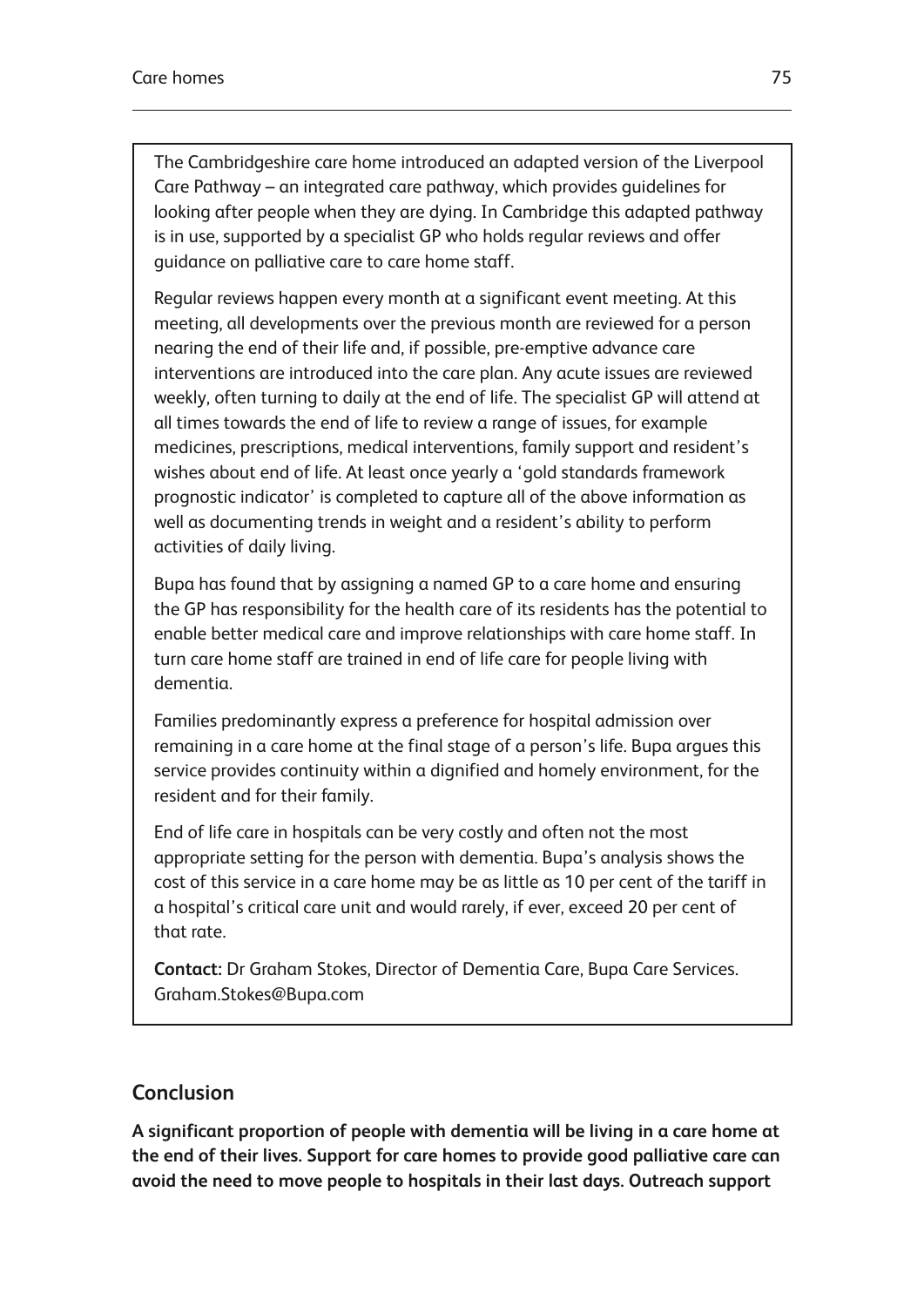The Cambridgeshire care home introduced an adapted version of the Liverpool Care Pathway – an integrated care pathway, which provides guidelines for looking after people when they are dying. In Cambridge this adapted pathway is in use, supported by a specialist GP who holds regular reviews and offer guidance on palliative care to care home staff.

Regular reviews happen every month at a significant event meeting. At this meeting, all developments over the previous month are reviewed for a person nearing the end of their life and, if possible, pre-emptive advance care interventions are introduced into the care plan. Any acute issues are reviewed weekly, often turning to daily at the end of life. The specialist GP will attend at all times towards the end of life to review a range of issues, for example medicines, prescriptions, medical interventions, family support and resident's wishes about end of life. At least once yearly a 'gold standards framework prognostic indicator' is completed to capture all of the above information as well as documenting trends in weight and a resident's ability to perform activities of daily living.

Bupa has found that by assigning a named GP to a care home and ensuring the GP has responsibility for the health care of its residents has the potential to enable better medical care and improve relationships with care home staff. In turn care home staff are trained in end of life care for people living with dementia.

Families predominantly express a preference for hospital admission over remaining in a care home at the final stage of a person's life. Bupa argues this service provides continuity within a dignified and homely environment, for the resident and for their family.

End of life care in hospitals can be very costly and often not the most appropriate setting for the person with dementia. Bupa's analysis shows the cost of this service in a care home may be as little as 10 per cent of the tariff in a hospital's critical care unit and would rarely, if ever, exceed 20 per cent of that rate.

**Contact:** Dr Graham Stokes, Director of Dementia Care, Bupa Care Services. Graham.Stokes@Bupa.com

## Conclusion

**A significant proportion of people with dementia will be living in a care home at the end of their lives. Support for care homes to provide good palliative care can avoid the need to move people to hospitals in their last days. Outreach support**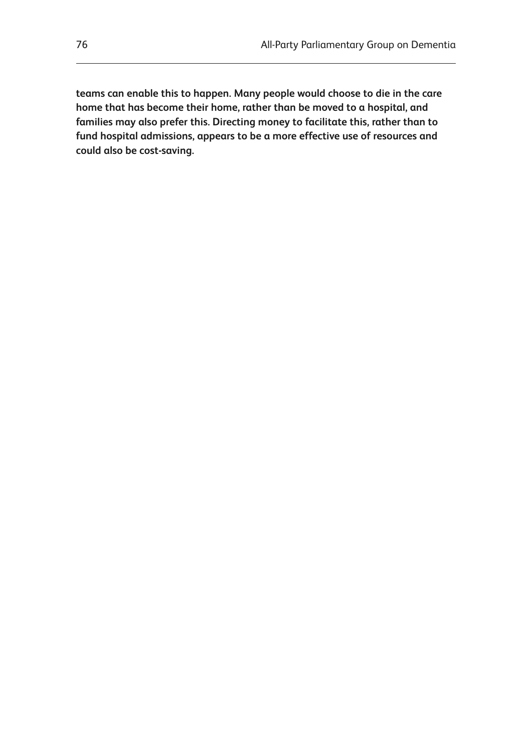**teams can enable this to happen. Many people would choose to die in the care home that has become their home, rather than be moved to a hospital, and families may also prefer this. Directing money to facilitate this, rather than to fund hospital admissions, appears to be a more effective use of resources and could also be cost-saving.**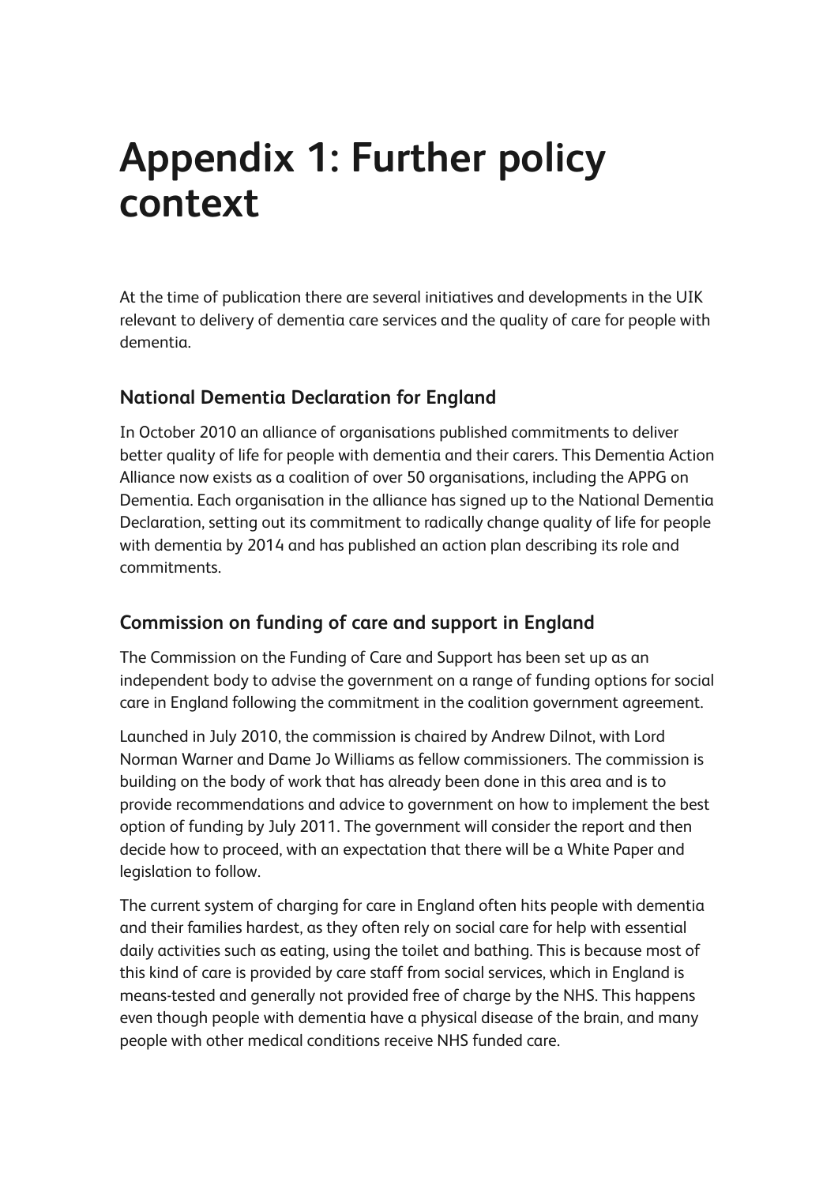# Appendix 1: Further policy context

At the time of publication there are several initiatives and developments in the UIK relevant to delivery of dementia care services and the quality of care for people with dementia.

## National Dementia Declaration for England

In October 2010 an alliance of organisations published commitments to deliver better quality of life for people with dementia and their carers. This Dementia Action Alliance now exists as a coalition of over 50 organisations, including the APPG on Dementia. Each organisation in the alliance has signed up to the National Dementia Declaration, setting out its commitment to radically change quality of life for people with dementia by 2014 and has published an action plan describing its role and commitments.

## Commission on funding of care and support in England

The Commission on the Funding of Care and Support has been set up as an independent body to advise the government on a range of funding options for social care in England following the commitment in the coalition government agreement.

Launched in July 2010, the commission is chaired by Andrew Dilnot, with Lord Norman Warner and Dame Jo Williams as fellow commissioners. The commission is building on the body of work that has already been done in this area and is to provide recommendations and advice to government on how to implement the best option of funding by July 2011. The government will consider the report and then decide how to proceed, with an expectation that there will be a White Paper and legislation to follow.

The current system of charging for care in England often hits people with dementia and their families hardest, as they often rely on social care for help with essential daily activities such as eating, using the toilet and bathing. This is because most of this kind of care is provided by care staff from social services, which in England is means-tested and generally not provided free of charge by the NHS. This happens even though people with dementia have a physical disease of the brain, and many people with other medical conditions receive NHS funded care.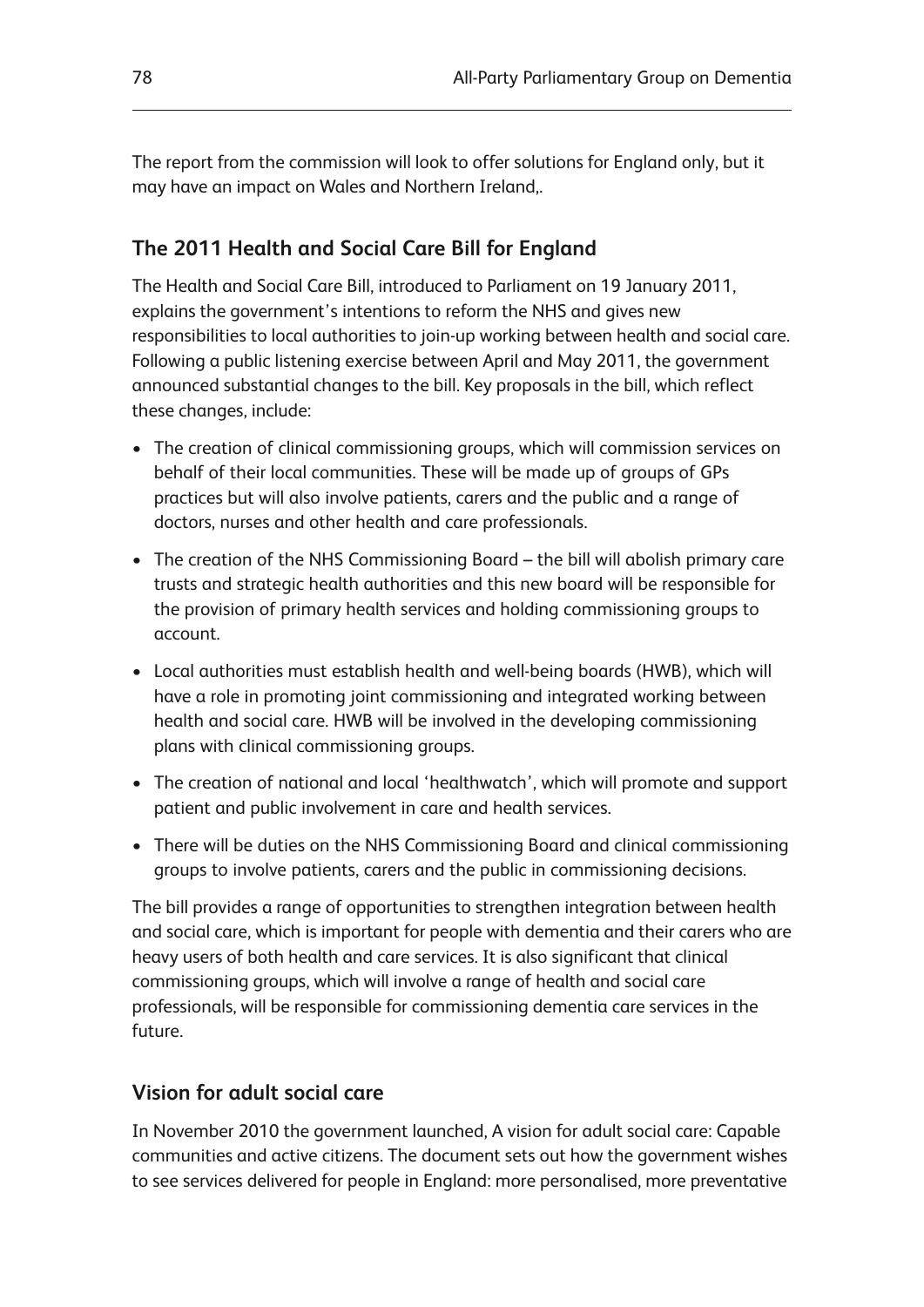The report from the commission will look to offer solutions for England only, but it may have an impact on Wales and Northern Ireland,.

## The 2011 Health and Social Care Bill for England

The Health and Social Care Bill, introduced to Parliament on 19 January 2011, explains the government's intentions to reform the NHS and gives new responsibilities to local authorities to join-up working between health and social care. Following a public listening exercise between April and May 2011, the government announced substantial changes to the bill. Key proposals in the bill, which reflect these changes, include:

- The creation of clinical commissioning groups, which will commission services on behalf of their local communities. These will be made up of groups of GPs practices but will also involve patients, carers and the public and a range of doctors, nurses and other health and care professionals.
- The creation of the NHS Commissioning Board – the bill will abolish primary care trusts and strategic health authorities and this new board will be responsible for the provision of primary health services and holding commissioning groups to account.
- Local authorities must establish health and well-being boards (HWB), which will have a role in promoting joint commissioning and integrated working between health and social care. HWB will be involved in the developing commissioning plans with clinical commissioning groups.
- The creation of national and local 'healthwatch', which will promote and support patient and public involvement in care and health services.
- There will be duties on the NHS Commissioning Board and clinical commissioning groups to involve patients, carers and the public in commissioning decisions.

The bill provides a range of opportunities to strengthen integration between health and social care, which is important for people with dementia and their carers who are heavy users of both health and care services. It is also significant that clinical commissioning groups, which will involve a range of health and social care professionals, will be responsible for commissioning dementia care services in the future.

## Vision for adult social care

In November 2010 the government launched, A vision for adult social care: Capable communities and active citizens. The document sets out how the government wishes to see services delivered for people in England: more personalised, more preventative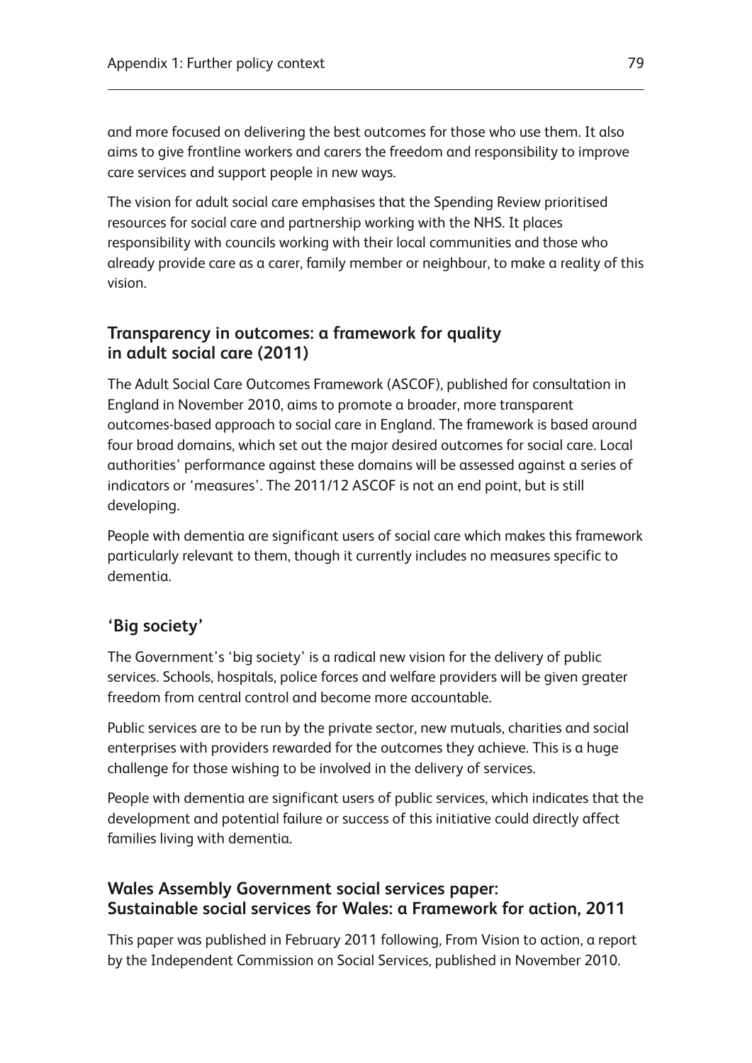and more focused on delivering the best outcomes for those who use them. It also aims to give frontline workers and carers the freedom and responsibility to improve care services and support people in new ways.

The vision for adult social care emphasises that the Spending Review prioritised resources for social care and partnership working with the NHS. It places responsibility with councils working with their local communities and those who already provide care as a carer, family member or neighbour, to make a reality of this vision.

### Transparency in outcomes: a framework for quality in adult social care (2011)

The Adult Social Care Outcomes Framework (ASCOF), published for consultation in England in November 2010, aims to promote a broader, more transparent outcomes-based approach to social care in England. The framework is based around four broad domains, which set out the major desired outcomes for social care. Local authorities' performance against these domains will be assessed against a series of indicators or 'measures'. The 2011/12 ASCOF is not an end point, but is still developing.

People with dementia are significant users of social care which makes this framework particularly relevant to them, though it currently includes no measures specific to dementia.

### 'Big society'

The Government's 'big society' is a radical new vision for the delivery of public services. Schools, hospitals, police forces and welfare providers will be given greater freedom from central control and become more accountable.

Public services are to be run by the private sector, new mutuals, charities and social enterprises with providers rewarded for the outcomes they achieve. This is a huge challenge for those wishing to be involved in the delivery of services.

People with dementia are significant users of public services, which indicates that the development and potential failure or success of this initiative could directly affect families living with dementia.

### Wales Assembly Government social services paper: Sustainable social services for Wales: a Framework for action, 2011

This paper was published in February 2011 following, From Vision to action, a report by the Independent Commission on Social Services, published in November 2010.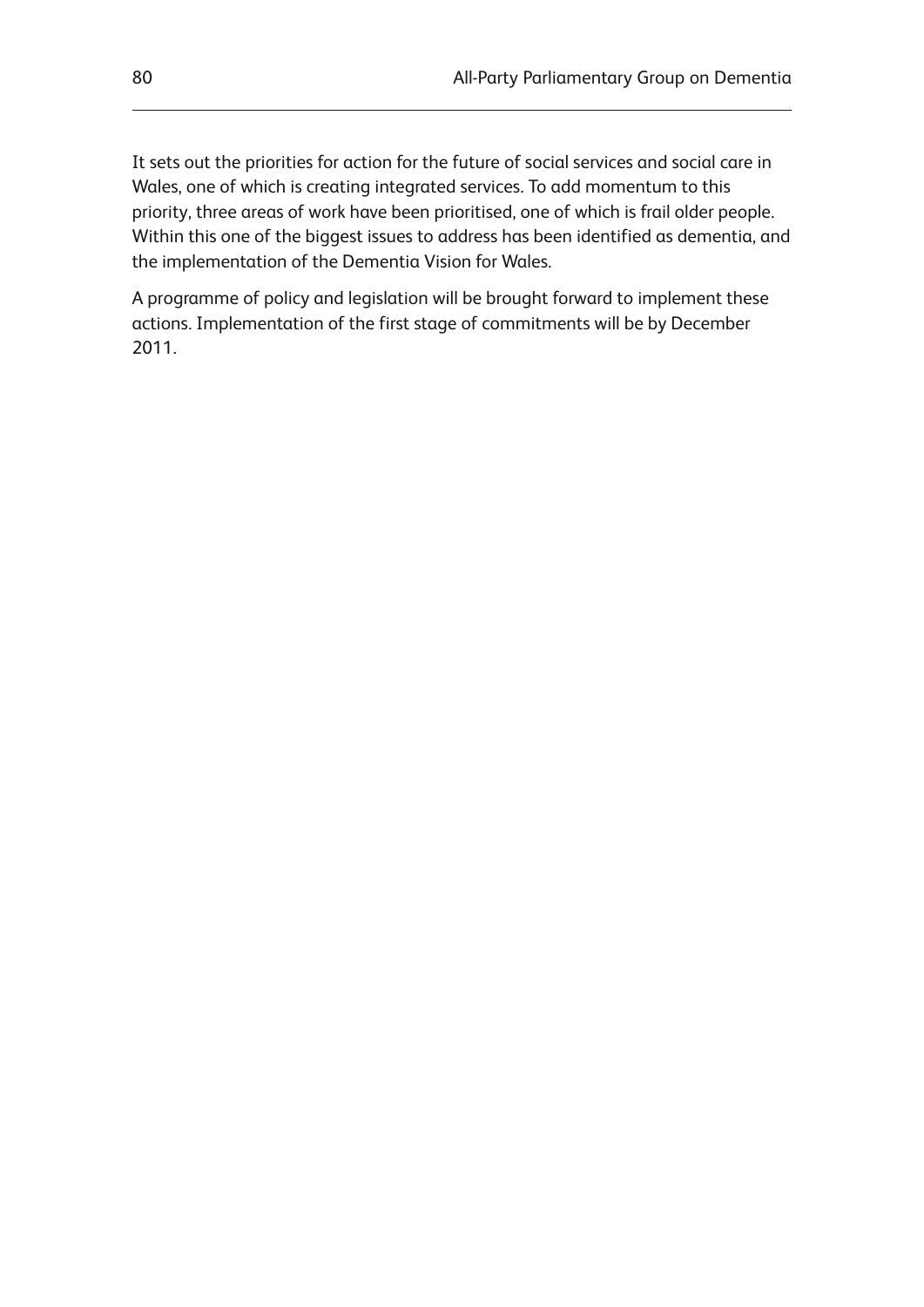It sets out the priorities for action for the future of social services and social care in Wales, one of which is creating integrated services. To add momentum to this priority, three areas of work have been prioritised, one of which is frail older people. Within this one of the biggest issues to address has been identified as dementia, and the implementation of the Dementia Vision for Wales.

A programme of policy and legislation will be brought forward to implement these actions. Implementation of the first stage of commitments will be by December 2011.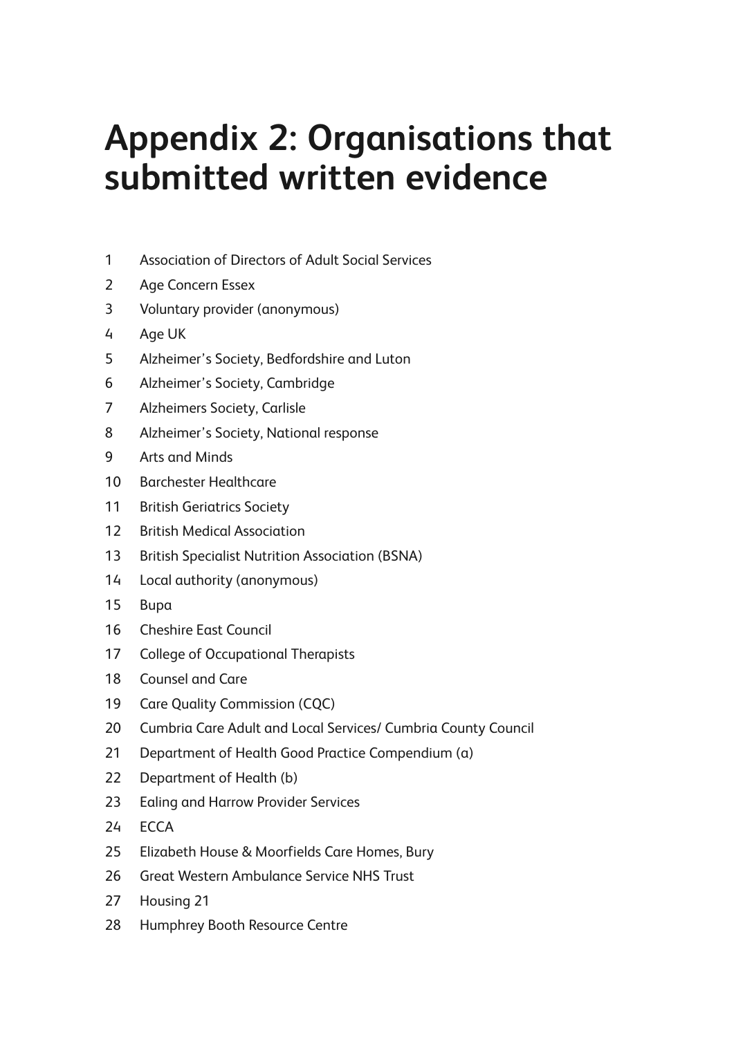# Appendix 2: Organisations that submitted written evidence

1. Association of Directors of Adult Social Services
2. Age Concern Essex
3. Voluntary provider (anonymous)
4. Age UK
5. Alzheimer's Society, Bedfordshire and Luton
6. Alzheimer's Society, Cambridge
7. Alzheimers Society, Carlisle
8. Alzheimer's Society, National response
9. Arts and Minds
10. Barchester Healthcare
11. British Geriatrics Society
12. British Medical Association
13. British Specialist Nutrition Association (BSNA)
14. Local authority (anonymous)
15. Bupa
16. Cheshire East Council
17. College of Occupational Therapists
18. Counsel and Care
19. Care Quality Commission (CQC)
20. Cumbria Care Adult and Local Services/ Cumbria County Council
21. Department of Health Good Practice Compendium (a)
22. Department of Health (b)
23. Ealing and Harrow Provider Services
24. ECCA
25. Elizabeth House & Moorfields Care Homes, Bury
26. Great Western Ambulance Service NHS Trust
27. Housing 21
28. Humphrey Booth Resource Centre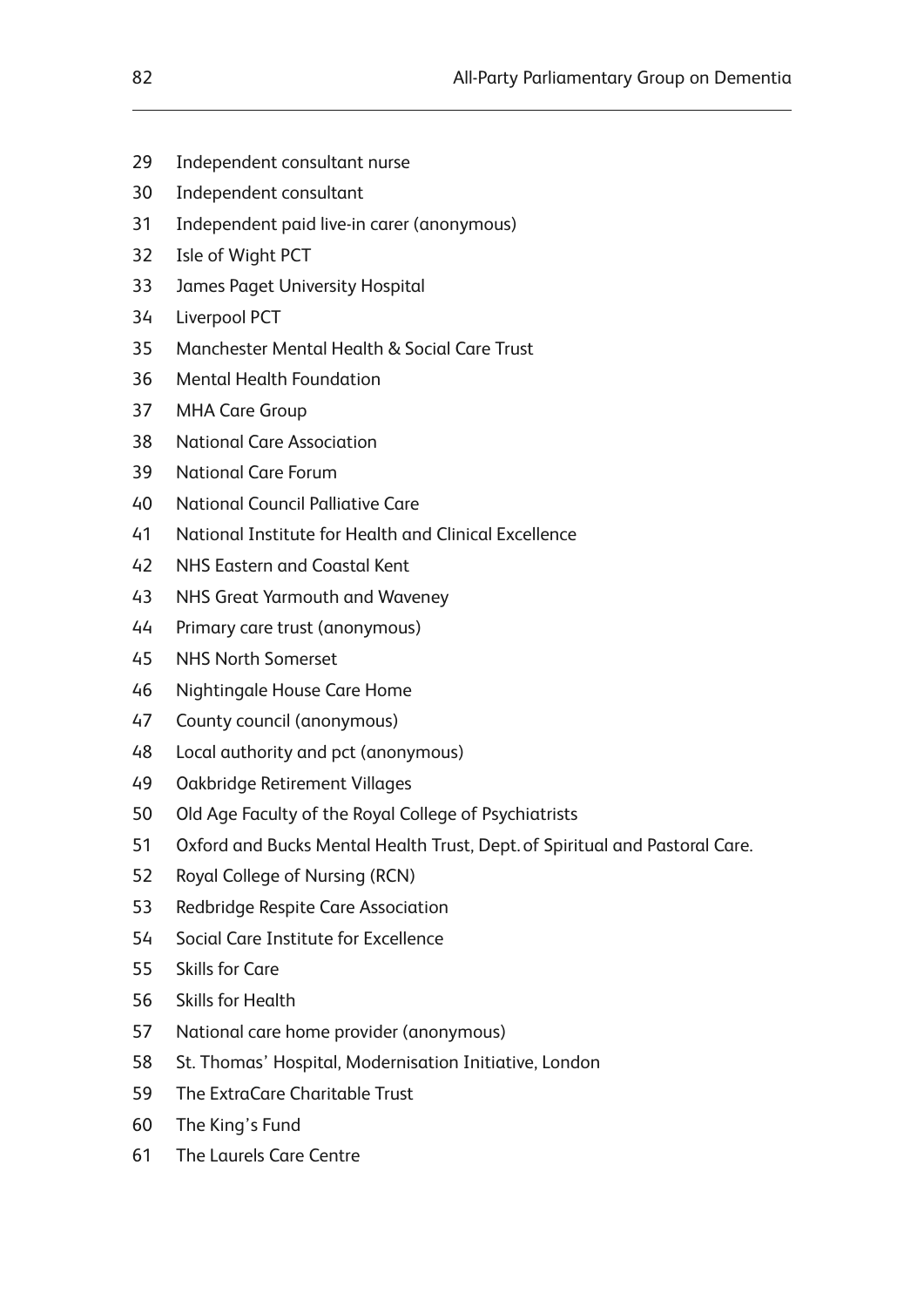29 Independent consultant nurse
30 Independent consultant
31 Independent paid live-in carer (anonymous)
32 Isle of Wight PCT
33 James Paget University Hospital
34 Liverpool PCT
35 Manchester Mental Health & Social Care Trust
36 Mental Health Foundation
37 MHA Care Group
38 National Care Association
39 National Care Forum
40 National Council Palliative Care
41 National Institute for Health and Clinical Excellence
42 NHS Eastern and Coastal Kent
43 NHS Great Yarmouth and Waveney
44 Primary care trust (anonymous)
45 NHS North Somerset
46 Nightingale House Care Home
47 County council (anonymous)
48 Local authority and pct (anonymous)
49 Oakbridge Retirement Villages
50 Old Age Faculty of the Royal College of Psychiatrists
51 Oxford and Bucks Mental Health Trust, Dept. of Spiritual and Pastoral Care.
52 Royal College of Nursing (RCN)
53 Redbridge Respite Care Association
54 Social Care Institute for Excellence
55 Skills for Care
56 Skills for Health
57 National care home provider (anonymous)
58 St. Thomas' Hospital, Modernisation Initiative, London
59 The ExtraCare Charitable Trust
60 The King's Fund
61 The Laurels Care Centre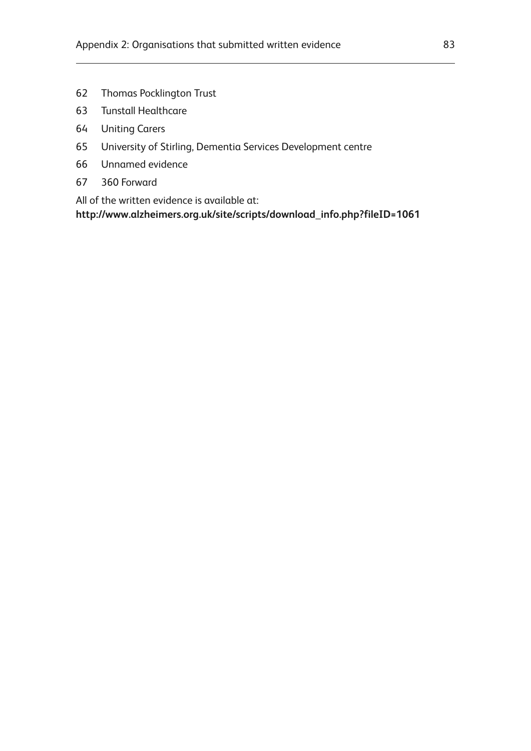62 Thomas Pocklington Trust

63 Tunstall Healthcare

64 Uniting Carers

65 University of Stirling, Dementia Services Development centre

66 Unnamed evidence

67 360 Forward

All of the written evidence is available at:
**http://www.alzheimers.org.uk/site/scripts/download_info.php?fileID=1061**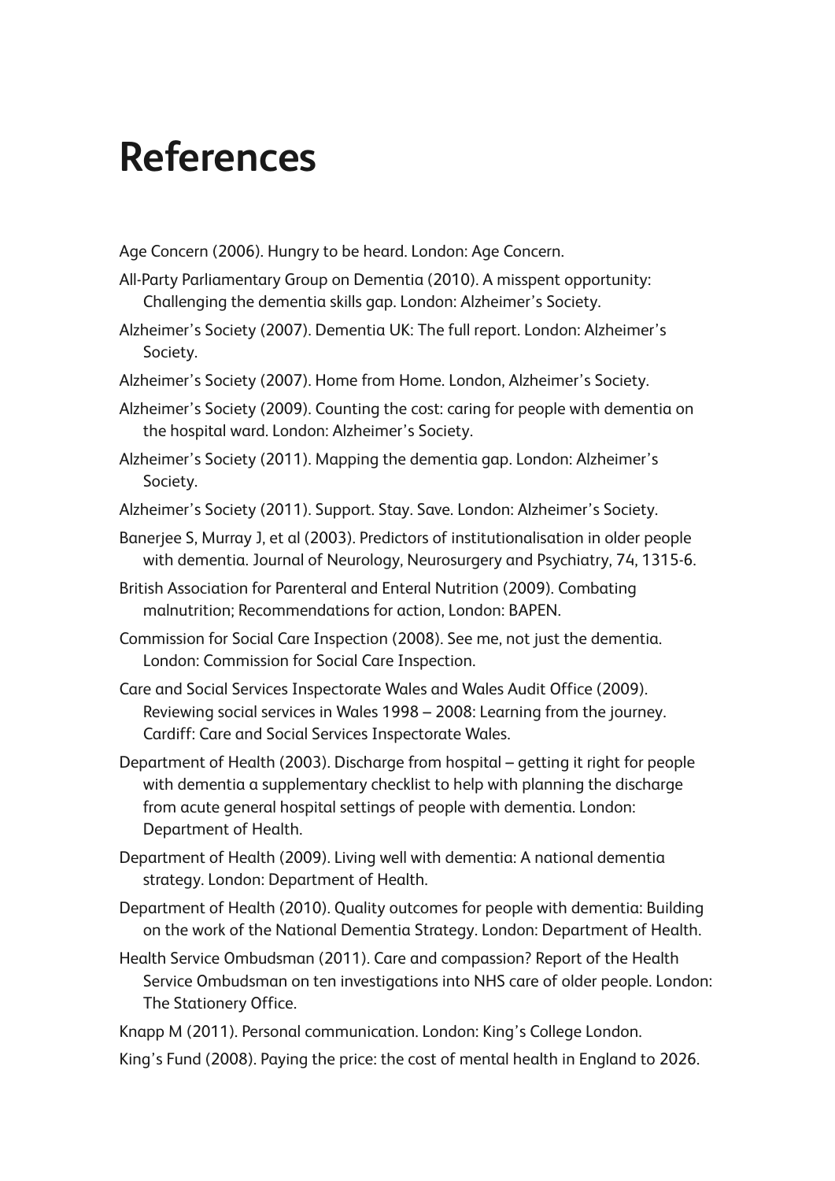# References

Age Concern (2006). Hungry to be heard. London: Age Concern.

All-Party Parliamentary Group on Dementia (2010). A misspent opportunity: Challenging the dementia skills gap. London: Alzheimer's Society.

Alzheimer's Society (2007). Dementia UK: The full report. London: Alzheimer's Society.

Alzheimer's Society (2007). Home from Home. London, Alzheimer's Society.

Alzheimer's Society (2009). Counting the cost: caring for people with dementia on the hospital ward. London: Alzheimer's Society.

Alzheimer's Society (2011). Mapping the dementia gap. London: Alzheimer's Society.

Alzheimer's Society (2011). Support. Stay. Save. London: Alzheimer's Society.

Banerjee S, Murray J, et al (2003). Predictors of institutionalisation in older people with dementia. Journal of Neurology, Neurosurgery and Psychiatry, 74, 1315-6.

British Association for Parenteral and Enteral Nutrition (2009). Combating malnutrition; Recommendations for action, London: BAPEN.

Commission for Social Care Inspection (2008). See me, not just the dementia. London: Commission for Social Care Inspection.

Care and Social Services Inspectorate Wales and Wales Audit Office (2009). Reviewing social services in Wales 1998 – 2008: Learning from the journey. Cardiff: Care and Social Services Inspectorate Wales.

Department of Health (2003). Discharge from hospital – getting it right for people with dementia a supplementary checklist to help with planning the discharge from acute general hospital settings of people with dementia. London: Department of Health.

Department of Health (2009). Living well with dementia: A national dementia strategy. London: Department of Health.

Department of Health (2010). Quality outcomes for people with dementia: Building on the work of the National Dementia Strategy. London: Department of Health.

Health Service Ombudsman (2011). Care and compassion? Report of the Health Service Ombudsman on ten investigations into NHS care of older people. London: The Stationery Office.

Knapp M (2011). Personal communication. London: King's College London.

King's Fund (2008). Paying the price: the cost of mental health in England to 2026.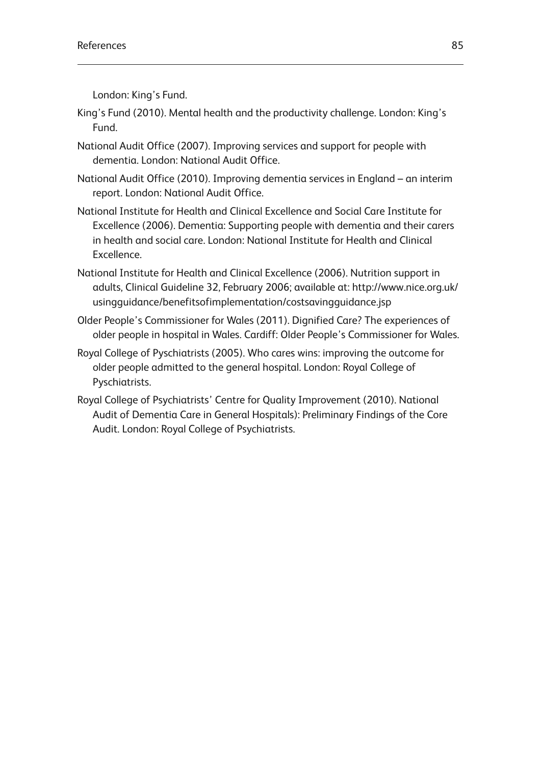London: King's Fund.

King's Fund (2010). Mental health and the productivity challenge. London: King's Fund.

National Audit Office (2007). Improving services and support for people with dementia. London: National Audit Office.

National Audit Office (2010). Improving dementia services in England – an interim report. London: National Audit Office.

National Institute for Health and Clinical Excellence and Social Care Institute for Excellence (2006). Dementia: Supporting people with dementia and their carers in health and social care. London: National Institute for Health and Clinical Excellence.

National Institute for Health and Clinical Excellence (2006). Nutrition support in adults, Clinical Guideline 32, February 2006; available at: http://www.nice.org.uk/usingguidance/benefitsofimplementation/costsavingguidance.jsp

Older People's Commissioner for Wales (2011). Dignified Care? The experiences of older people in hospital in Wales. Cardiff: Older People's Commissioner for Wales.

Royal College of Pyschiatrists (2005). Who cares wins: improving the outcome for older people admitted to the general hospital. London: Royal College of Pyschiatrists.

Royal College of Psychiatrists' Centre for Quality Improvement (2010). National Audit of Dementia Care in General Hospitals): Preliminary Findings of the Core Audit. London: Royal College of Psychiatrists.